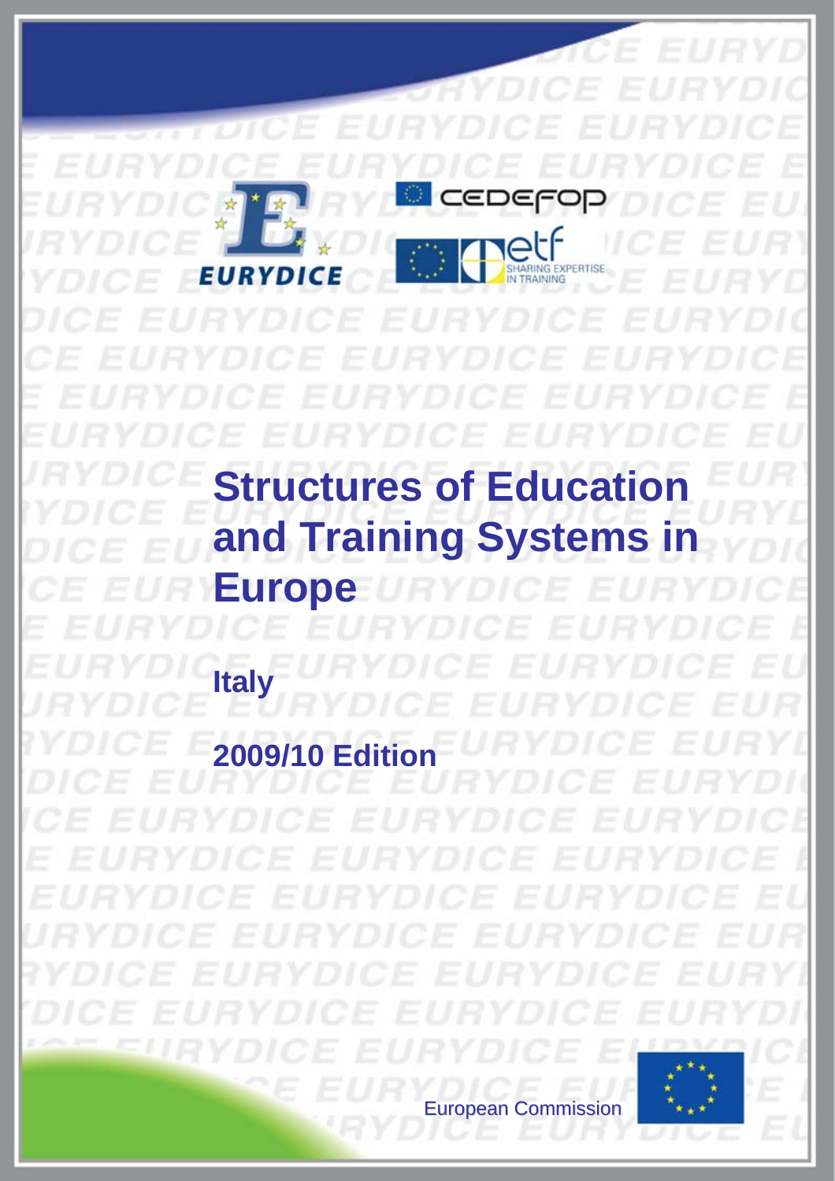# Structures of Education and Training Systems in Europe

**Italy**

**2009/10 Edition**

European Commission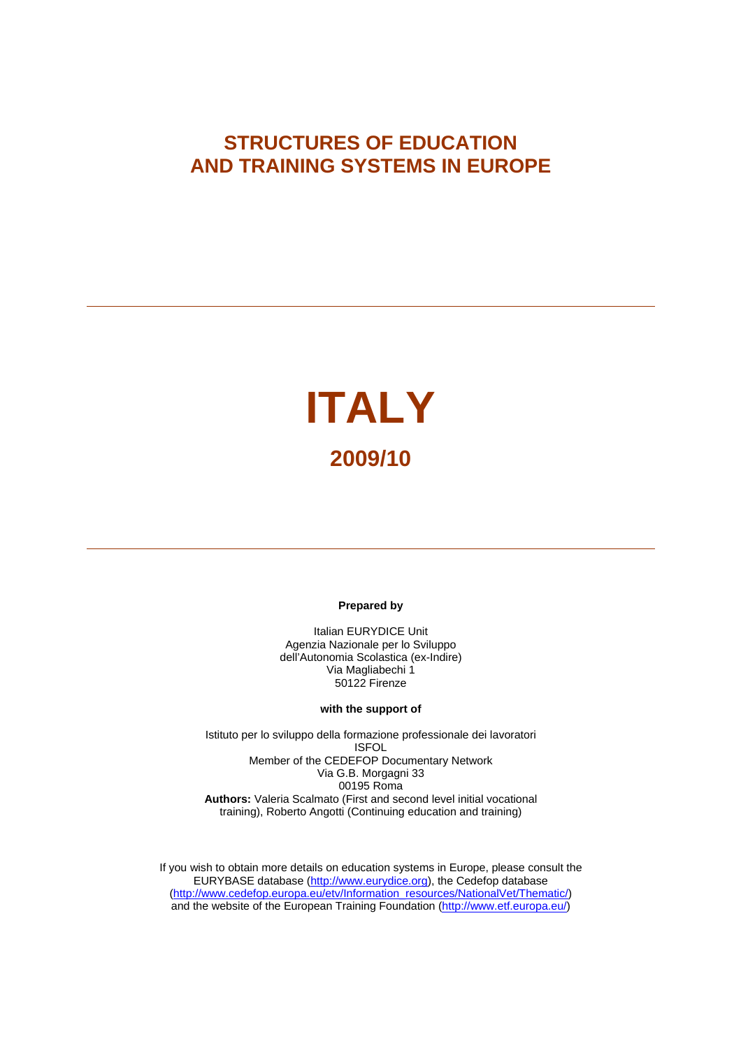# STRUCTURES OF EDUCATION AND TRAINING SYSTEMS IN EUROPE

---

# ITALY

## 2009/10

---

**Prepared by**

Italian EURYDICE Unit
Agenzia Nazionale per lo Sviluppo
dell'Autonomia Scolastica (ex-Indire)
Via Magliabechi 1
50122 Firenze

**with the support of**

Istituto per lo sviluppo della formazione professionale dei lavoratori
ISFOL
Member of the CEDEFOP Documentary Network
Via G.B. Morgagni 33
00195 Roma
**Authors:** Valeria Scalmato (First and second level initial vocational training), Roberto Angotti (Continuing education and training)

If you wish to obtain more details on education systems in Europe, please consult the EURYBASE database (http://www.eurydice.org), the Cedefop database (http://www.cedefop.europa.eu/etv/Information_resources/NationalVet/Thematic/) and the website of the European Training Foundation (http://www.etf.europa.eu/)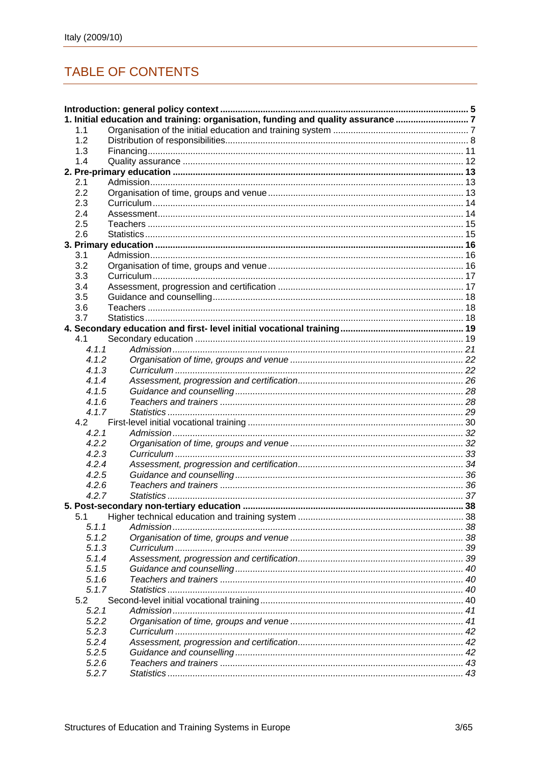## TABLE OF CONTENTS

**Introduction: general policy context** ..... **5**

**1. Initial education and training: organisation, funding and quality assurance** ..... **7**

- 1.1 Organisation of the initial education and training system ..... 7
- 1.2 Distribution of responsibilities ..... 8
- 1.3 Financing ..... 11
- 1.4 Quality assurance ..... 12

**2. Pre-primary education** ..... **13**

- 2.1 Admission ..... 13
- 2.2 Organisation of time, groups and venue ..... 13
- 2.3 Curriculum ..... 14
- 2.4 Assessment ..... 14
- 2.5 Teachers ..... 15
- 2.6 Statistics ..... 15

**3. Primary education** ..... **16**

- 3.1 Admission ..... 16
- 3.2 Organisation of time, groups and venue ..... 16
- 3.3 Curriculum ..... 17
- 3.4 Assessment, progression and certification ..... 17
- 3.5 Guidance and counselling ..... 18
- 3.6 Teachers ..... 18
- 3.7 Statistics ..... 18

**4. Secondary education and first- level initial vocational training** ..... **19**

- 4.1 Secondary education ..... 19
  - *4.1.1 Admission ..... 21*
  - *4.1.2 Organisation of time, groups and venue ..... 22*
  - *4.1.3 Curriculum ..... 22*
  - *4.1.4 Assessment, progression and certification ..... 26*
  - *4.1.5 Guidance and counselling ..... 28*
  - *4.1.6 Teachers and trainers ..... 28*
  - *4.1.7 Statistics ..... 29*
- 4.2 First-level initial vocational training ..... 30
  - *4.2.1 Admission ..... 32*
  - *4.2.2 Organisation of time, groups and venue ..... 32*
  - *4.2.3 Curriculum ..... 33*
  - *4.2.4 Assessment, progression and certification ..... 34*
  - *4.2.5 Guidance and counselling ..... 36*
  - *4.2.6 Teachers and trainers ..... 36*
  - *4.2.7 Statistics ..... 37*

**5. Post-secondary non-tertiary education** ..... **38**

- 5.1 Higher technical education and training system ..... 38
  - *5.1.1 Admission ..... 38*
  - *5.1.2 Organisation of time, groups and venue ..... 38*
  - *5.1.3 Curriculum ..... 39*
  - *5.1.4 Assessment, progression and certification ..... 39*
  - *5.1.5 Guidance and counselling ..... 40*
  - *5.1.6 Teachers and trainers ..... 40*
  - *5.1.7 Statistics ..... 40*
- 5.2 Second-level initial vocational training ..... 40
  - *5.2.1 Admission ..... 41*
  - *5.2.2 Organisation of time, groups and venue ..... 41*
  - *5.2.3 Curriculum ..... 42*
  - *5.2.4 Assessment, progression and certification ..... 42*
  - *5.2.5 Guidance and counselling ..... 42*
  - *5.2.6 Teachers and trainers ..... 43*
  - *5.2.7 Statistics ..... 43*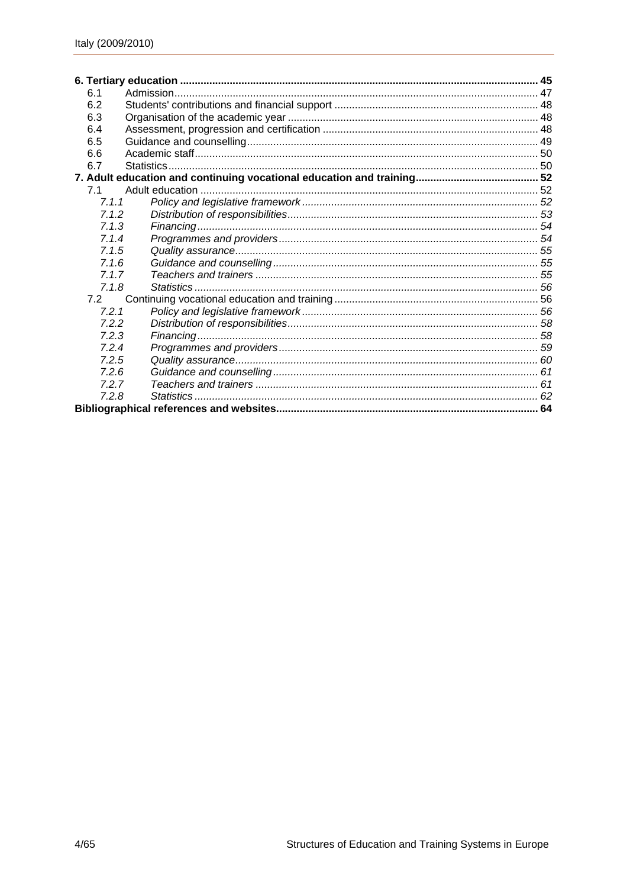**6. Tertiary education** .......... 45

- 6.1 Admission .......... 47
- 6.2 Students' contributions and financial support .......... 48
- 6.3 Organisation of the academic year .......... 48
- 6.4 Assessment, progression and certification .......... 48
- 6.5 Guidance and counselling .......... 49
- 6.6 Academic staff .......... 50
- 6.7 Statistics .......... 50

**7. Adult education and continuing vocational education and training** .......... 52

- 7.1 Adult education .......... 52
  - *7.1.1 Policy and legislative framework* .......... 52
  - *7.1.2 Distribution of responsibilities* .......... 53
  - *7.1.3 Financing* .......... 54
  - *7.1.4 Programmes and providers* .......... 54
  - *7.1.5 Quality assurance* .......... 55
  - *7.1.6 Guidance and counselling* .......... 55
  - *7.1.7 Teachers and trainers* .......... 55
  - *7.1.8 Statistics* .......... 56
- 7.2 Continuing vocational education and training .......... 56
  - *7.2.1 Policy and legislative framework* .......... 56
  - *7.2.2 Distribution of responsibilities* .......... 58
  - *7.2.3 Financing* .......... 58
  - *7.2.4 Programmes and providers* .......... 59
  - *7.2.5 Quality assurance* .......... 60
  - *7.2.6 Guidance and counselling* .......... 61
  - *7.2.7 Teachers and trainers* .......... 61
  - *7.2.8 Statistics* .......... 62

**Bibliographical references and websites** .......... 64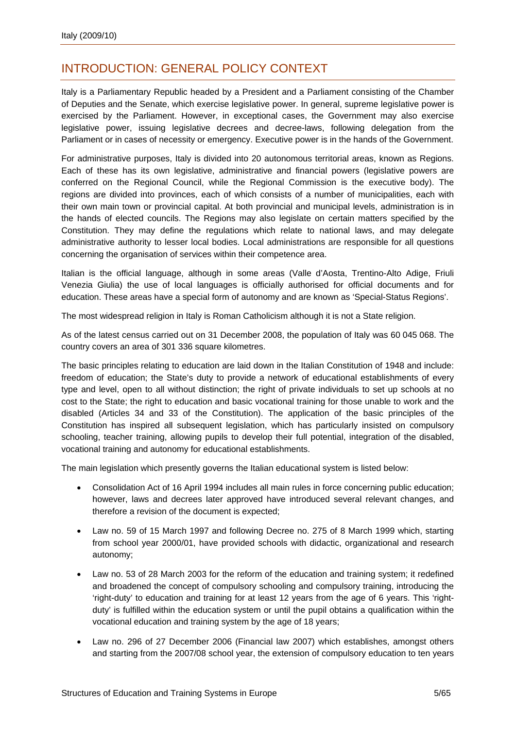# INTRODUCTION: GENERAL POLICY CONTEXT

Italy is a Parliamentary Republic headed by a President and a Parliament consisting of the Chamber of Deputies and the Senate, which exercise legislative power. In general, supreme legislative power is exercised by the Parliament. However, in exceptional cases, the Government may also exercise legislative power, issuing legislative decrees and decree-laws, following delegation from the Parliament or in cases of necessity or emergency. Executive power is in the hands of the Government.

For administrative purposes, Italy is divided into 20 autonomous territorial areas, known as Regions. Each of these has its own legislative, administrative and financial powers (legislative powers are conferred on the Regional Council, while the Regional Commission is the executive body). The regions are divided into provinces, each of which consists of a number of municipalities, each with their own main town or provincial capital. At both provincial and municipal levels, administration is in the hands of elected councils. The Regions may also legislate on certain matters specified by the Constitution. They may define the regulations which relate to national laws, and may delegate administrative authority to lesser local bodies. Local administrations are responsible for all questions concerning the organisation of services within their competence area.

Italian is the official language, although in some areas (Valle d'Aosta, Trentino-Alto Adige, Friuli Venezia Giulia) the use of local languages is officially authorised for official documents and for education. These areas have a special form of autonomy and are known as 'Special-Status Regions'.

The most widespread religion in Italy is Roman Catholicism although it is not a State religion.

As of the latest census carried out on 31 December 2008, the population of Italy was 60 045 068. The country covers an area of 301 336 square kilometres.

The basic principles relating to education are laid down in the Italian Constitution of 1948 and include: freedom of education; the State's duty to provide a network of educational establishments of every type and level, open to all without distinction; the right of private individuals to set up schools at no cost to the State; the right to education and basic vocational training for those unable to work and the disabled (Articles 34 and 33 of the Constitution). The application of the basic principles of the Constitution has inspired all subsequent legislation, which has particularly insisted on compulsory schooling, teacher training, allowing pupils to develop their full potential, integration of the disabled, vocational training and autonomy for educational establishments.

The main legislation which presently governs the Italian educational system is listed below:

- Consolidation Act of 16 April 1994 includes all main rules in force concerning public education; however, laws and decrees later approved have introduced several relevant changes, and therefore a revision of the document is expected;
- Law no. 59 of 15 March 1997 and following Decree no. 275 of 8 March 1999 which, starting from school year 2000/01, have provided schools with didactic, organizational and research autonomy;
- Law no. 53 of 28 March 2003 for the reform of the education and training system; it redefined and broadened the concept of compulsory schooling and compulsory training, introducing the 'right-duty' to education and training for at least 12 years from the age of 6 years. This 'right-duty' is fulfilled within the education system or until the pupil obtains a qualification within the vocational education and training system by the age of 18 years;
- Law no. 296 of 27 December 2006 (Financial law 2007) which establishes, amongst others and starting from the 2007/08 school year, the extension of compulsory education to ten years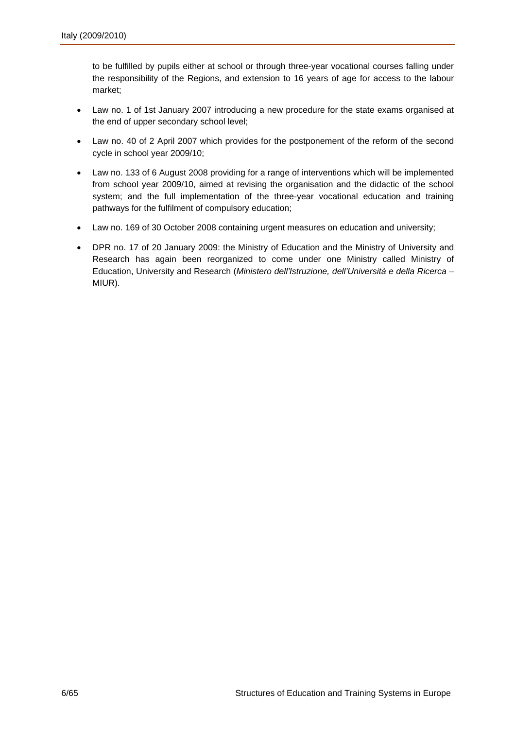to be fulfilled by pupils either at school or through three-year vocational courses falling under the responsibility of the Regions, and extension to 16 years of age for access to the labour market;

- Law no. 1 of 1st January 2007 introducing a new procedure for the state exams organised at the end of upper secondary school level;
- Law no. 40 of 2 April 2007 which provides for the postponement of the reform of the second cycle in school year 2009/10;
- Law no. 133 of 6 August 2008 providing for a range of interventions which will be implemented from school year 2009/10, aimed at revising the organisation and the didactic of the school system; and the full implementation of the three-year vocational education and training pathways for the fulfilment of compulsory education;
- Law no. 169 of 30 October 2008 containing urgent measures on education and university;
- DPR no. 17 of 20 January 2009: the Ministry of Education and the Ministry of University and Research has again been reorganized to come under one Ministry called Ministry of Education, University and Research (*Ministero dell'Istruzione, dell'Università e della Ricerca* – MIUR).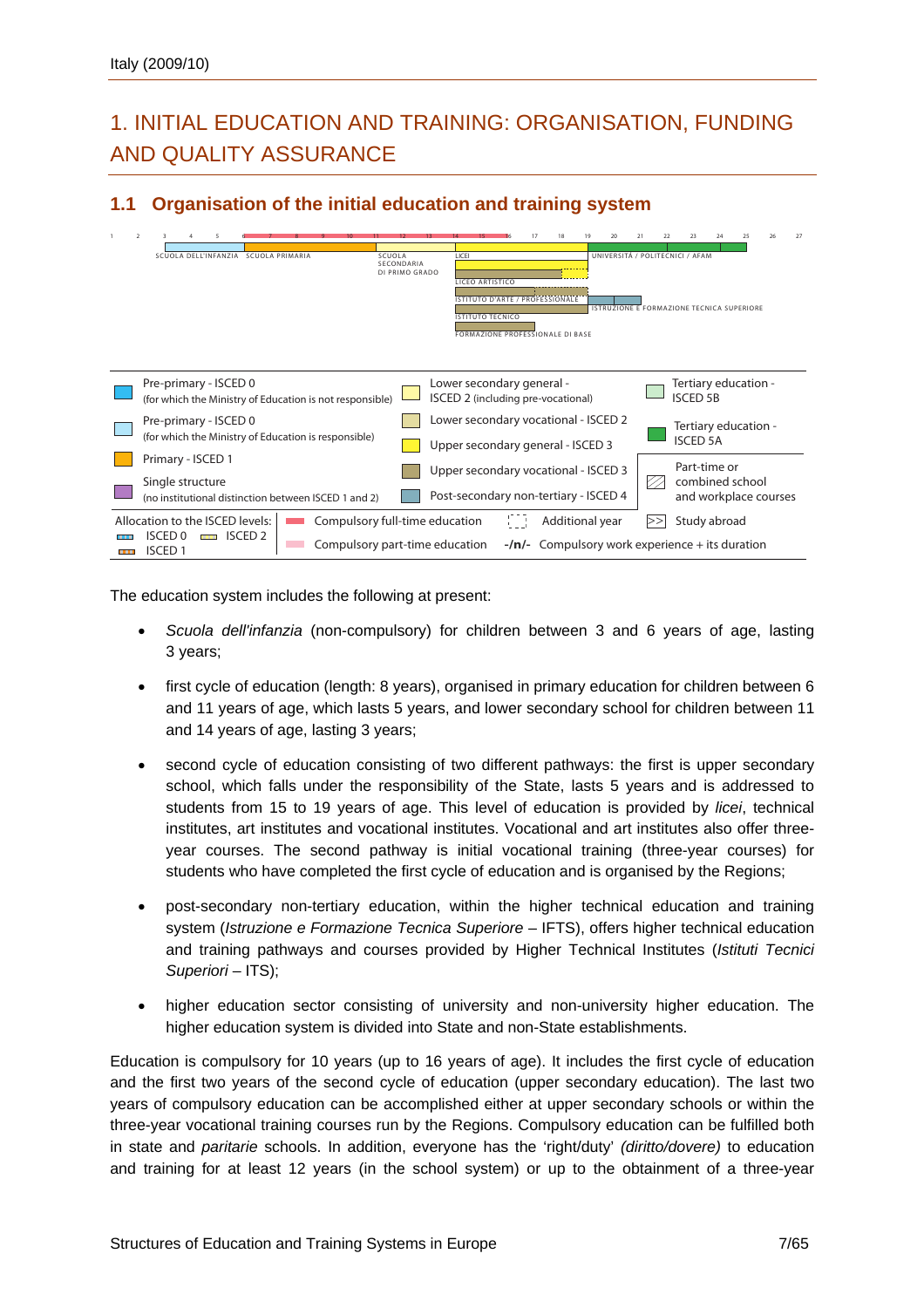# 1. INITIAL EDUCATION AND TRAINING: ORGANISATION, FUNDING AND QUALITY ASSURANCE

## 1.1 Organisation of the initial education and training system

1 2 3 4 5 6 7 8 9 10 11 12 13 14 15 16 17 18 19 20 21 22 23 24 25 26 27

SCUOLA DELL'INFANZIA SCUOLA PRIMARIA SCUOLA SECONDARIA DI PRIMO GRADO LICEI UNIVERSITÀ / POLITECNICI / AFAM

LICEO ARTISTICO

ISTITUTO D'ARTE / PROFESSIONALE ISTRUZIONE E FORMAZIONE TECNICA SUPERIORE

ISTITUTO TECNICO

FORMAZIONE PROFESSIONALE DI BASE

| | | |
|---|---|---|
| Pre-primary - ISCED 0 (for which the Ministry of Education is not responsible) | Lower secondary general - ISCED 2 (including pre-vocational) | Tertiary education - ISCED 5B |
| Pre-primary - ISCED 0 (for which the Ministry of Education is responsible) | Lower secondary vocational - ISCED 2 | Tertiary education - ISCED 5A |
| Primary - ISCED 1 | Upper secondary general - ISCED 3 | |
| Single structure (no institutional distinction between ISCED 1 and 2) | Upper secondary vocational - ISCED 3 | Part-time or combined school and workplace courses |
| | Post-secondary non-tertiary - ISCED 4 | |
| Allocation to the ISCED levels: ISCED 0, ISCED 2, ISCED 1 | Compulsory full-time education; Compulsory part-time education | Additional year; Study abroad; -/n/- Compulsory work experience + its duration |

The education system includes the following at present:

- *Scuola dell'infanzia* (non-compulsory) for children between 3 and 6 years of age, lasting 3 years;
- first cycle of education (length: 8 years), organised in primary education for children between 6 and 11 years of age, which lasts 5 years, and lower secondary school for children between 11 and 14 years of age, lasting 3 years;
- second cycle of education consisting of two different pathways: the first is upper secondary school, which falls under the responsibility of the State, lasts 5 years and is addressed to students from 15 to 19 years of age. This level of education is provided by *licei*, technical institutes, art institutes and vocational institutes. Vocational and art institutes also offer three-year courses. The second pathway is initial vocational training (three-year courses) for students who have completed the first cycle of education and is organised by the Regions;
- post-secondary non-tertiary education, within the higher technical education and training system (*Istruzione e Formazione Tecnica Superiore* – IFTS), offers higher technical education and training pathways and courses provided by Higher Technical Institutes (*Istituti Tecnici Superiori* – ITS);
- higher education sector consisting of university and non-university higher education. The higher education system is divided into State and non-State establishments.

Education is compulsory for 10 years (up to 16 years of age). It includes the first cycle of education and the first two years of the second cycle of education (upper secondary education). The last two years of compulsory education can be accomplished either at upper secondary schools or within the three-year vocational training courses run by the Regions. Compulsory education can be fulfilled both in state and *paritarie* schools. In addition, everyone has the 'right/duty' *(diritto/dovere)* to education and training for at least 12 years (in the school system) or up to the obtainment of a three-year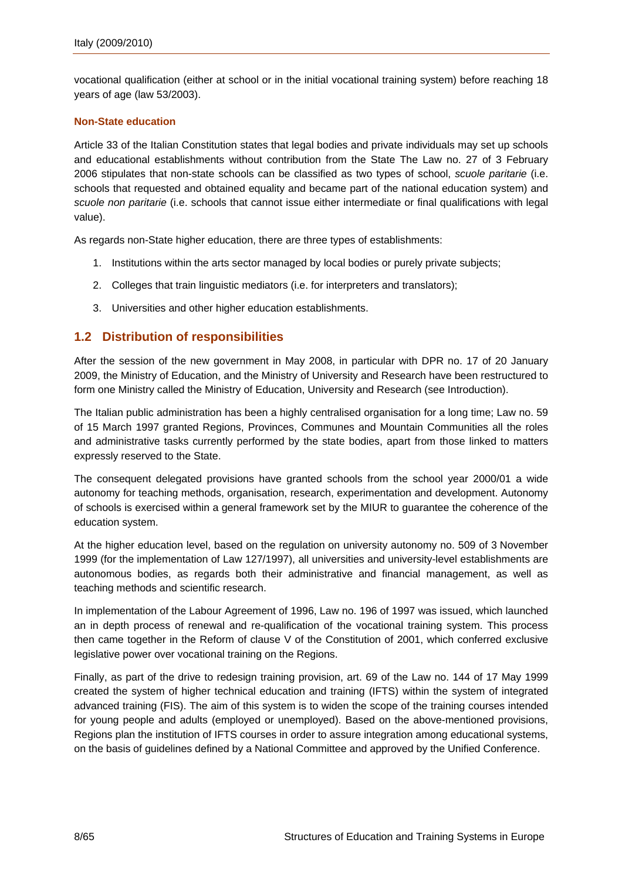vocational qualification (either at school or in the initial vocational training system) before reaching 18 years of age (law 53/2003).

### Non-State education

Article 33 of the Italian Constitution states that legal bodies and private individuals may set up schools and educational establishments without contribution from the State The Law no. 27 of 3 February 2006 stipulates that non-state schools can be classified as two types of school, *scuole paritarie* (i.e. schools that requested and obtained equality and became part of the national education system) and *scuole non paritarie* (i.e. schools that cannot issue either intermediate or final qualifications with legal value).

As regards non-State higher education, there are three types of establishments:

1. Institutions within the arts sector managed by local bodies or purely private subjects;
2. Colleges that train linguistic mediators (i.e. for interpreters and translators);
3. Universities and other higher education establishments.

## 1.2 Distribution of responsibilities

After the session of the new government in May 2008, in particular with DPR no. 17 of 20 January 2009, the Ministry of Education, and the Ministry of University and Research have been restructured to form one Ministry called the Ministry of Education, University and Research (see Introduction).

The Italian public administration has been a highly centralised organisation for a long time; Law no. 59 of 15 March 1997 granted Regions, Provinces, Communes and Mountain Communities all the roles and administrative tasks currently performed by the state bodies, apart from those linked to matters expressly reserved to the State.

The consequent delegated provisions have granted schools from the school year 2000/01 a wide autonomy for teaching methods, organisation, research, experimentation and development. Autonomy of schools is exercised within a general framework set by the MIUR to guarantee the coherence of the education system.

At the higher education level, based on the regulation on university autonomy no. 509 of 3 November 1999 (for the implementation of Law 127/1997), all universities and university-level establishments are autonomous bodies, as regards both their administrative and financial management, as well as teaching methods and scientific research.

In implementation of the Labour Agreement of 1996, Law no. 196 of 1997 was issued, which launched an in depth process of renewal and re-qualification of the vocational training system. This process then came together in the Reform of clause V of the Constitution of 2001, which conferred exclusive legislative power over vocational training on the Regions.

Finally, as part of the drive to redesign training provision, art. 69 of the Law no. 144 of 17 May 1999 created the system of higher technical education and training (IFTS) within the system of integrated advanced training (FIS). The aim of this system is to widen the scope of the training courses intended for young people and adults (employed or unemployed). Based on the above-mentioned provisions, Regions plan the institution of IFTS courses in order to assure integration among educational systems, on the basis of guidelines defined by a National Committee and approved by the Unified Conference.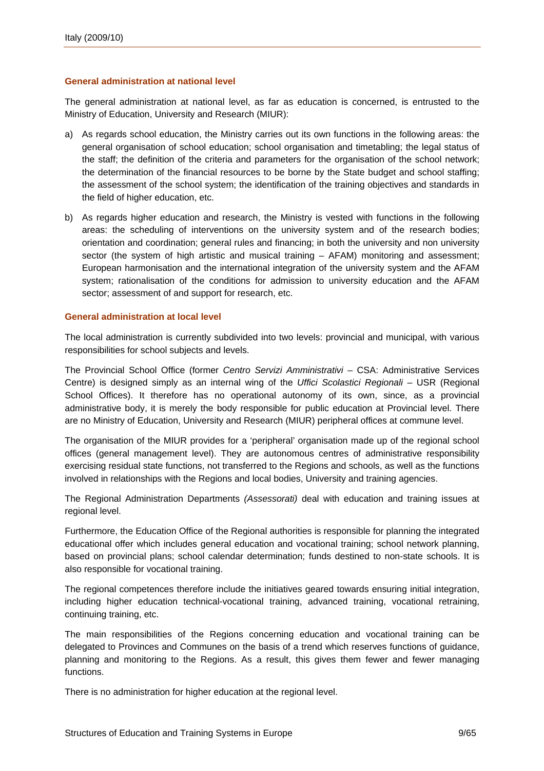### General administration at national level

The general administration at national level, as far as education is concerned, is entrusted to the Ministry of Education, University and Research (MIUR):

a) As regards school education, the Ministry carries out its own functions in the following areas: the general organisation of school education; school organisation and timetabling; the legal status of the staff; the definition of the criteria and parameters for the organisation of the school network; the determination of the financial resources to be borne by the State budget and school staffing; the assessment of the school system; the identification of the training objectives and standards in the field of higher education, etc.

b) As regards higher education and research, the Ministry is vested with functions in the following areas: the scheduling of interventions on the university system and of the research bodies; orientation and coordination; general rules and financing; in both the university and non university sector (the system of high artistic and musical training – AFAM) monitoring and assessment; European harmonisation and the international integration of the university system and the AFAM system; rationalisation of the conditions for admission to university education and the AFAM sector; assessment of and support for research, etc.

### General administration at local level

The local administration is currently subdivided into two levels: provincial and municipal, with various responsibilities for school subjects and levels.

The Provincial School Office (former *Centro Servizi Amministrativi* – CSA: Administrative Services Centre) is designed simply as an internal wing of the *Uffici Scolastici Regionali* – USR (Regional School Offices). It therefore has no operational autonomy of its own, since, as a provincial administrative body, it is merely the body responsible for public education at Provincial level. There are no Ministry of Education, University and Research (MIUR) peripheral offices at commune level.

The organisation of the MIUR provides for a 'peripheral' organisation made up of the regional school offices (general management level). They are autonomous centres of administrative responsibility exercising residual state functions, not transferred to the Regions and schools, as well as the functions involved in relationships with the Regions and local bodies, University and training agencies.

The Regional Administration Departments *(Assessorati)* deal with education and training issues at regional level.

Furthermore, the Education Office of the Regional authorities is responsible for planning the integrated educational offer which includes general education and vocational training; school network planning, based on provincial plans; school calendar determination; funds destined to non-state schools. It is also responsible for vocational training.

The regional competences therefore include the initiatives geared towards ensuring initial integration, including higher education technical-vocational training, advanced training, vocational retraining, continuing training, etc.

The main responsibilities of the Regions concerning education and vocational training can be delegated to Provinces and Communes on the basis of a trend which reserves functions of guidance, planning and monitoring to the Regions. As a result, this gives them fewer and fewer managing functions.

There is no administration for higher education at the regional level.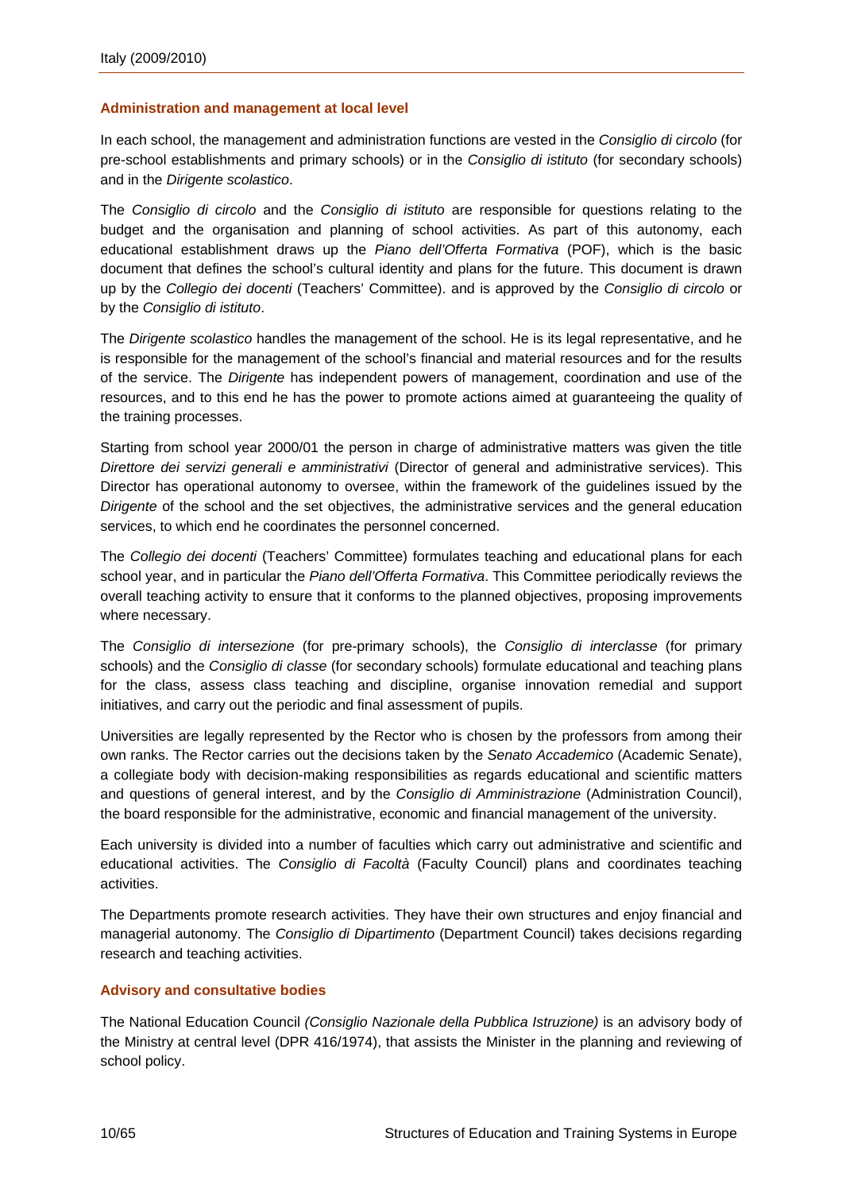### Administration and management at local level

In each school, the management and administration functions are vested in the *Consiglio di circolo* (for pre-school establishments and primary schools) or in the *Consiglio di istituto* (for secondary schools) and in the *Dirigente scolastico*.

The *Consiglio di circolo* and the *Consiglio di istituto* are responsible for questions relating to the budget and the organisation and planning of school activities. As part of this autonomy, each educational establishment draws up the *Piano dell'Offerta Formativa* (POF), which is the basic document that defines the school's cultural identity and plans for the future. This document is drawn up by the *Collegio dei docenti* (Teachers' Committee). and is approved by the *Consiglio di circolo* or by the *Consiglio di istituto*.

The *Dirigente scolastico* handles the management of the school. He is its legal representative, and he is responsible for the management of the school's financial and material resources and for the results of the service. The *Dirigente* has independent powers of management, coordination and use of the resources, and to this end he has the power to promote actions aimed at guaranteeing the quality of the training processes.

Starting from school year 2000/01 the person in charge of administrative matters was given the title *Direttore dei servizi generali e amministrativi* (Director of general and administrative services). This Director has operational autonomy to oversee, within the framework of the guidelines issued by the *Dirigente* of the school and the set objectives, the administrative services and the general education services, to which end he coordinates the personnel concerned.

The *Collegio dei docenti* (Teachers' Committee) formulates teaching and educational plans for each school year, and in particular the *Piano dell'Offerta Formativa*. This Committee periodically reviews the overall teaching activity to ensure that it conforms to the planned objectives, proposing improvements where necessary.

The *Consiglio di intersezione* (for pre-primary schools), the *Consiglio di interclasse* (for primary schools) and the *Consiglio di classe* (for secondary schools) formulate educational and teaching plans for the class, assess class teaching and discipline, organise innovation remedial and support initiatives, and carry out the periodic and final assessment of pupils.

Universities are legally represented by the Rector who is chosen by the professors from among their own ranks. The Rector carries out the decisions taken by the *Senato Accademico* (Academic Senate), a collegiate body with decision-making responsibilities as regards educational and scientific matters and questions of general interest, and by the *Consiglio di Amministrazione* (Administration Council), the board responsible for the administrative, economic and financial management of the university.

Each university is divided into a number of faculties which carry out administrative and scientific and educational activities. The *Consiglio di Facoltà* (Faculty Council) plans and coordinates teaching activities.

The Departments promote research activities. They have their own structures and enjoy financial and managerial autonomy. The *Consiglio di Dipartimento* (Department Council) takes decisions regarding research and teaching activities.

### Advisory and consultative bodies

The National Education Council *(Consiglio Nazionale della Pubblica Istruzione)* is an advisory body of the Ministry at central level (DPR 416/1974), that assists the Minister in the planning and reviewing of school policy.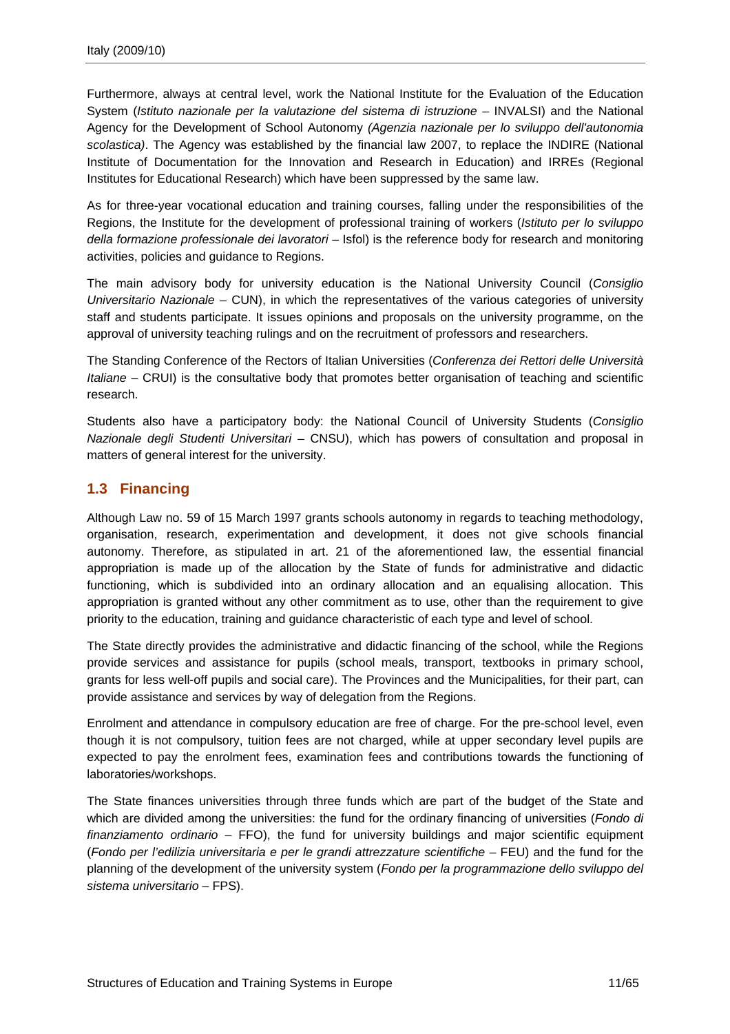Furthermore, always at central level, work the National Institute for the Evaluation of the Education System (*Istituto nazionale per la valutazione del sistema di istruzione* – INVALSI) and the National Agency for the Development of School Autonomy *(Agenzia nazionale per lo sviluppo dell'autonomia scolastica)*. The Agency was established by the financial law 2007, to replace the INDIRE (National Institute of Documentation for the Innovation and Research in Education) and IRREs (Regional Institutes for Educational Research) which have been suppressed by the same law.

As for three-year vocational education and training courses, falling under the responsibilities of the Regions, the Institute for the development of professional training of workers (*Istituto per lo sviluppo della formazione professionale dei lavoratori* – Isfol) is the reference body for research and monitoring activities, policies and guidance to Regions.

The main advisory body for university education is the National University Council (*Consiglio Universitario Nazionale* – CUN), in which the representatives of the various categories of university staff and students participate. It issues opinions and proposals on the university programme, on the approval of university teaching rulings and on the recruitment of professors and researchers.

The Standing Conference of the Rectors of Italian Universities (*Conferenza dei Rettori delle Università Italiane* – CRUI) is the consultative body that promotes better organisation of teaching and scientific research.

Students also have a participatory body: the National Council of University Students (*Consiglio Nazionale degli Studenti Universitari* – CNSU), which has powers of consultation and proposal in matters of general interest for the university.

## 1.3 Financing

Although Law no. 59 of 15 March 1997 grants schools autonomy in regards to teaching methodology, organisation, research, experimentation and development, it does not give schools financial autonomy. Therefore, as stipulated in art. 21 of the aforementioned law, the essential financial appropriation is made up of the allocation by the State of funds for administrative and didactic functioning, which is subdivided into an ordinary allocation and an equalising allocation. This appropriation is granted without any other commitment as to use, other than the requirement to give priority to the education, training and guidance characteristic of each type and level of school.

The State directly provides the administrative and didactic financing of the school, while the Regions provide services and assistance for pupils (school meals, transport, textbooks in primary school, grants for less well-off pupils and social care). The Provinces and the Municipalities, for their part, can provide assistance and services by way of delegation from the Regions.

Enrolment and attendance in compulsory education are free of charge. For the pre-school level, even though it is not compulsory, tuition fees are not charged, while at upper secondary level pupils are expected to pay the enrolment fees, examination fees and contributions towards the functioning of laboratories/workshops.

The State finances universities through three funds which are part of the budget of the State and which are divided among the universities: the fund for the ordinary financing of universities (*Fondo di finanziamento ordinario* – FFO), the fund for university buildings and major scientific equipment (*Fondo per l'edilizia universitaria e per le grandi attrezzature scientifiche* – FEU) and the fund for the planning of the development of the university system (*Fondo per la programmazione dello sviluppo del sistema universitario* – FPS).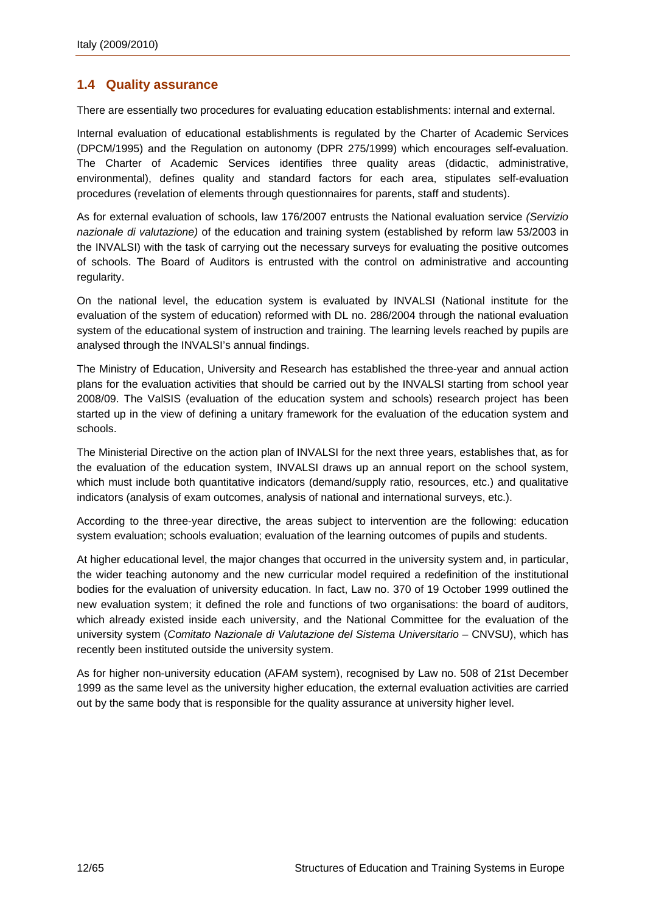## 1.4 Quality assurance

There are essentially two procedures for evaluating education establishments: internal and external.

Internal evaluation of educational establishments is regulated by the Charter of Academic Services (DPCM/1995) and the Regulation on autonomy (DPR 275/1999) which encourages self-evaluation. The Charter of Academic Services identifies three quality areas (didactic, administrative, environmental), defines quality and standard factors for each area, stipulates self-evaluation procedures (revelation of elements through questionnaires for parents, staff and students).

As for external evaluation of schools, law 176/2007 entrusts the National evaluation service *(Servizio nazionale di valutazione)* of the education and training system (established by reform law 53/2003 in the INVALSI) with the task of carrying out the necessary surveys for evaluating the positive outcomes of schools. The Board of Auditors is entrusted with the control on administrative and accounting regularity.

On the national level, the education system is evaluated by INVALSI (National institute for the evaluation of the system of education) reformed with DL no. 286/2004 through the national evaluation system of the educational system of instruction and training. The learning levels reached by pupils are analysed through the INVALSI's annual findings.

The Ministry of Education, University and Research has established the three-year and annual action plans for the evaluation activities that should be carried out by the INVALSI starting from school year 2008/09. The ValSIS (evaluation of the education system and schools) research project has been started up in the view of defining a unitary framework for the evaluation of the education system and schools.

The Ministerial Directive on the action plan of INVALSI for the next three years, establishes that, as for the evaluation of the education system, INVALSI draws up an annual report on the school system, which must include both quantitative indicators (demand/supply ratio, resources, etc.) and qualitative indicators (analysis of exam outcomes, analysis of national and international surveys, etc.).

According to the three-year directive, the areas subject to intervention are the following: education system evaluation; schools evaluation; evaluation of the learning outcomes of pupils and students.

At higher educational level, the major changes that occurred in the university system and, in particular, the wider teaching autonomy and the new curricular model required a redefinition of the institutional bodies for the evaluation of university education. In fact, Law no. 370 of 19 October 1999 outlined the new evaluation system; it defined the role and functions of two organisations: the board of auditors, which already existed inside each university, and the National Committee for the evaluation of the university system (*Comitato Nazionale di Valutazione del Sistema Universitario* – CNVSU), which has recently been instituted outside the university system.

As for higher non-university education (AFAM system), recognised by Law no. 508 of 21st December 1999 as the same level as the university higher education, the external evaluation activities are carried out by the same body that is responsible for the quality assurance at university higher level.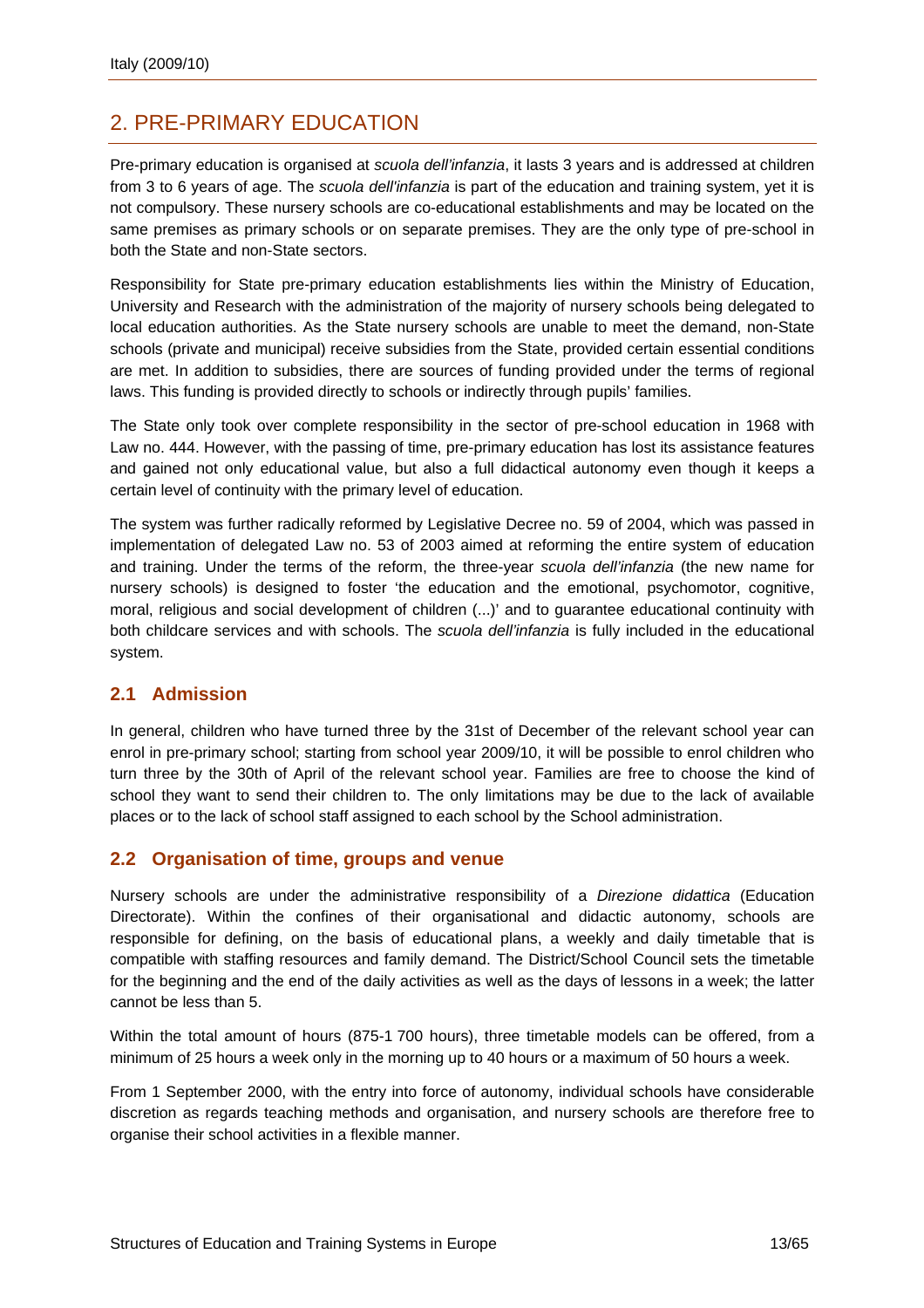## 2. PRE-PRIMARY EDUCATION

Pre-primary education is organised at *scuola dell'infanzia*, it lasts 3 years and is addressed at children from 3 to 6 years of age. The *scuola dell'infanzia* is part of the education and training system, yet it is not compulsory. These nursery schools are co-educational establishments and may be located on the same premises as primary schools or on separate premises. They are the only type of pre-school in both the State and non-State sectors.

Responsibility for State pre-primary education establishments lies within the Ministry of Education, University and Research with the administration of the majority of nursery schools being delegated to local education authorities. As the State nursery schools are unable to meet the demand, non-State schools (private and municipal) receive subsidies from the State, provided certain essential conditions are met. In addition to subsidies, there are sources of funding provided under the terms of regional laws. This funding is provided directly to schools or indirectly through pupils' families.

The State only took over complete responsibility in the sector of pre-school education in 1968 with Law no. 444. However, with the passing of time, pre-primary education has lost its assistance features and gained not only educational value, but also a full didactical autonomy even though it keeps a certain level of continuity with the primary level of education.

The system was further radically reformed by Legislative Decree no. 59 of 2004, which was passed in implementation of delegated Law no. 53 of 2003 aimed at reforming the entire system of education and training. Under the terms of the reform, the three-year *scuola dell'infanzia* (the new name for nursery schools) is designed to foster 'the education and the emotional, psychomotor, cognitive, moral, religious and social development of children (...)' and to guarantee educational continuity with both childcare services and with schools. The *scuola dell'infanzia* is fully included in the educational system.

### 2.1 Admission

In general, children who have turned three by the 31st of December of the relevant school year can enrol in pre-primary school; starting from school year 2009/10, it will be possible to enrol children who turn three by the 30th of April of the relevant school year. Families are free to choose the kind of school they want to send their children to. The only limitations may be due to the lack of available places or to the lack of school staff assigned to each school by the School administration.

### 2.2 Organisation of time, groups and venue

Nursery schools are under the administrative responsibility of a *Direzione didattica* (Education Directorate). Within the confines of their organisational and didactic autonomy, schools are responsible for defining, on the basis of educational plans, a weekly and daily timetable that is compatible with staffing resources and family demand. The District/School Council sets the timetable for the beginning and the end of the daily activities as well as the days of lessons in a week; the latter cannot be less than 5.

Within the total amount of hours (875-1 700 hours), three timetable models can be offered, from a minimum of 25 hours a week only in the morning up to 40 hours or a maximum of 50 hours a week.

From 1 September 2000, with the entry into force of autonomy, individual schools have considerable discretion as regards teaching methods and organisation, and nursery schools are therefore free to organise their school activities in a flexible manner.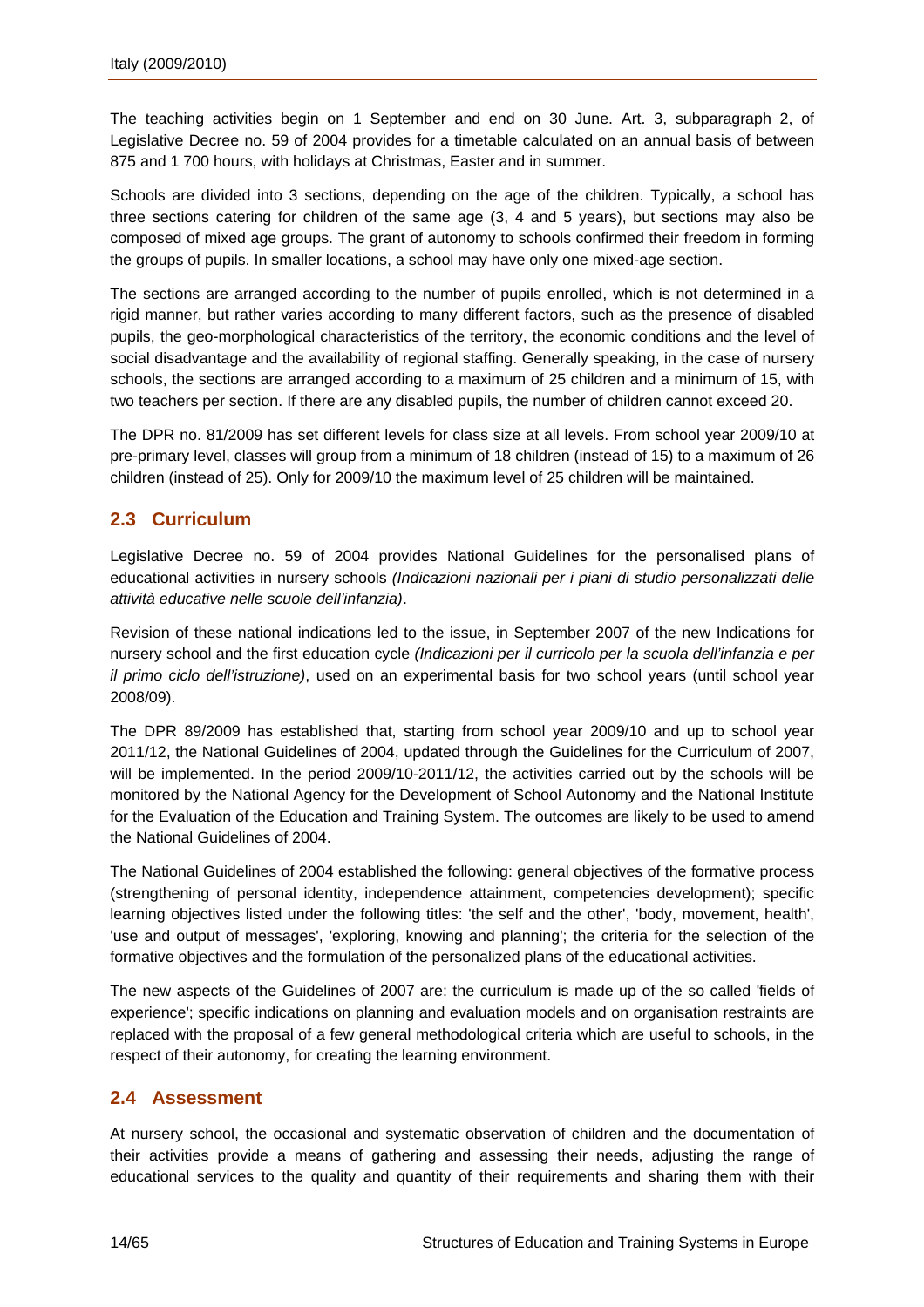The teaching activities begin on 1 September and end on 30 June. Art. 3, subparagraph 2, of Legislative Decree no. 59 of 2004 provides for a timetable calculated on an annual basis of between 875 and 1 700 hours, with holidays at Christmas, Easter and in summer.

Schools are divided into 3 sections, depending on the age of the children. Typically, a school has three sections catering for children of the same age (3, 4 and 5 years), but sections may also be composed of mixed age groups. The grant of autonomy to schools confirmed their freedom in forming the groups of pupils. In smaller locations, a school may have only one mixed-age section.

The sections are arranged according to the number of pupils enrolled, which is not determined in a rigid manner, but rather varies according to many different factors, such as the presence of disabled pupils, the geo-morphological characteristics of the territory, the economic conditions and the level of social disadvantage and the availability of regional staffing. Generally speaking, in the case of nursery schools, the sections are arranged according to a maximum of 25 children and a minimum of 15, with two teachers per section. If there are any disabled pupils, the number of children cannot exceed 20.

The DPR no. 81/2009 has set different levels for class size at all levels. From school year 2009/10 at pre-primary level, classes will group from a minimum of 18 children (instead of 15) to a maximum of 26 children (instead of 25). Only for 2009/10 the maximum level of 25 children will be maintained.

## 2.3 Curriculum

Legislative Decree no. 59 of 2004 provides National Guidelines for the personalised plans of educational activities in nursery schools *(Indicazioni nazionali per i piani di studio personalizzati delle attività educative nelle scuole dell'infanzia)*.

Revision of these national indications led to the issue, in September 2007 of the new Indications for nursery school and the first education cycle *(Indicazioni per il curricolo per la scuola dell'infanzia e per il primo ciclo dell'istruzione)*, used on an experimental basis for two school years (until school year 2008/09).

The DPR 89/2009 has established that, starting from school year 2009/10 and up to school year 2011/12, the National Guidelines of 2004, updated through the Guidelines for the Curriculum of 2007, will be implemented. In the period 2009/10-2011/12, the activities carried out by the schools will be monitored by the National Agency for the Development of School Autonomy and the National Institute for the Evaluation of the Education and Training System. The outcomes are likely to be used to amend the National Guidelines of 2004.

The National Guidelines of 2004 established the following: general objectives of the formative process (strengthening of personal identity, independence attainment, competencies development); specific learning objectives listed under the following titles: 'the self and the other', 'body, movement, health', 'use and output of messages', 'exploring, knowing and planning'; the criteria for the selection of the formative objectives and the formulation of the personalized plans of the educational activities.

The new aspects of the Guidelines of 2007 are: the curriculum is made up of the so called 'fields of experience'; specific indications on planning and evaluation models and on organisation restraints are replaced with the proposal of a few general methodological criteria which are useful to schools, in the respect of their autonomy, for creating the learning environment.

## 2.4 Assessment

At nursery school, the occasional and systematic observation of children and the documentation of their activities provide a means of gathering and assessing their needs, adjusting the range of educational services to the quality and quantity of their requirements and sharing them with their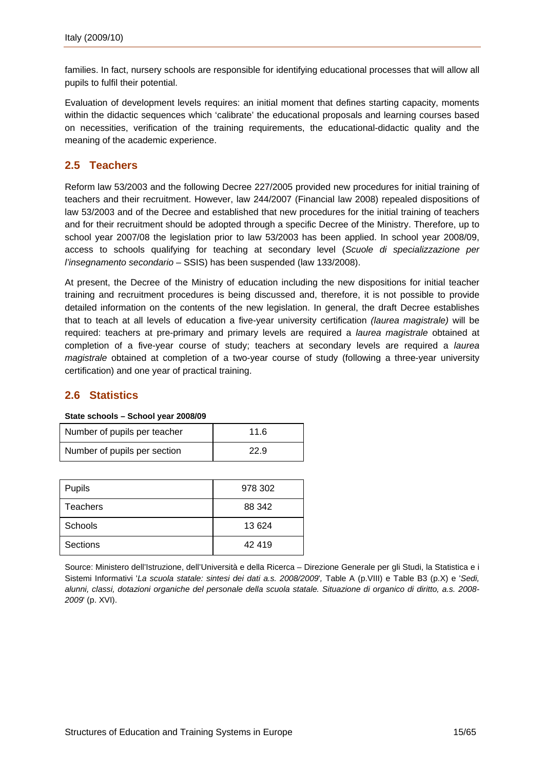families. In fact, nursery schools are responsible for identifying educational processes that will allow all pupils to fulfil their potential.

Evaluation of development levels requires: an initial moment that defines starting capacity, moments within the didactic sequences which 'calibrate' the educational proposals and learning courses based on necessities, verification of the training requirements, the educational-didactic quality and the meaning of the academic experience.

## 2.5 Teachers

Reform law 53/2003 and the following Decree 227/2005 provided new procedures for initial training of teachers and their recruitment. However, law 244/2007 (Financial law 2008) repealed dispositions of law 53/2003 and of the Decree and established that new procedures for the initial training of teachers and for their recruitment should be adopted through a specific Decree of the Ministry. Therefore, up to school year 2007/08 the legislation prior to law 53/2003 has been applied. In school year 2008/09, access to schools qualifying for teaching at secondary level (*Scuole di specializzazione per l'insegnamento secondario* – SSIS) has been suspended (law 133/2008).

At present, the Decree of the Ministry of education including the new dispositions for initial teacher training and recruitment procedures is being discussed and, therefore, it is not possible to provide detailed information on the contents of the new legislation. In general, the draft Decree establishes that to teach at all levels of education a five-year university certification *(laurea magistrale)* will be required: teachers at pre-primary and primary levels are required a *laurea magistrale* obtained at completion of a five-year course of study; teachers at secondary levels are required a *laurea magistrale* obtained at completion of a two-year course of study (following a three-year university certification) and one year of practical training.

## 2.6 Statistics

**State schools – School year 2008/09**

| Number of pupils per teacher | 11.6 |
|---|---|
| Number of pupils per section | 22.9 |

| Pupils | 978 302 |
|---|---|
| Teachers | 88 342 |
| Schools | 13 624 |
| Sections | 42 419 |

Source: Ministero dell'Istruzione, dell'Università e della Ricerca – Direzione Generale per gli Studi, la Statistica e i Sistemi Informativi '*La scuola statale: sintesi dei dati a.s. 2008/2009*', Table A (p.VIII) e Table B3 (p.X) e '*Sedi, alunni, classi, dotazioni organiche del personale della scuola statale. Situazione di organico di diritto, a.s. 2008-2009*' (p. XVI).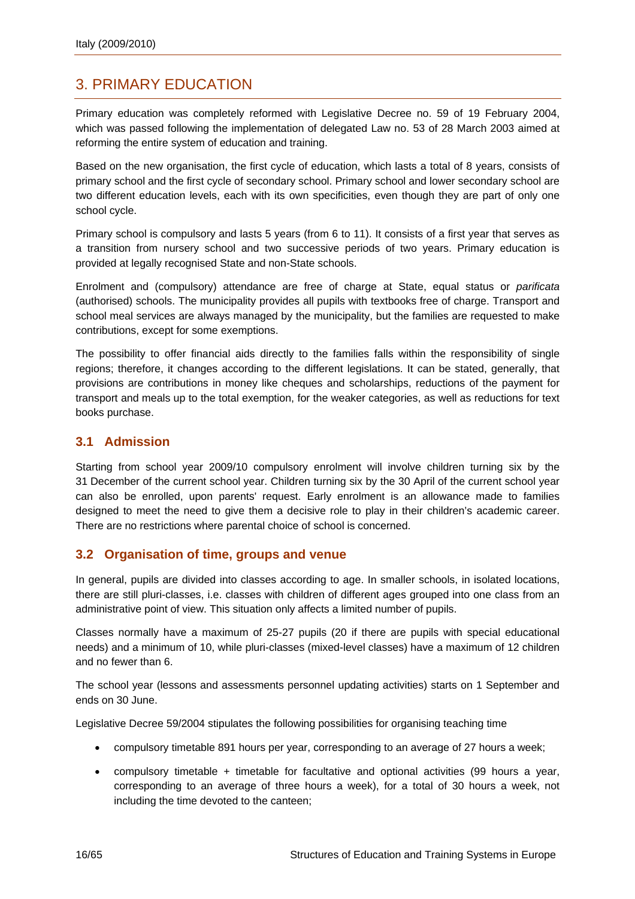# 3. PRIMARY EDUCATION

Primary education was completely reformed with Legislative Decree no. 59 of 19 February 2004, which was passed following the implementation of delegated Law no. 53 of 28 March 2003 aimed at reforming the entire system of education and training.

Based on the new organisation, the first cycle of education, which lasts a total of 8 years, consists of primary school and the first cycle of secondary school. Primary school and lower secondary school are two different education levels, each with its own specificities, even though they are part of only one school cycle.

Primary school is compulsory and lasts 5 years (from 6 to 11). It consists of a first year that serves as a transition from nursery school and two successive periods of two years. Primary education is provided at legally recognised State and non-State schools.

Enrolment and (compulsory) attendance are free of charge at State, equal status or *parificata* (authorised) schools. The municipality provides all pupils with textbooks free of charge. Transport and school meal services are always managed by the municipality, but the families are requested to make contributions, except for some exemptions.

The possibility to offer financial aids directly to the families falls within the responsibility of single regions; therefore, it changes according to the different legislations. It can be stated, generally, that provisions are contributions in money like cheques and scholarships, reductions of the payment for transport and meals up to the total exemption, for the weaker categories, as well as reductions for text books purchase.

## 3.1 Admission

Starting from school year 2009/10 compulsory enrolment will involve children turning six by the 31 December of the current school year. Children turning six by the 30 April of the current school year can also be enrolled, upon parents' request. Early enrolment is an allowance made to families designed to meet the need to give them a decisive role to play in their children's academic career. There are no restrictions where parental choice of school is concerned.

## 3.2 Organisation of time, groups and venue

In general, pupils are divided into classes according to age. In smaller schools, in isolated locations, there are still pluri-classes, i.e. classes with children of different ages grouped into one class from an administrative point of view. This situation only affects a limited number of pupils.

Classes normally have a maximum of 25-27 pupils (20 if there are pupils with special educational needs) and a minimum of 10, while pluri-classes (mixed-level classes) have a maximum of 12 children and no fewer than 6.

The school year (lessons and assessments personnel updating activities) starts on 1 September and ends on 30 June.

Legislative Decree 59/2004 stipulates the following possibilities for organising teaching time

- compulsory timetable 891 hours per year, corresponding to an average of 27 hours a week;
- compulsory timetable + timetable for facultative and optional activities (99 hours a year, corresponding to an average of three hours a week), for a total of 30 hours a week, not including the time devoted to the canteen;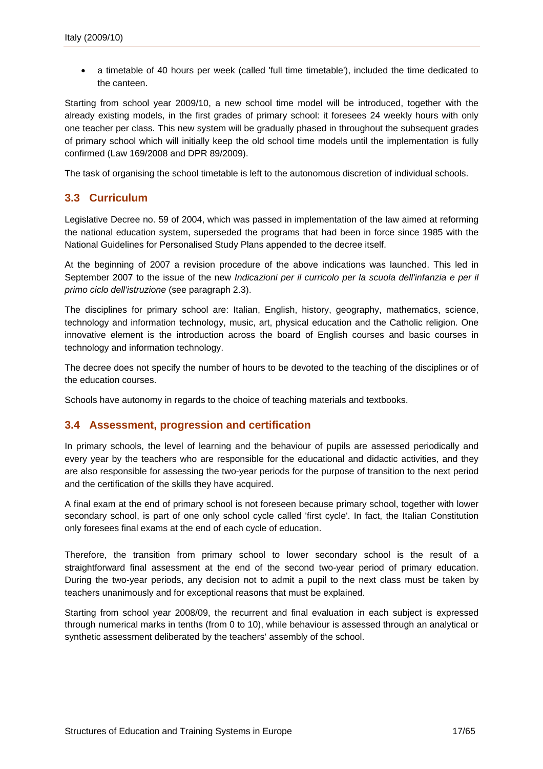- a timetable of 40 hours per week (called 'full time timetable'), included the time dedicated to the canteen.

Starting from school year 2009/10, a new school time model will be introduced, together with the already existing models, in the first grades of primary school: it foresees 24 weekly hours with only one teacher per class. This new system will be gradually phased in throughout the subsequent grades of primary school which will initially keep the old school time models until the implementation is fully confirmed (Law 169/2008 and DPR 89/2009).

The task of organising the school timetable is left to the autonomous discretion of individual schools.

## 3.3 Curriculum

Legislative Decree no. 59 of 2004, which was passed in implementation of the law aimed at reforming the national education system, superseded the programs that had been in force since 1985 with the National Guidelines for Personalised Study Plans appended to the decree itself.

At the beginning of 2007 a revision procedure of the above indications was launched. This led in September 2007 to the issue of the new *Indicazioni per il curricolo per la scuola dell'infanzia e per il primo ciclo dell'istruzione* (see paragraph 2.3).

The disciplines for primary school are: Italian, English, history, geography, mathematics, science, technology and information technology, music, art, physical education and the Catholic religion. One innovative element is the introduction across the board of English courses and basic courses in technology and information technology.

The decree does not specify the number of hours to be devoted to the teaching of the disciplines or of the education courses.

Schools have autonomy in regards to the choice of teaching materials and textbooks.

## 3.4 Assessment, progression and certification

In primary schools, the level of learning and the behaviour of pupils are assessed periodically and every year by the teachers who are responsible for the educational and didactic activities, and they are also responsible for assessing the two-year periods for the purpose of transition to the next period and the certification of the skills they have acquired.

A final exam at the end of primary school is not foreseen because primary school, together with lower secondary school, is part of one only school cycle called 'first cycle'. In fact, the Italian Constitution only foresees final exams at the end of each cycle of education.

Therefore, the transition from primary school to lower secondary school is the result of a straightforward final assessment at the end of the second two-year period of primary education. During the two-year periods, any decision not to admit a pupil to the next class must be taken by teachers unanimously and for exceptional reasons that must be explained.

Starting from school year 2008/09, the recurrent and final evaluation in each subject is expressed through numerical marks in tenths (from 0 to 10), while behaviour is assessed through an analytical or synthetic assessment deliberated by the teachers' assembly of the school.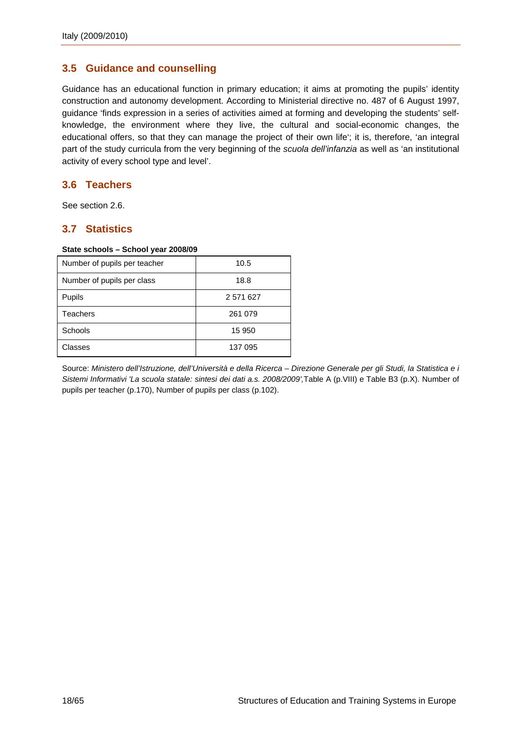## 3.5 Guidance and counselling

Guidance has an educational function in primary education; it aims at promoting the pupils' identity construction and autonomy development. According to Ministerial directive no. 487 of 6 August 1997, guidance 'finds expression in a series of activities aimed at forming and developing the students' self-knowledge, the environment where they live, the cultural and social-economic changes, the educational offers, so that they can manage the project of their own life'; it is, therefore, 'an integral part of the study curricula from the very beginning of the *scuola dell'infanzia* as well as 'an institutional activity of every school type and level'.

## 3.6 Teachers

See section 2.6.

## 3.7 Statistics

**State schools – School year 2008/09**

| | |
|---|---|
| Number of pupils per teacher | 10.5 |
| Number of pupils per class | 18.8 |
| Pupils | 2 571 627 |
| Teachers | 261 079 |
| Schools | 15 950 |
| Classes | 137 095 |

Source: *Ministero dell'Istruzione, dell'Università e della Ricerca – Direzione Generale per gli Studi, la Statistica e i Sistemi Informativi 'La scuola statale: sintesi dei dati a.s. 2008/2009',*Table A (p.VIII) e Table B3 (p.X). Number of pupils per teacher (p.170), Number of pupils per class (p.102).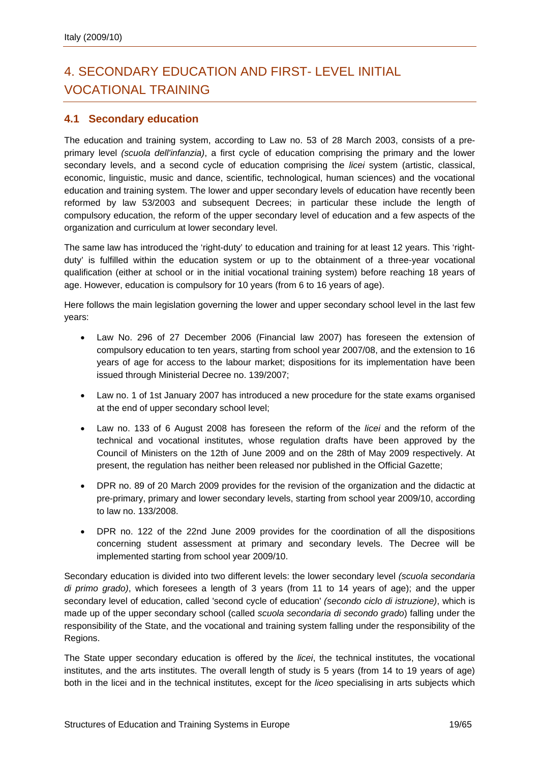# 4. SECONDARY EDUCATION AND FIRST- LEVEL INITIAL VOCATIONAL TRAINING

## 4.1 Secondary education

The education and training system, according to Law no. 53 of 28 March 2003, consists of a pre-primary level *(scuola dell'infanzia)*, a first cycle of education comprising the primary and the lower secondary levels, and a second cycle of education comprising the *licei* system (artistic, classical, economic, linguistic, music and dance, scientific, technological, human sciences) and the vocational education and training system. The lower and upper secondary levels of education have recently been reformed by law 53/2003 and subsequent Decrees; in particular these include the length of compulsory education, the reform of the upper secondary level of education and a few aspects of the organization and curriculum at lower secondary level.

The same law has introduced the 'right-duty' to education and training for at least 12 years. This 'right-duty' is fulfilled within the education system or up to the obtainment of a three-year vocational qualification (either at school or in the initial vocational training system) before reaching 18 years of age. However, education is compulsory for 10 years (from 6 to 16 years of age).

Here follows the main legislation governing the lower and upper secondary school level in the last few years:

- Law No. 296 of 27 December 2006 (Financial law 2007) has foreseen the extension of compulsory education to ten years, starting from school year 2007/08, and the extension to 16 years of age for access to the labour market; dispositions for its implementation have been issued through Ministerial Decree no. 139/2007;
- Law no. 1 of 1st January 2007 has introduced a new procedure for the state exams organised at the end of upper secondary school level;
- Law no. 133 of 6 August 2008 has foreseen the reform of the *licei* and the reform of the technical and vocational institutes, whose regulation drafts have been approved by the Council of Ministers on the 12th of June 2009 and on the 28th of May 2009 respectively. At present, the regulation has neither been released nor published in the Official Gazette;
- DPR no. 89 of 20 March 2009 provides for the revision of the organization and the didactic at pre-primary, primary and lower secondary levels, starting from school year 2009/10, according to law no. 133/2008.
- DPR no. 122 of the 22nd June 2009 provides for the coordination of all the dispositions concerning student assessment at primary and secondary levels. The Decree will be implemented starting from school year 2009/10.

Secondary education is divided into two different levels: the lower secondary level *(scuola secondaria di primo grado)*, which foresees a length of 3 years (from 11 to 14 years of age); and the upper secondary level of education, called 'second cycle of education' *(secondo ciclo di istruzione)*, which is made up of the upper secondary school (called *scuola secondaria di secondo grado*) falling under the responsibility of the State, and the vocational and training system falling under the responsibility of the Regions.

The State upper secondary education is offered by the *licei*, the technical institutes, the vocational institutes, and the arts institutes. The overall length of study is 5 years (from 14 to 19 years of age) both in the licei and in the technical institutes, except for the *liceo* specialising in arts subjects which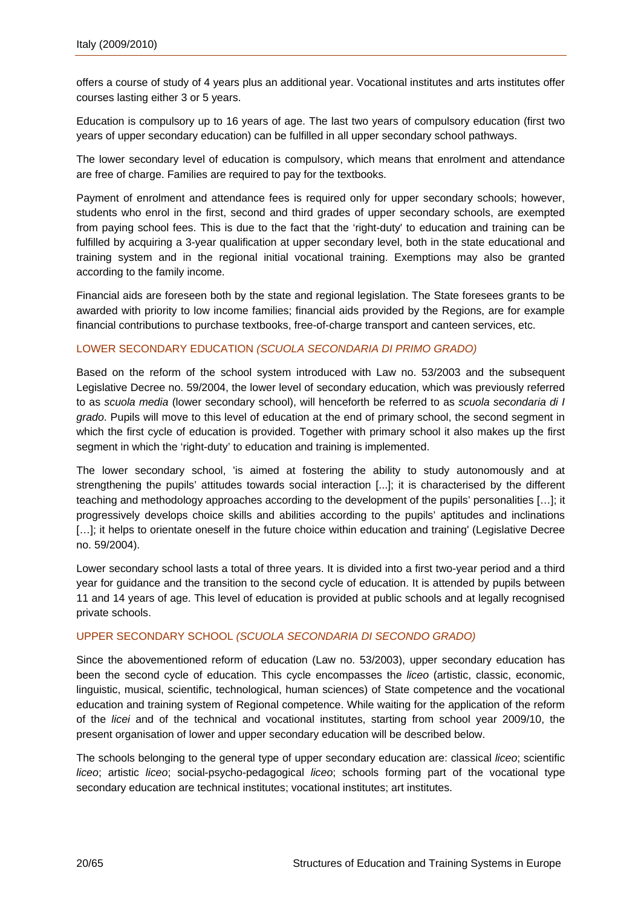offers a course of study of 4 years plus an additional year. Vocational institutes and arts institutes offer courses lasting either 3 or 5 years.

Education is compulsory up to 16 years of age. The last two years of compulsory education (first two years of upper secondary education) can be fulfilled in all upper secondary school pathways.

The lower secondary level of education is compulsory, which means that enrolment and attendance are free of charge. Families are required to pay for the textbooks.

Payment of enrolment and attendance fees is required only for upper secondary schools; however, students who enrol in the first, second and third grades of upper secondary schools, are exempted from paying school fees. This is due to the fact that the 'right-duty' to education and training can be fulfilled by acquiring a 3-year qualification at upper secondary level, both in the state educational and training system and in the regional initial vocational training. Exemptions may also be granted according to the family income.

Financial aids are foreseen both by the state and regional legislation. The State foresees grants to be awarded with priority to low income families; financial aids provided by the Regions, are for example financial contributions to purchase textbooks, free-of-charge transport and canteen services, etc.

## LOWER SECONDARY EDUCATION *(SCUOLA SECONDARIA DI PRIMO GRADO)*

Based on the reform of the school system introduced with Law no. 53/2003 and the subsequent Legislative Decree no. 59/2004, the lower level of secondary education, which was previously referred to as *scuola media* (lower secondary school), will henceforth be referred to as *scuola secondaria di I grado*. Pupils will move to this level of education at the end of primary school, the second segment in which the first cycle of education is provided. Together with primary school it also makes up the first segment in which the 'right-duty' to education and training is implemented.

The lower secondary school, 'is aimed at fostering the ability to study autonomously and at strengthening the pupils' attitudes towards social interaction [...]; it is characterised by the different teaching and methodology approaches according to the development of the pupils' personalities […]; it progressively develops choice skills and abilities according to the pupils' aptitudes and inclinations […]; it helps to orientate oneself in the future choice within education and training' (Legislative Decree no. 59/2004).

Lower secondary school lasts a total of three years. It is divided into a first two-year period and a third year for guidance and the transition to the second cycle of education. It is attended by pupils between 11 and 14 years of age. This level of education is provided at public schools and at legally recognised private schools.

## UPPER SECONDARY SCHOOL *(SCUOLA SECONDARIA DI SECONDO GRADO)*

Since the abovementioned reform of education (Law no. 53/2003), upper secondary education has been the second cycle of education. This cycle encompasses the *liceo* (artistic, classic, economic, linguistic, musical, scientific, technological, human sciences) of State competence and the vocational education and training system of Regional competence. While waiting for the application of the reform of the *licei* and of the technical and vocational institutes, starting from school year 2009/10, the present organisation of lower and upper secondary education will be described below.

The schools belonging to the general type of upper secondary education are: classical *liceo*; scientific *liceo*; artistic *liceo*; social-psycho-pedagogical *liceo*; schools forming part of the vocational type secondary education are technical institutes; vocational institutes; art institutes.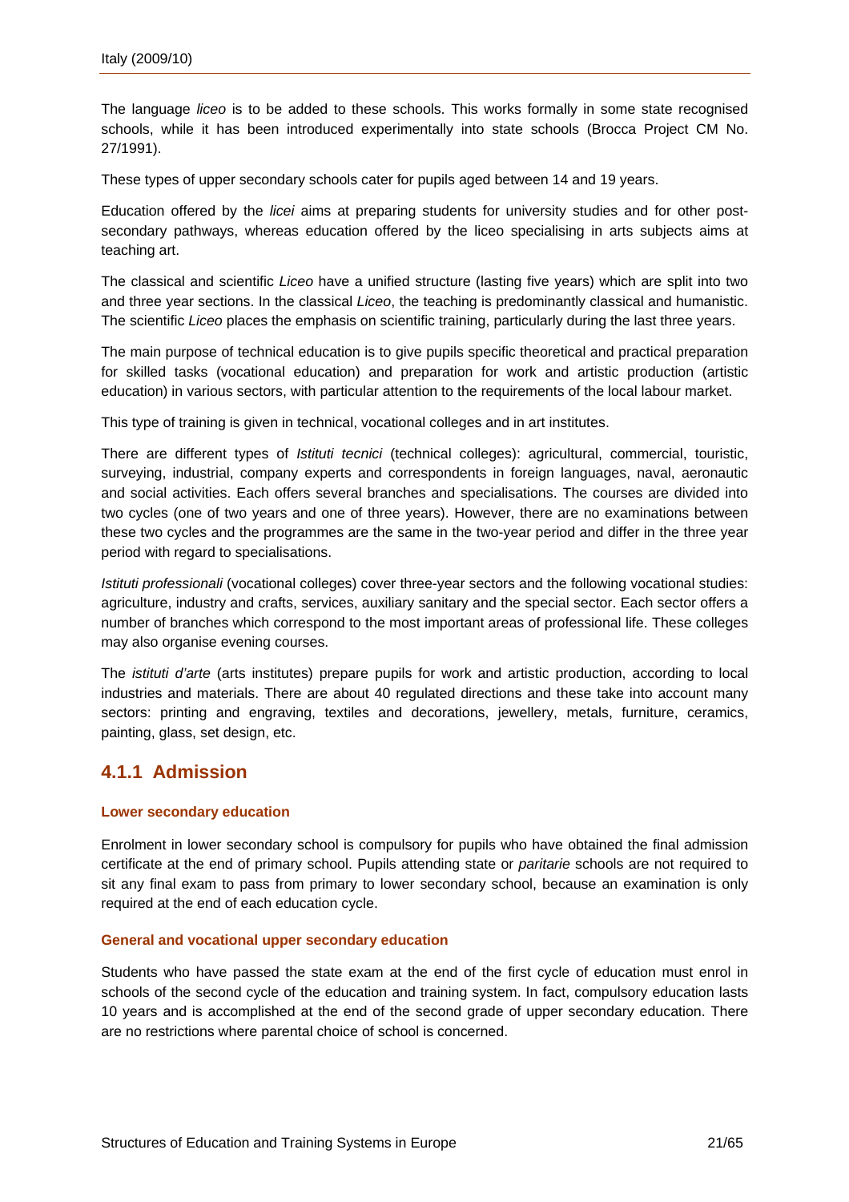The language *liceo* is to be added to these schools. This works formally in some state recognised schools, while it has been introduced experimentally into state schools (Brocca Project CM No. 27/1991).

These types of upper secondary schools cater for pupils aged between 14 and 19 years.

Education offered by the *licei* aims at preparing students for university studies and for other post-secondary pathways, whereas education offered by the liceo specialising in arts subjects aims at teaching art.

The classical and scientific *Liceo* have a unified structure (lasting five years) which are split into two and three year sections. In the classical *Liceo*, the teaching is predominantly classical and humanistic. The scientific *Liceo* places the emphasis on scientific training, particularly during the last three years.

The main purpose of technical education is to give pupils specific theoretical and practical preparation for skilled tasks (vocational education) and preparation for work and artistic production (artistic education) in various sectors, with particular attention to the requirements of the local labour market.

This type of training is given in technical, vocational colleges and in art institutes.

There are different types of *Istituti tecnici* (technical colleges): agricultural, commercial, touristic, surveying, industrial, company experts and correspondents in foreign languages, naval, aeronautic and social activities. Each offers several branches and specialisations. The courses are divided into two cycles (one of two years and one of three years). However, there are no examinations between these two cycles and the programmes are the same in the two-year period and differ in the three year period with regard to specialisations.

*Istituti professionali* (vocational colleges) cover three-year sectors and the following vocational studies: agriculture, industry and crafts, services, auxiliary sanitary and the special sector. Each sector offers a number of branches which correspond to the most important areas of professional life. These colleges may also organise evening courses.

The *istituti d'arte* (arts institutes) prepare pupils for work and artistic production, according to local industries and materials. There are about 40 regulated directions and these take into account many sectors: printing and engraving, textiles and decorations, jewellery, metals, furniture, ceramics, painting, glass, set design, etc.

### 4.1.1 Admission

#### Lower secondary education

Enrolment in lower secondary school is compulsory for pupils who have obtained the final admission certificate at the end of primary school. Pupils attending state or *paritarie* schools are not required to sit any final exam to pass from primary to lower secondary school, because an examination is only required at the end of each education cycle.

#### General and vocational upper secondary education

Students who have passed the state exam at the end of the first cycle of education must enrol in schools of the second cycle of the education and training system. In fact, compulsory education lasts 10 years and is accomplished at the end of the second grade of upper secondary education. There are no restrictions where parental choice of school is concerned.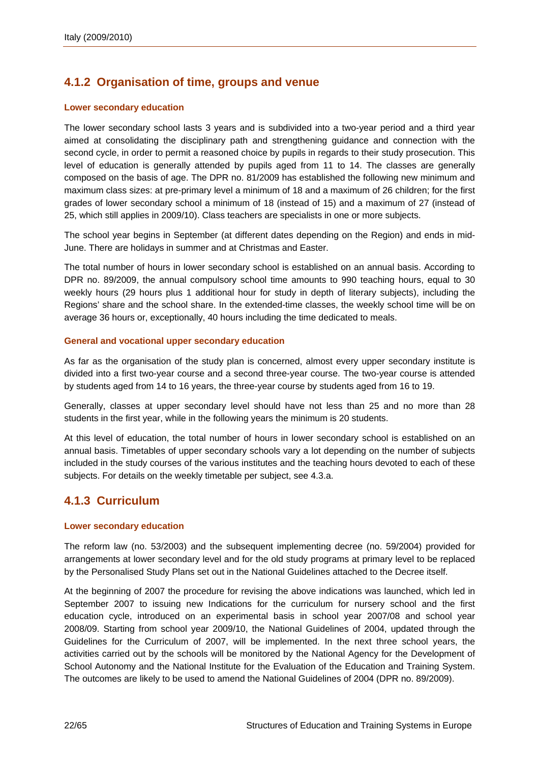## 4.1.2 Organisation of time, groups and venue

### Lower secondary education

The lower secondary school lasts 3 years and is subdivided into a two-year period and a third year aimed at consolidating the disciplinary path and strengthening guidance and connection with the second cycle, in order to permit a reasoned choice by pupils in regards to their study prosecution. This level of education is generally attended by pupils aged from 11 to 14. The classes are generally composed on the basis of age. The DPR no. 81/2009 has established the following new minimum and maximum class sizes: at pre-primary level a minimum of 18 and a maximum of 26 children; for the first grades of lower secondary school a minimum of 18 (instead of 15) and a maximum of 27 (instead of 25, which still applies in 2009/10). Class teachers are specialists in one or more subjects.

The school year begins in September (at different dates depending on the Region) and ends in mid-June. There are holidays in summer and at Christmas and Easter.

The total number of hours in lower secondary school is established on an annual basis. According to DPR no. 89/2009, the annual compulsory school time amounts to 990 teaching hours, equal to 30 weekly hours (29 hours plus 1 additional hour for study in depth of literary subjects), including the Regions' share and the school share. In the extended-time classes, the weekly school time will be on average 36 hours or, exceptionally, 40 hours including the time dedicated to meals.

### General and vocational upper secondary education

As far as the organisation of the study plan is concerned, almost every upper secondary institute is divided into a first two-year course and a second three-year course. The two-year course is attended by students aged from 14 to 16 years, the three-year course by students aged from 16 to 19.

Generally, classes at upper secondary level should have not less than 25 and no more than 28 students in the first year, while in the following years the minimum is 20 students.

At this level of education, the total number of hours in lower secondary school is established on an annual basis. Timetables of upper secondary schools vary a lot depending on the number of subjects included in the study courses of the various institutes and the teaching hours devoted to each of these subjects. For details on the weekly timetable per subject, see 4.3.a.

## 4.1.3 Curriculum

### Lower secondary education

The reform law (no. 53/2003) and the subsequent implementing decree (no. 59/2004) provided for arrangements at lower secondary level and for the old study programs at primary level to be replaced by the Personalised Study Plans set out in the National Guidelines attached to the Decree itself.

At the beginning of 2007 the procedure for revising the above indications was launched, which led in September 2007 to issuing new Indications for the curriculum for nursery school and the first education cycle, introduced on an experimental basis in school year 2007/08 and school year 2008/09. Starting from school year 2009/10, the National Guidelines of 2004, updated through the Guidelines for the Curriculum of 2007, will be implemented. In the next three school years, the activities carried out by the schools will be monitored by the National Agency for the Development of School Autonomy and the National Institute for the Evaluation of the Education and Training System. The outcomes are likely to be used to amend the National Guidelines of 2004 (DPR no. 89/2009).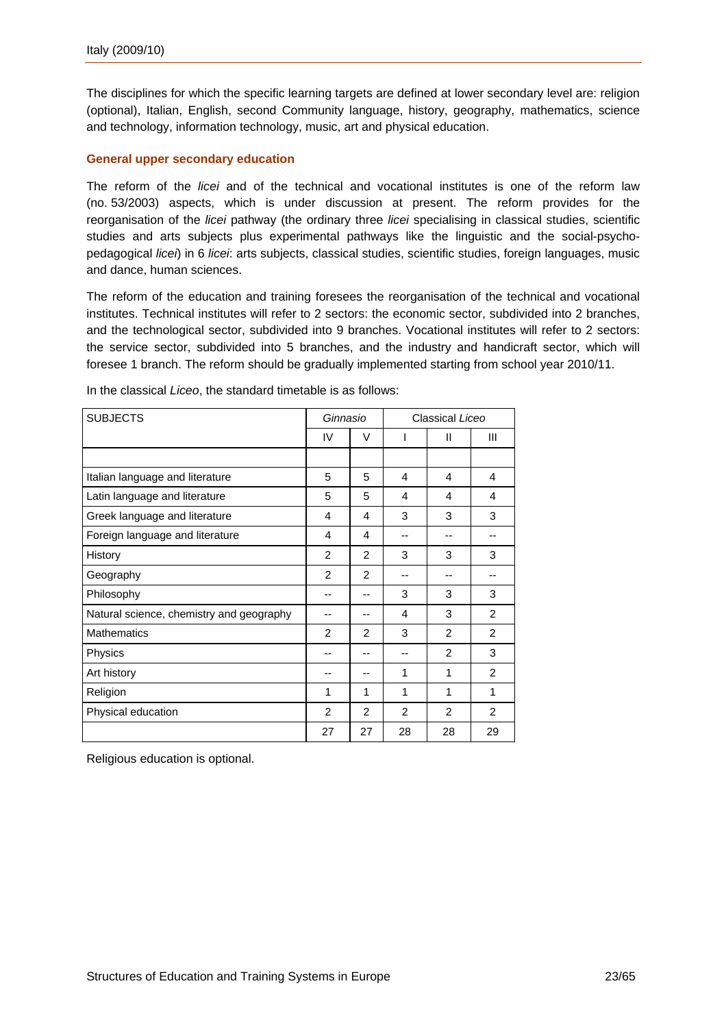The disciplines for which the specific learning targets are defined at lower secondary level are: religion (optional), Italian, English, second Community language, history, geography, mathematics, science and technology, information technology, music, art and physical education.

### General upper secondary education

The reform of the *licei* and of the technical and vocational institutes is one of the reform law (no. 53/2003) aspects, which is under discussion at present. The reform provides for the reorganisation of the *licei* pathway (the ordinary three *licei* specialising in classical studies, scientific studies and arts subjects plus experimental pathways like the linguistic and the social-psycho-pedagogical *licei*) in 6 *licei*: arts subjects, classical studies, scientific studies, foreign languages, music and dance, human sciences.

The reform of the education and training foresees the reorganisation of the technical and vocational institutes. Technical institutes will refer to 2 sectors: the economic sector, subdivided into 2 branches, and the technological sector, subdivided into 9 branches. Vocational institutes will refer to 2 sectors: the service sector, subdivided into 5 branches, and the industry and handicraft sector, which will foresee 1 branch. The reform should be gradually implemented starting from school year 2010/11.

In the classical *Liceo*, the standard timetable is as follows:

| SUBJECTS | *Ginnasio* | | Classical *Liceo* | | |
|---|---|---|---|---|---|
| | IV | V | I | II | III |
| | | | | | |
| Italian language and literature | 5 | 5 | 4 | 4 | 4 |
| Latin language and literature | 5 | 5 | 4 | 4 | 4 |
| Greek language and literature | 4 | 4 | 3 | 3 | 3 |
| Foreign language and literature | 4 | 4 | -- | -- | -- |
| History | 2 | 2 | 3 | 3 | 3 |
| Geography | 2 | 2 | -- | -- | -- |
| Philosophy | -- | -- | 3 | 3 | 3 |
| Natural science, chemistry and geography | -- | -- | 4 | 3 | 2 |
| Mathematics | 2 | 2 | 3 | 2 | 2 |
| Physics | -- | -- | -- | 2 | 3 |
| Art history | -- | -- | 1 | 1 | 2 |
| Religion | 1 | 1 | 1 | 1 | 1 |
| Physical education | 2 | 2 | 2 | 2 | 2 |
| | 27 | 27 | 28 | 28 | 29 |

Religious education is optional.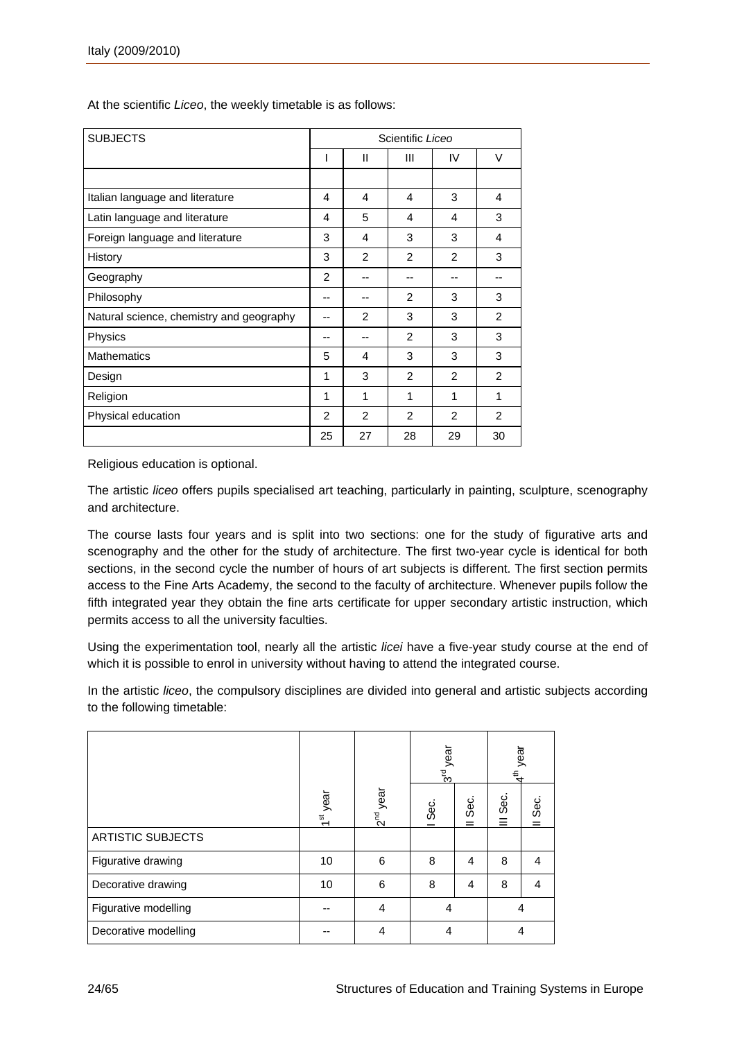At the scientific *Liceo*, the weekly timetable is as follows:

| SUBJECTS | Scientific *Liceo* | | | | |
|---|---|---|---|---|---|
| | I | II | III | IV | V |
| | | | | | |
| Italian language and literature | 4 | 4 | 4 | 3 | 4 |
| Latin language and literature | 4 | 5 | 4 | 4 | 3 |
| Foreign language and literature | 3 | 4 | 3 | 3 | 4 |
| History | 3 | 2 | 2 | 2 | 3 |
| Geography | 2 | -- | -- | -- | -- |
| Philosophy | -- | -- | 2 | 3 | 3 |
| Natural science, chemistry and geography | -- | 2 | 3 | 3 | 2 |
| Physics | -- | -- | 2 | 3 | 3 |
| Mathematics | 5 | 4 | 3 | 3 | 3 |
| Design | 1 | 3 | 2 | 2 | 2 |
| Religion | 1 | 1 | 1 | 1 | 1 |
| Physical education | 2 | 2 | 2 | 2 | 2 |
| | 25 | 27 | 28 | 29 | 30 |

Religious education is optional.

The artistic *liceo* offers pupils specialised art teaching, particularly in painting, sculpture, scenography and architecture.

The course lasts four years and is split into two sections: one for the study of figurative arts and scenography and the other for the study of architecture. The first two-year cycle is identical for both sections, in the second cycle the number of hours of art subjects is different. The first section permits access to the Fine Arts Academy, the second to the faculty of architecture. Whenever pupils follow the fifth integrated year they obtain the fine arts certificate for upper secondary artistic instruction, which permits access to all the university faculties.

Using the experimentation tool, nearly all the artistic *licei* have a five-year study course at the end of which it is possible to enrol in university without having to attend the integrated course.

In the artistic *liceo*, the compulsory disciplines are divided into general and artistic subjects according to the following timetable:

| | 1st year | 2nd year | 3rd year | | 4th year | |
|---|---|---|---|---|---|---|
| | | | I Sec. | II Sec. | III Sec. | II Sec. |
| ARTISTIC SUBJECTS | | | | | | |
| Figurative drawing | 10 | 6 | 8 | 4 | 8 | 4 |
| Decorative drawing | 10 | 6 | 8 | 4 | 8 | 4 |
| Figurative modelling | -- | 4 | 4 | | 4 | |
| Decorative modelling | -- | 4 | 4 | | 4 | |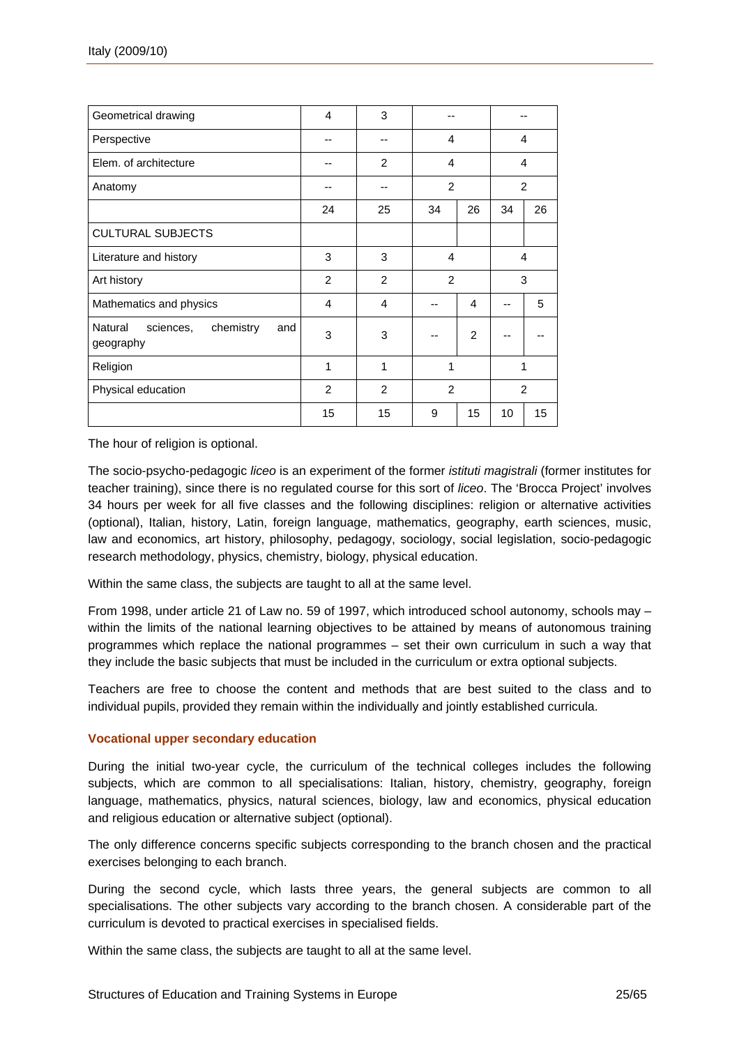| Geometrical drawing | 4 | 3 | -- | | -- | |
|---|---|---|---|---|---|---|
| Perspective | -- | -- | 4 | | 4 | |
| Elem. of architecture | -- | 2 | 4 | | 4 | |
| Anatomy | -- | -- | 2 | | 2 | |
| | 24 | 25 | 34 | 26 | 34 | 26 |
| CULTURAL SUBJECTS | | | | | | |
| Literature and history | 3 | 3 | 4 | | 4 | |
| Art history | 2 | 2 | 2 | | 3 | |
| Mathematics and physics | 4 | 4 | -- | 4 | -- | 5 |
| Natural sciences, chemistry and geography | 3 | 3 | -- | 2 | -- | -- |
| Religion | 1 | 1 | 1 | | 1 | |
| Physical education | 2 | 2 | 2 | | 2 | |
| | 15 | 15 | 9 | 15 | 10 | 15 |

The hour of religion is optional.

The socio-psycho-pedagogic *liceo* is an experiment of the former *istituti magistrali* (former institutes for teacher training), since there is no regulated course for this sort of *liceo*. The 'Brocca Project' involves 34 hours per week for all five classes and the following disciplines: religion or alternative activities (optional), Italian, history, Latin, foreign language, mathematics, geography, earth sciences, music, law and economics, art history, philosophy, pedagogy, sociology, social legislation, socio-pedagogic research methodology, physics, chemistry, biology, physical education.

Within the same class, the subjects are taught to all at the same level.

From 1998, under article 21 of Law no. 59 of 1997, which introduced school autonomy, schools may – within the limits of the national learning objectives to be attained by means of autonomous training programmes which replace the national programmes – set their own curriculum in such a way that they include the basic subjects that must be included in the curriculum or extra optional subjects.

Teachers are free to choose the content and methods that are best suited to the class and to individual pupils, provided they remain within the individually and jointly established curricula.

### Vocational upper secondary education

During the initial two-year cycle, the curriculum of the technical colleges includes the following subjects, which are common to all specialisations: Italian, history, chemistry, geography, foreign language, mathematics, physics, natural sciences, biology, law and economics, physical education and religious education or alternative subject (optional).

The only difference concerns specific subjects corresponding to the branch chosen and the practical exercises belonging to each branch.

During the second cycle, which lasts three years, the general subjects are common to all specialisations. The other subjects vary according to the branch chosen. A considerable part of the curriculum is devoted to practical exercises in specialised fields.

Within the same class, the subjects are taught to all at the same level.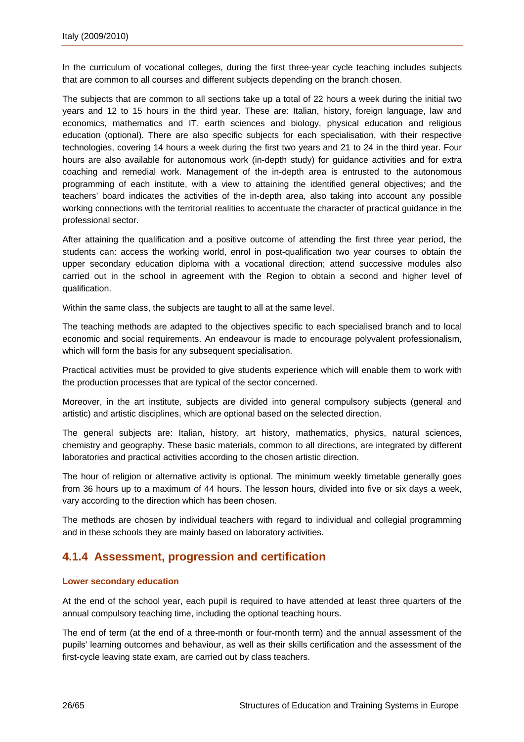In the curriculum of vocational colleges, during the first three-year cycle teaching includes subjects that are common to all courses and different subjects depending on the branch chosen.

The subjects that are common to all sections take up a total of 22 hours a week during the initial two years and 12 to 15 hours in the third year. These are: Italian, history, foreign language, law and economics, mathematics and IT, earth sciences and biology, physical education and religious education (optional). There are also specific subjects for each specialisation, with their respective technologies, covering 14 hours a week during the first two years and 21 to 24 in the third year. Four hours are also available for autonomous work (in-depth study) for guidance activities and for extra coaching and remedial work. Management of the in-depth area is entrusted to the autonomous programming of each institute, with a view to attaining the identified general objectives; and the teachers' board indicates the activities of the in-depth area, also taking into account any possible working connections with the territorial realities to accentuate the character of practical guidance in the professional sector.

After attaining the qualification and a positive outcome of attending the first three year period, the students can: access the working world, enrol in post-qualification two year courses to obtain the upper secondary education diploma with a vocational direction; attend successive modules also carried out in the school in agreement with the Region to obtain a second and higher level of qualification.

Within the same class, the subjects are taught to all at the same level.

The teaching methods are adapted to the objectives specific to each specialised branch and to local economic and social requirements. An endeavour is made to encourage polyvalent professionalism, which will form the basis for any subsequent specialisation.

Practical activities must be provided to give students experience which will enable them to work with the production processes that are typical of the sector concerned.

Moreover, in the art institute, subjects are divided into general compulsory subjects (general and artistic) and artistic disciplines, which are optional based on the selected direction.

The general subjects are: Italian, history, art history, mathematics, physics, natural sciences, chemistry and geography. These basic materials, common to all directions, are integrated by different laboratories and practical activities according to the chosen artistic direction.

The hour of religion or alternative activity is optional. The minimum weekly timetable generally goes from 36 hours up to a maximum of 44 hours. The lesson hours, divided into five or six days a week, vary according to the direction which has been chosen.

The methods are chosen by individual teachers with regard to individual and collegial programming and in these schools they are mainly based on laboratory activities.

## 4.1.4 Assessment, progression and certification

#### Lower secondary education

At the end of the school year, each pupil is required to have attended at least three quarters of the annual compulsory teaching time, including the optional teaching hours.

The end of term (at the end of a three-month or four-month term) and the annual assessment of the pupils' learning outcomes and behaviour, as well as their skills certification and the assessment of the first-cycle leaving state exam, are carried out by class teachers.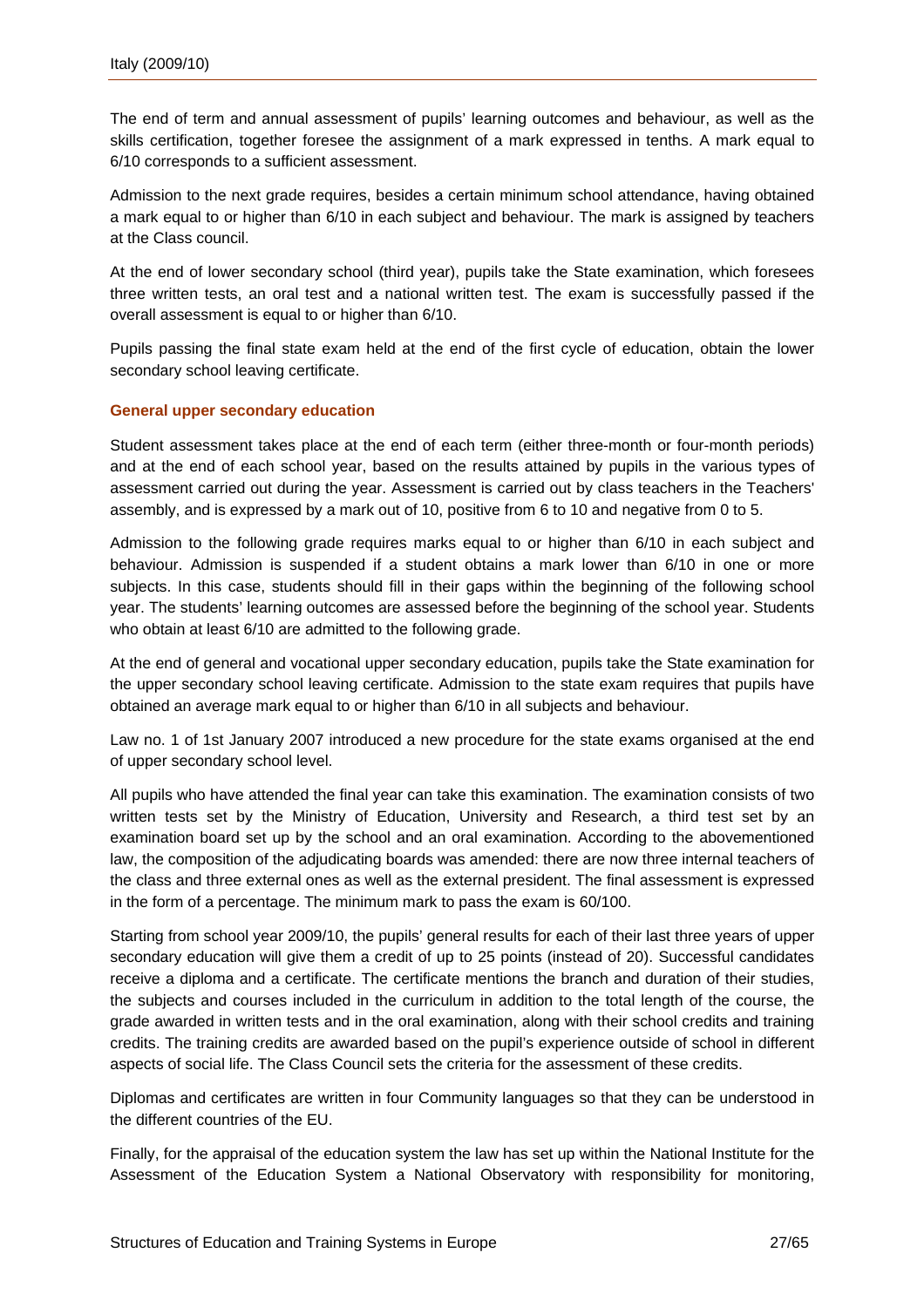The end of term and annual assessment of pupils' learning outcomes and behaviour, as well as the skills certification, together foresee the assignment of a mark expressed in tenths. A mark equal to 6/10 corresponds to a sufficient assessment.

Admission to the next grade requires, besides a certain minimum school attendance, having obtained a mark equal to or higher than 6/10 in each subject and behaviour. The mark is assigned by teachers at the Class council.

At the end of lower secondary school (third year), pupils take the State examination, which foresees three written tests, an oral test and a national written test. The exam is successfully passed if the overall assessment is equal to or higher than 6/10.

Pupils passing the final state exam held at the end of the first cycle of education, obtain the lower secondary school leaving certificate.

### General upper secondary education

Student assessment takes place at the end of each term (either three-month or four-month periods) and at the end of each school year, based on the results attained by pupils in the various types of assessment carried out during the year. Assessment is carried out by class teachers in the Teachers' assembly, and is expressed by a mark out of 10, positive from 6 to 10 and negative from 0 to 5.

Admission to the following grade requires marks equal to or higher than 6/10 in each subject and behaviour. Admission is suspended if a student obtains a mark lower than 6/10 in one or more subjects. In this case, students should fill in their gaps within the beginning of the following school year. The students' learning outcomes are assessed before the beginning of the school year. Students who obtain at least 6/10 are admitted to the following grade.

At the end of general and vocational upper secondary education, pupils take the State examination for the upper secondary school leaving certificate. Admission to the state exam requires that pupils have obtained an average mark equal to or higher than 6/10 in all subjects and behaviour.

Law no. 1 of 1st January 2007 introduced a new procedure for the state exams organised at the end of upper secondary school level.

All pupils who have attended the final year can take this examination. The examination consists of two written tests set by the Ministry of Education, University and Research, a third test set by an examination board set up by the school and an oral examination. According to the abovementioned law, the composition of the adjudicating boards was amended: there are now three internal teachers of the class and three external ones as well as the external president. The final assessment is expressed in the form of a percentage. The minimum mark to pass the exam is 60/100.

Starting from school year 2009/10, the pupils' general results for each of their last three years of upper secondary education will give them a credit of up to 25 points (instead of 20). Successful candidates receive a diploma and a certificate. The certificate mentions the branch and duration of their studies, the subjects and courses included in the curriculum in addition to the total length of the course, the grade awarded in written tests and in the oral examination, along with their school credits and training credits. The training credits are awarded based on the pupil's experience outside of school in different aspects of social life. The Class Council sets the criteria for the assessment of these credits.

Diplomas and certificates are written in four Community languages so that they can be understood in the different countries of the EU.

Finally, for the appraisal of the education system the law has set up within the National Institute for the Assessment of the Education System a National Observatory with responsibility for monitoring,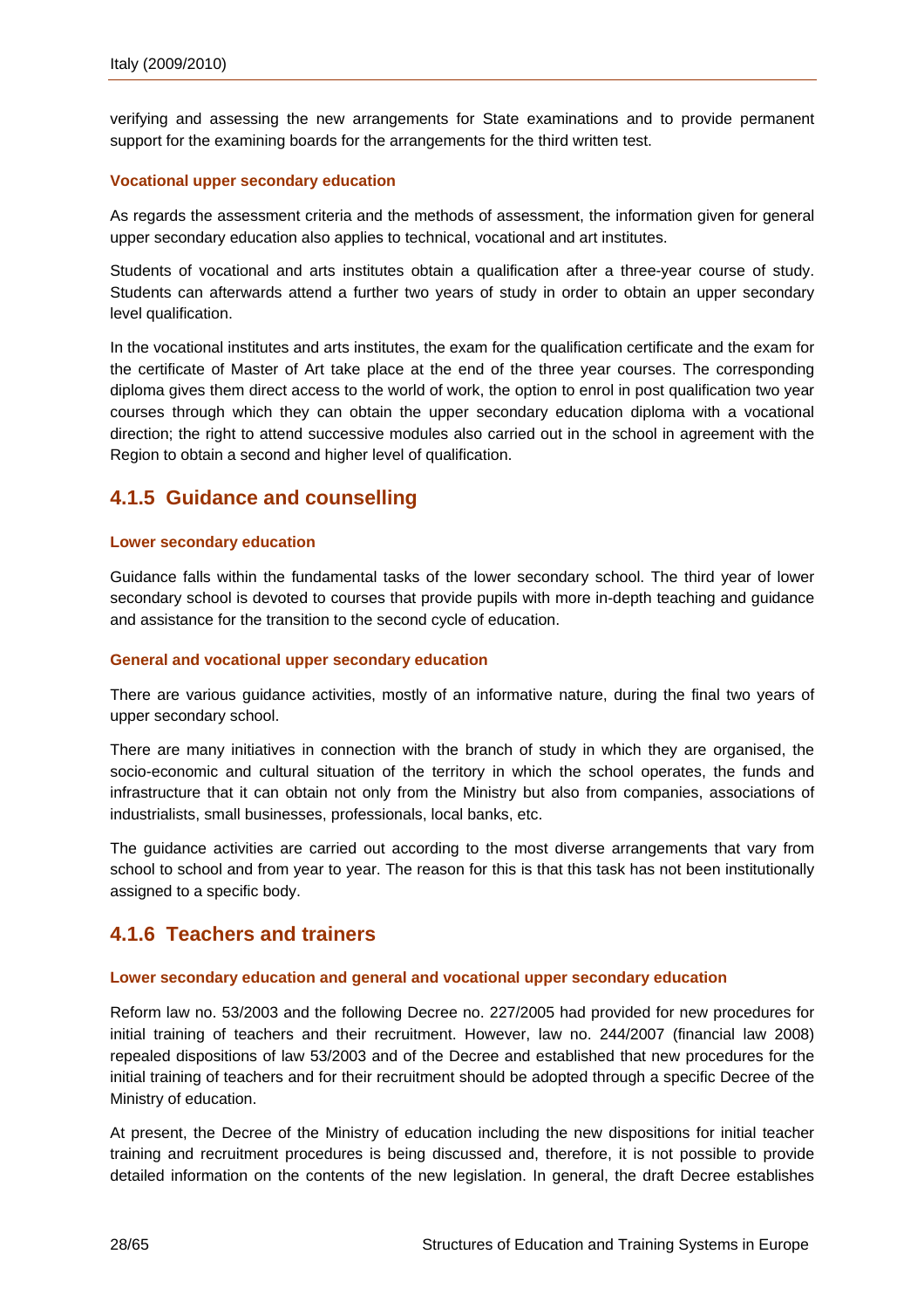verifying and assessing the new arrangements for State examinations and to provide permanent support for the examining boards for the arrangements for the third written test.

#### Vocational upper secondary education

As regards the assessment criteria and the methods of assessment, the information given for general upper secondary education also applies to technical, vocational and art institutes.

Students of vocational and arts institutes obtain a qualification after a three-year course of study. Students can afterwards attend a further two years of study in order to obtain an upper secondary level qualification.

In the vocational institutes and arts institutes, the exam for the qualification certificate and the exam for the certificate of Master of Art take place at the end of the three year courses. The corresponding diploma gives them direct access to the world of work, the option to enrol in post qualification two year courses through which they can obtain the upper secondary education diploma with a vocational direction; the right to attend successive modules also carried out in the school in agreement with the Region to obtain a second and higher level of qualification.

### 4.1.5 Guidance and counselling

#### Lower secondary education

Guidance falls within the fundamental tasks of the lower secondary school. The third year of lower secondary school is devoted to courses that provide pupils with more in-depth teaching and guidance and assistance for the transition to the second cycle of education.

#### General and vocational upper secondary education

There are various guidance activities, mostly of an informative nature, during the final two years of upper secondary school.

There are many initiatives in connection with the branch of study in which they are organised, the socio-economic and cultural situation of the territory in which the school operates, the funds and infrastructure that it can obtain not only from the Ministry but also from companies, associations of industrialists, small businesses, professionals, local banks, etc.

The guidance activities are carried out according to the most diverse arrangements that vary from school to school and from year to year. The reason for this is that this task has not been institutionally assigned to a specific body.

### 4.1.6 Teachers and trainers

#### Lower secondary education and general and vocational upper secondary education

Reform law no. 53/2003 and the following Decree no. 227/2005 had provided for new procedures for initial training of teachers and their recruitment. However, law no. 244/2007 (financial law 2008) repealed dispositions of law 53/2003 and of the Decree and established that new procedures for the initial training of teachers and for their recruitment should be adopted through a specific Decree of the Ministry of education.

At present, the Decree of the Ministry of education including the new dispositions for initial teacher training and recruitment procedures is being discussed and, therefore, it is not possible to provide detailed information on the contents of the new legislation. In general, the draft Decree establishes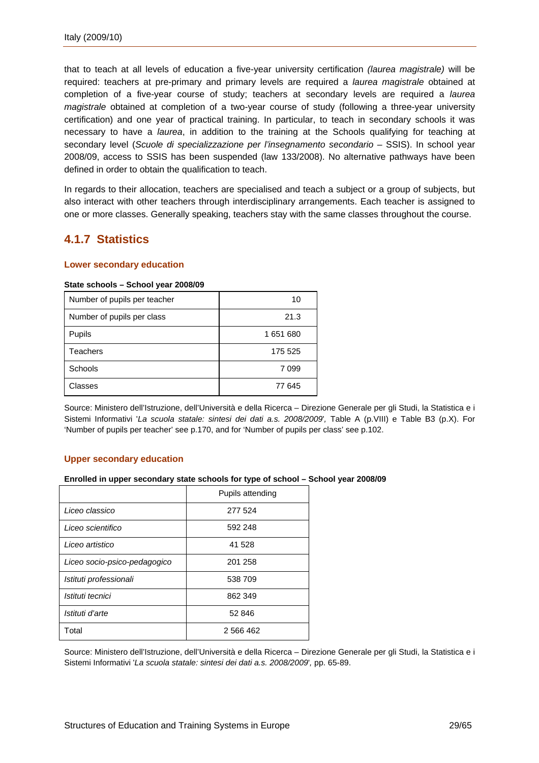that to teach at all levels of education a five-year university certification *(laurea magistrale)* will be required: teachers at pre-primary and primary levels are required a *laurea magistrale* obtained at completion of a five-year course of study; teachers at secondary levels are required a *laurea magistrale* obtained at completion of a two-year course of study (following a three-year university certification) and one year of practical training. In particular, to teach in secondary schools it was necessary to have a *laurea*, in addition to the training at the Schools qualifying for teaching at secondary level (*Scuole di specializzazione per l'insegnamento secondario* – SSIS). In school year 2008/09, access to SSIS has been suspended (law 133/2008). No alternative pathways have been defined in order to obtain the qualification to teach.

In regards to their allocation, teachers are specialised and teach a subject or a group of subjects, but also interact with other teachers through interdisciplinary arrangements. Each teacher is assigned to one or more classes. Generally speaking, teachers stay with the same classes throughout the course.

### 4.1.7 Statistics

#### Lower secondary education

**State schools – School year 2008/09**

| | |
|---|---|
| Number of pupils per teacher | 10 |
| Number of pupils per class | 21.3 |
| Pupils | 1 651 680 |
| Teachers | 175 525 |
| Schools | 7 099 |
| Classes | 77 645 |

Source: Ministero dell'Istruzione, dell'Università e della Ricerca – Direzione Generale per gli Studi, la Statistica e i Sistemi Informativi '*La scuola statale: sintesi dei dati a.s. 2008/2009*', Table A (p.VIII) e Table B3 (p.X). For 'Number of pupils per teacher' see p.170, and for 'Number of pupils per class' see p.102.

#### Upper secondary education

**Enrolled in upper secondary state schools for type of school – School year 2008/09**

| | Pupils attending |
|---|---|
| *Liceo classico* | 277 524 |
| *Liceo scientifico* | 592 248 |
| *Liceo artistico* | 41 528 |
| *Liceo socio-psico-pedagogico* | 201 258 |
| *Istituti professionali* | 538 709 |
| *Istituti tecnici* | 862 349 |
| *Istituti d'arte* | 52 846 |
| Total | 2 566 462 |

Source: Ministero dell'Istruzione, dell'Università e della Ricerca – Direzione Generale per gli Studi, la Statistica e i Sistemi Informativi '*La scuola statale: sintesi dei dati a.s. 2008/2009*', pp. 65-89.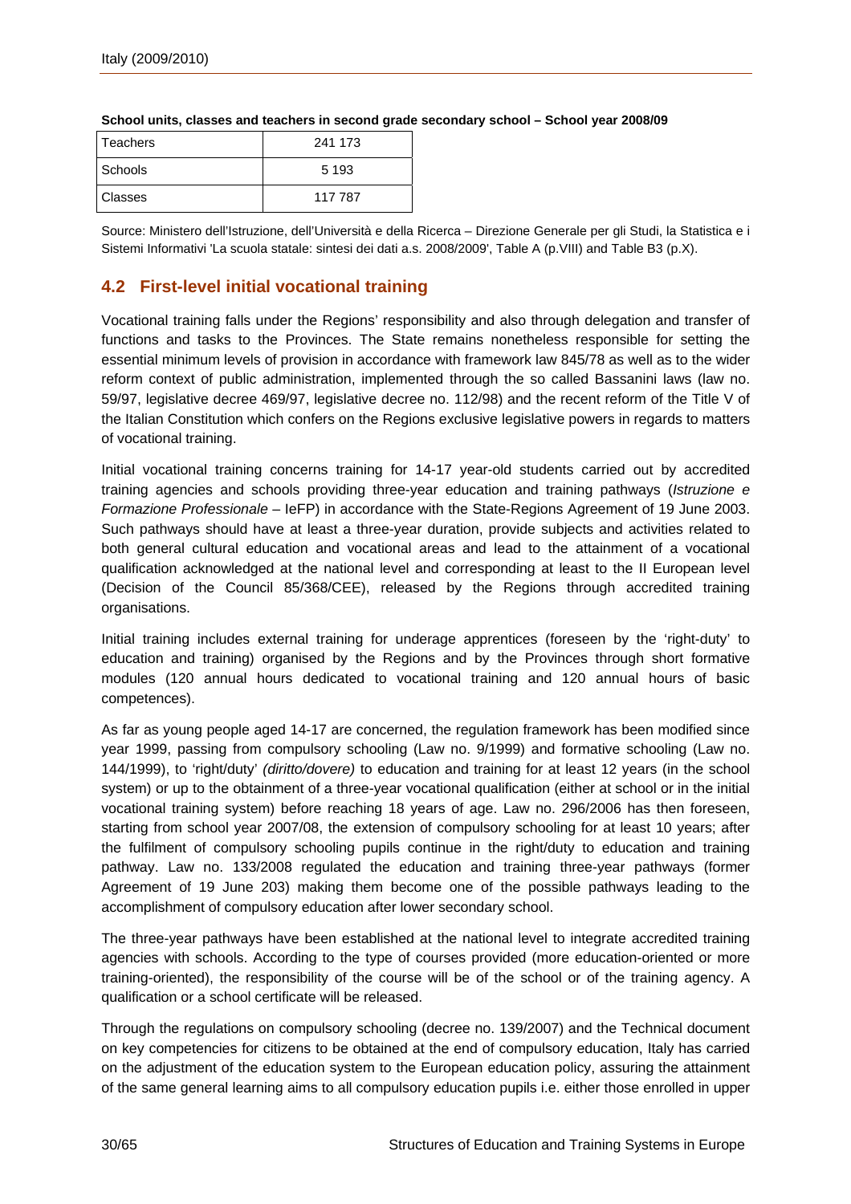**School units, classes and teachers in second grade secondary school – School year 2008/09**

| | |
|---|---|
| Teachers | 241 173 |
| Schools | 5 193 |
| Classes | 117 787 |

Source: Ministero dell'Istruzione, dell'Università e della Ricerca – Direzione Generale per gli Studi, la Statistica e i Sistemi Informativi 'La scuola statale: sintesi dei dati a.s. 2008/2009', Table A (p.VIII) and Table B3 (p.X).

## 4.2 First-level initial vocational training

Vocational training falls under the Regions' responsibility and also through delegation and transfer of functions and tasks to the Provinces. The State remains nonetheless responsible for setting the essential minimum levels of provision in accordance with framework law 845/78 as well as to the wider reform context of public administration, implemented through the so called Bassanini laws (law no. 59/97, legislative decree 469/97, legislative decree no. 112/98) and the recent reform of the Title V of the Italian Constitution which confers on the Regions exclusive legislative powers in regards to matters of vocational training.

Initial vocational training concerns training for 14-17 year-old students carried out by accredited training agencies and schools providing three-year education and training pathways (*Istruzione e Formazione Professionale* – IeFP) in accordance with the State-Regions Agreement of 19 June 2003. Such pathways should have at least a three-year duration, provide subjects and activities related to both general cultural education and vocational areas and lead to the attainment of a vocational qualification acknowledged at the national level and corresponding at least to the II European level (Decision of the Council 85/368/CEE), released by the Regions through accredited training organisations.

Initial training includes external training for underage apprentices (foreseen by the 'right-duty' to education and training) organised by the Regions and by the Provinces through short formative modules (120 annual hours dedicated to vocational training and 120 annual hours of basic competences).

As far as young people aged 14-17 are concerned, the regulation framework has been modified since year 1999, passing from compulsory schooling (Law no. 9/1999) and formative schooling (Law no. 144/1999), to 'right/duty' *(diritto/dovere)* to education and training for at least 12 years (in the school system) or up to the obtainment of a three-year vocational qualification (either at school or in the initial vocational training system) before reaching 18 years of age. Law no. 296/2006 has then foreseen, starting from school year 2007/08, the extension of compulsory schooling for at least 10 years; after the fulfilment of compulsory schooling pupils continue in the right/duty to education and training pathway. Law no. 133/2008 regulated the education and training three-year pathways (former Agreement of 19 June 203) making them become one of the possible pathways leading to the accomplishment of compulsory education after lower secondary school.

The three-year pathways have been established at the national level to integrate accredited training agencies with schools. According to the type of courses provided (more education-oriented or more training-oriented), the responsibility of the course will be of the school or of the training agency. A qualification or a school certificate will be released.

Through the regulations on compulsory schooling (decree no. 139/2007) and the Technical document on key competencies for citizens to be obtained at the end of compulsory education, Italy has carried on the adjustment of the education system to the European education policy, assuring the attainment of the same general learning aims to all compulsory education pupils i.e. either those enrolled in upper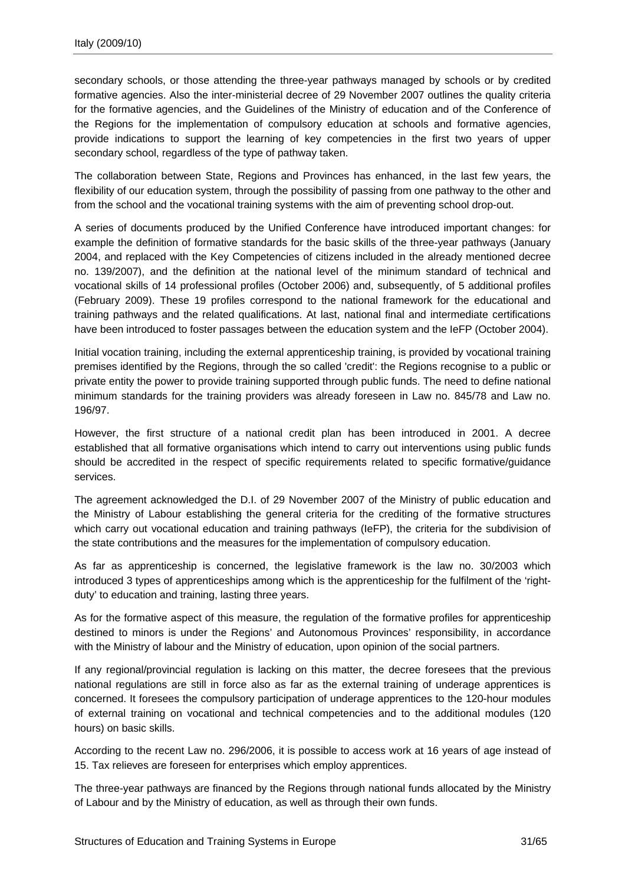secondary schools, or those attending the three-year pathways managed by schools or by credited formative agencies. Also the inter-ministerial decree of 29 November 2007 outlines the quality criteria for the formative agencies, and the Guidelines of the Ministry of education and of the Conference of the Regions for the implementation of compulsory education at schools and formative agencies, provide indications to support the learning of key competencies in the first two years of upper secondary school, regardless of the type of pathway taken.

The collaboration between State, Regions and Provinces has enhanced, in the last few years, the flexibility of our education system, through the possibility of passing from one pathway to the other and from the school and the vocational training systems with the aim of preventing school drop-out.

A series of documents produced by the Unified Conference have introduced important changes: for example the definition of formative standards for the basic skills of the three-year pathways (January 2004, and replaced with the Key Competencies of citizens included in the already mentioned decree no. 139/2007), and the definition at the national level of the minimum standard of technical and vocational skills of 14 professional profiles (October 2006) and, subsequently, of 5 additional profiles (February 2009). These 19 profiles correspond to the national framework for the educational and training pathways and the related qualifications. At last, national final and intermediate certifications have been introduced to foster passages between the education system and the IeFP (October 2004).

Initial vocation training, including the external apprenticeship training, is provided by vocational training premises identified by the Regions, through the so called 'credit': the Regions recognise to a public or private entity the power to provide training supported through public funds. The need to define national minimum standards for the training providers was already foreseen in Law no. 845/78 and Law no. 196/97.

However, the first structure of a national credit plan has been introduced in 2001. A decree established that all formative organisations which intend to carry out interventions using public funds should be accredited in the respect of specific requirements related to specific formative/guidance services.

The agreement acknowledged the D.I. of 29 November 2007 of the Ministry of public education and the Ministry of Labour establishing the general criteria for the crediting of the formative structures which carry out vocational education and training pathways (IeFP), the criteria for the subdivision of the state contributions and the measures for the implementation of compulsory education.

As far as apprenticeship is concerned, the legislative framework is the law no. 30/2003 which introduced 3 types of apprenticeships among which is the apprenticeship for the fulfilment of the 'right-duty' to education and training, lasting three years.

As for the formative aspect of this measure, the regulation of the formative profiles for apprenticeship destined to minors is under the Regions' and Autonomous Provinces' responsibility, in accordance with the Ministry of labour and the Ministry of education, upon opinion of the social partners.

If any regional/provincial regulation is lacking on this matter, the decree foresees that the previous national regulations are still in force also as far as the external training of underage apprentices is concerned. It foresees the compulsory participation of underage apprentices to the 120-hour modules of external training on vocational and technical competencies and to the additional modules (120 hours) on basic skills.

According to the recent Law no. 296/2006, it is possible to access work at 16 years of age instead of 15. Tax relieves are foreseen for enterprises which employ apprentices.

The three-year pathways are financed by the Regions through national funds allocated by the Ministry of Labour and by the Ministry of education, as well as through their own funds.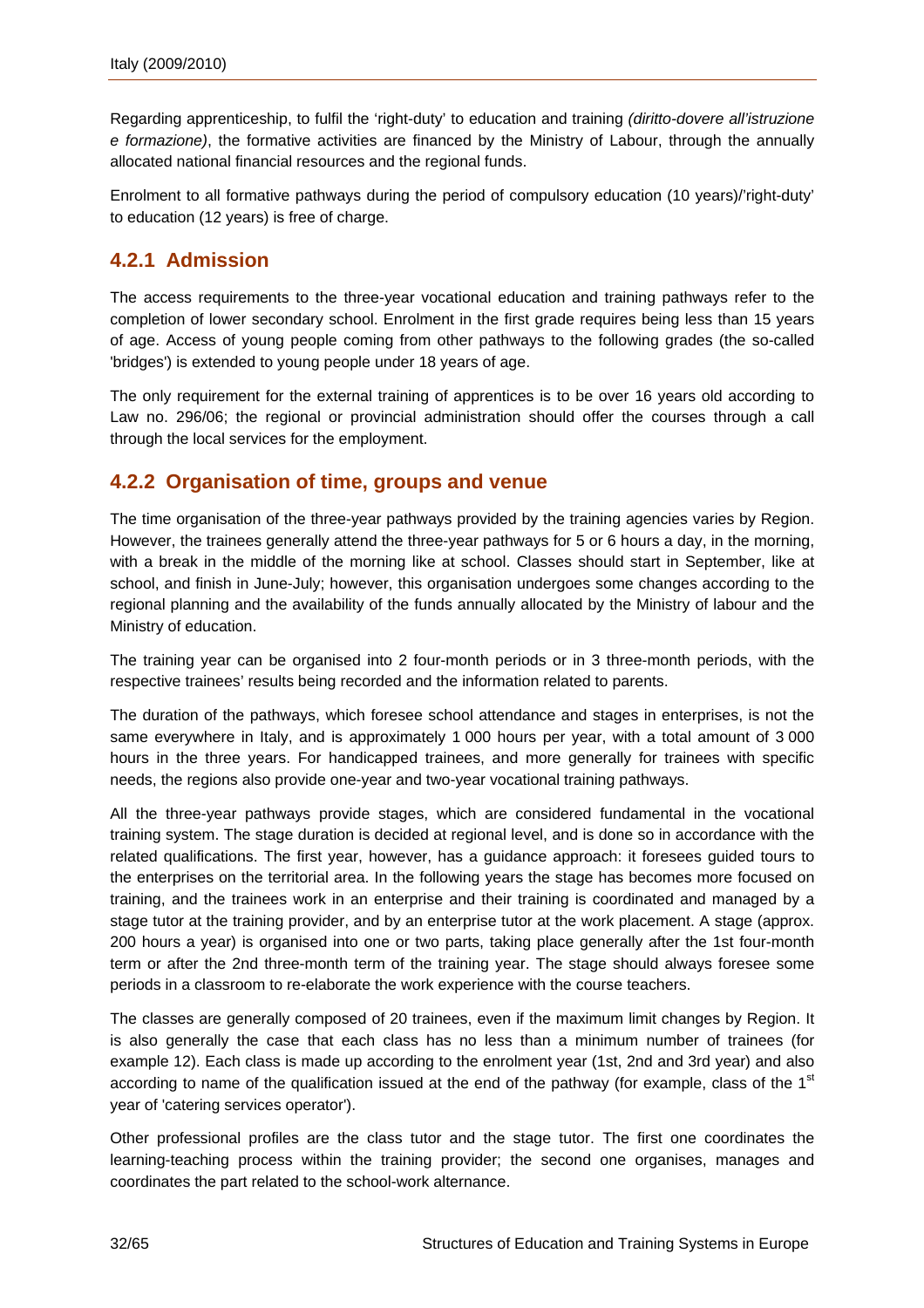Regarding apprenticeship, to fulfil the 'right-duty' to education and training *(diritto-dovere all'istruzione e formazione)*, the formative activities are financed by the Ministry of Labour, through the annually allocated national financial resources and the regional funds.

Enrolment to all formative pathways during the period of compulsory education (10 years)/'right-duty' to education (12 years) is free of charge.

### 4.2.1 Admission

The access requirements to the three-year vocational education and training pathways refer to the completion of lower secondary school. Enrolment in the first grade requires being less than 15 years of age. Access of young people coming from other pathways to the following grades (the so-called 'bridges') is extended to young people under 18 years of age.

The only requirement for the external training of apprentices is to be over 16 years old according to Law no. 296/06; the regional or provincial administration should offer the courses through a call through the local services for the employment.

### 4.2.2 Organisation of time, groups and venue

The time organisation of the three-year pathways provided by the training agencies varies by Region. However, the trainees generally attend the three-year pathways for 5 or 6 hours a day, in the morning, with a break in the middle of the morning like at school. Classes should start in September, like at school, and finish in June-July; however, this organisation undergoes some changes according to the regional planning and the availability of the funds annually allocated by the Ministry of labour and the Ministry of education.

The training year can be organised into 2 four-month periods or in 3 three-month periods, with the respective trainees' results being recorded and the information related to parents.

The duration of the pathways, which foresee school attendance and stages in enterprises, is not the same everywhere in Italy, and is approximately 1 000 hours per year, with a total amount of 3 000 hours in the three years. For handicapped trainees, and more generally for trainees with specific needs, the regions also provide one-year and two-year vocational training pathways.

All the three-year pathways provide stages, which are considered fundamental in the vocational training system. The stage duration is decided at regional level, and is done so in accordance with the related qualifications. The first year, however, has a guidance approach: it foresees guided tours to the enterprises on the territorial area. In the following years the stage has becomes more focused on training, and the trainees work in an enterprise and their training is coordinated and managed by a stage tutor at the training provider, and by an enterprise tutor at the work placement. A stage (approx. 200 hours a year) is organised into one or two parts, taking place generally after the 1st four-month term or after the 2nd three-month term of the training year. The stage should always foresee some periods in a classroom to re-elaborate the work experience with the course teachers.

The classes are generally composed of 20 trainees, even if the maximum limit changes by Region. It is also generally the case that each class has no less than a minimum number of trainees (for example 12). Each class is made up according to the enrolment year (1st, 2nd and 3rd year) and also according to name of the qualification issued at the end of the pathway (for example, class of the 1st year of 'catering services operator').

Other professional profiles are the class tutor and the stage tutor. The first one coordinates the learning-teaching process within the training provider; the second one organises, manages and coordinates the part related to the school-work alternance.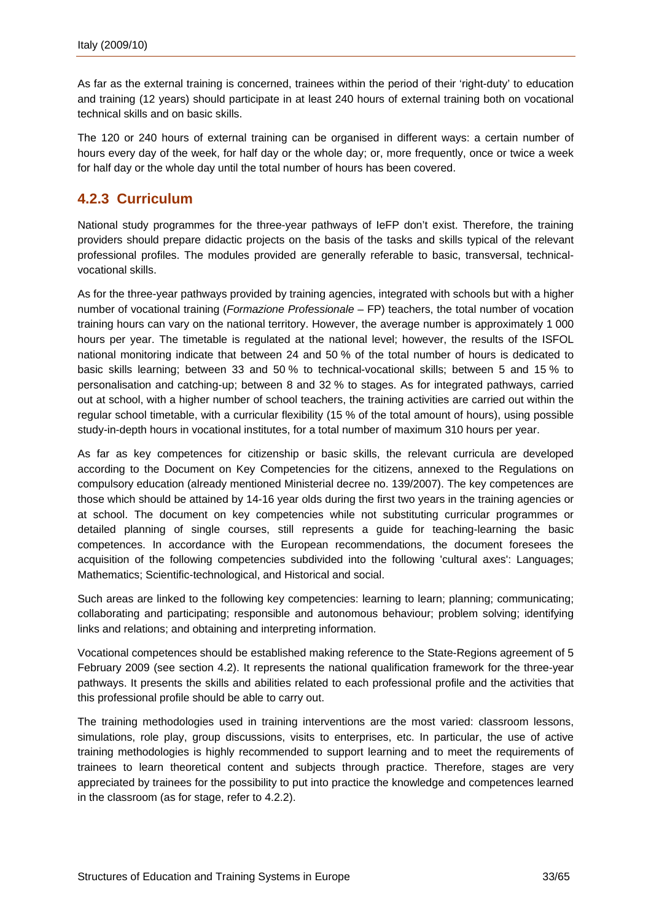As far as the external training is concerned, trainees within the period of their 'right-duty' to education and training (12 years) should participate in at least 240 hours of external training both on vocational technical skills and on basic skills.

The 120 or 240 hours of external training can be organised in different ways: a certain number of hours every day of the week, for half day or the whole day; or, more frequently, once or twice a week for half day or the whole day until the total number of hours has been covered.

## 4.2.3 Curriculum

National study programmes for the three-year pathways of IeFP don't exist. Therefore, the training providers should prepare didactic projects on the basis of the tasks and skills typical of the relevant professional profiles. The modules provided are generally referable to basic, transversal, technical-vocational skills.

As for the three-year pathways provided by training agencies, integrated with schools but with a higher number of vocational training (*Formazione Professionale* – FP) teachers, the total number of vocation training hours can vary on the national territory. However, the average number is approximately 1 000 hours per year. The timetable is regulated at the national level; however, the results of the ISFOL national monitoring indicate that between 24 and 50 % of the total number of hours is dedicated to basic skills learning; between 33 and 50 % to technical-vocational skills; between 5 and 15 % to personalisation and catching-up; between 8 and 32 % to stages. As for integrated pathways, carried out at school, with a higher number of school teachers, the training activities are carried out within the regular school timetable, with a curricular flexibility (15 % of the total amount of hours), using possible study-in-depth hours in vocational institutes, for a total number of maximum 310 hours per year.

As far as key competences for citizenship or basic skills, the relevant curricula are developed according to the Document on Key Competencies for the citizens, annexed to the Regulations on compulsory education (already mentioned Ministerial decree no. 139/2007). The key competences are those which should be attained by 14-16 year olds during the first two years in the training agencies or at school. The document on key competencies while not substituting curricular programmes or detailed planning of single courses, still represents a guide for teaching-learning the basic competences. In accordance with the European recommendations, the document foresees the acquisition of the following competencies subdivided into the following 'cultural axes': Languages; Mathematics; Scientific-technological, and Historical and social.

Such areas are linked to the following key competencies: learning to learn; planning; communicating; collaborating and participating; responsible and autonomous behaviour; problem solving; identifying links and relations; and obtaining and interpreting information.

Vocational competences should be established making reference to the State-Regions agreement of 5 February 2009 (see section 4.2). It represents the national qualification framework for the three-year pathways. It presents the skills and abilities related to each professional profile and the activities that this professional profile should be able to carry out.

The training methodologies used in training interventions are the most varied: classroom lessons, simulations, role play, group discussions, visits to enterprises, etc. In particular, the use of active training methodologies is highly recommended to support learning and to meet the requirements of trainees to learn theoretical content and subjects through practice. Therefore, stages are very appreciated by trainees for the possibility to put into practice the knowledge and competences learned in the classroom (as for stage, refer to 4.2.2).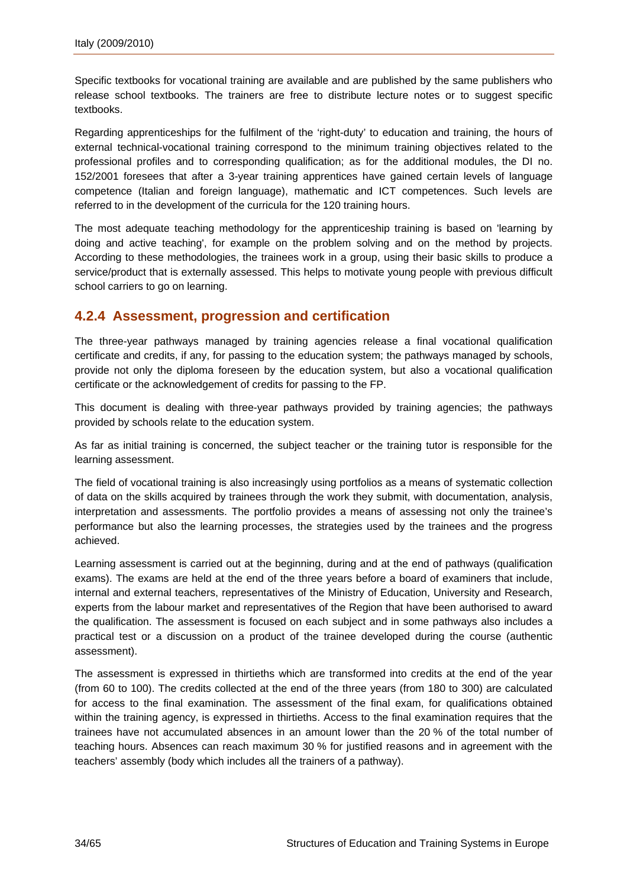Specific textbooks for vocational training are available and are published by the same publishers who release school textbooks. The trainers are free to distribute lecture notes or to suggest specific textbooks.

Regarding apprenticeships for the fulfilment of the 'right-duty' to education and training, the hours of external technical-vocational training correspond to the minimum training objectives related to the professional profiles and to corresponding qualification; as for the additional modules, the DI no. 152/2001 foresees that after a 3-year training apprentices have gained certain levels of language competence (Italian and foreign language), mathematic and ICT competences. Such levels are referred to in the development of the curricula for the 120 training hours.

The most adequate teaching methodology for the apprenticeship training is based on 'learning by doing and active teaching', for example on the problem solving and on the method by projects. According to these methodologies, the trainees work in a group, using their basic skills to produce a service/product that is externally assessed. This helps to motivate young people with previous difficult school carriers to go on learning.

### 4.2.4 Assessment, progression and certification

The three-year pathways managed by training agencies release a final vocational qualification certificate and credits, if any, for passing to the education system; the pathways managed by schools, provide not only the diploma foreseen by the education system, but also a vocational qualification certificate or the acknowledgement of credits for passing to the FP.

This document is dealing with three-year pathways provided by training agencies; the pathways provided by schools relate to the education system.

As far as initial training is concerned, the subject teacher or the training tutor is responsible for the learning assessment.

The field of vocational training is also increasingly using portfolios as a means of systematic collection of data on the skills acquired by trainees through the work they submit, with documentation, analysis, interpretation and assessments. The portfolio provides a means of assessing not only the trainee's performance but also the learning processes, the strategies used by the trainees and the progress achieved.

Learning assessment is carried out at the beginning, during and at the end of pathways (qualification exams). The exams are held at the end of the three years before a board of examiners that include, internal and external teachers, representatives of the Ministry of Education, University and Research, experts from the labour market and representatives of the Region that have been authorised to award the qualification. The assessment is focused on each subject and in some pathways also includes a practical test or a discussion on a product of the trainee developed during the course (authentic assessment).

The assessment is expressed in thirtieths which are transformed into credits at the end of the year (from 60 to 100). The credits collected at the end of the three years (from 180 to 300) are calculated for access to the final examination. The assessment of the final exam, for qualifications obtained within the training agency, is expressed in thirtieths. Access to the final examination requires that the trainees have not accumulated absences in an amount lower than the 20 % of the total number of teaching hours. Absences can reach maximum 30 % for justified reasons and in agreement with the teachers' assembly (body which includes all the trainers of a pathway).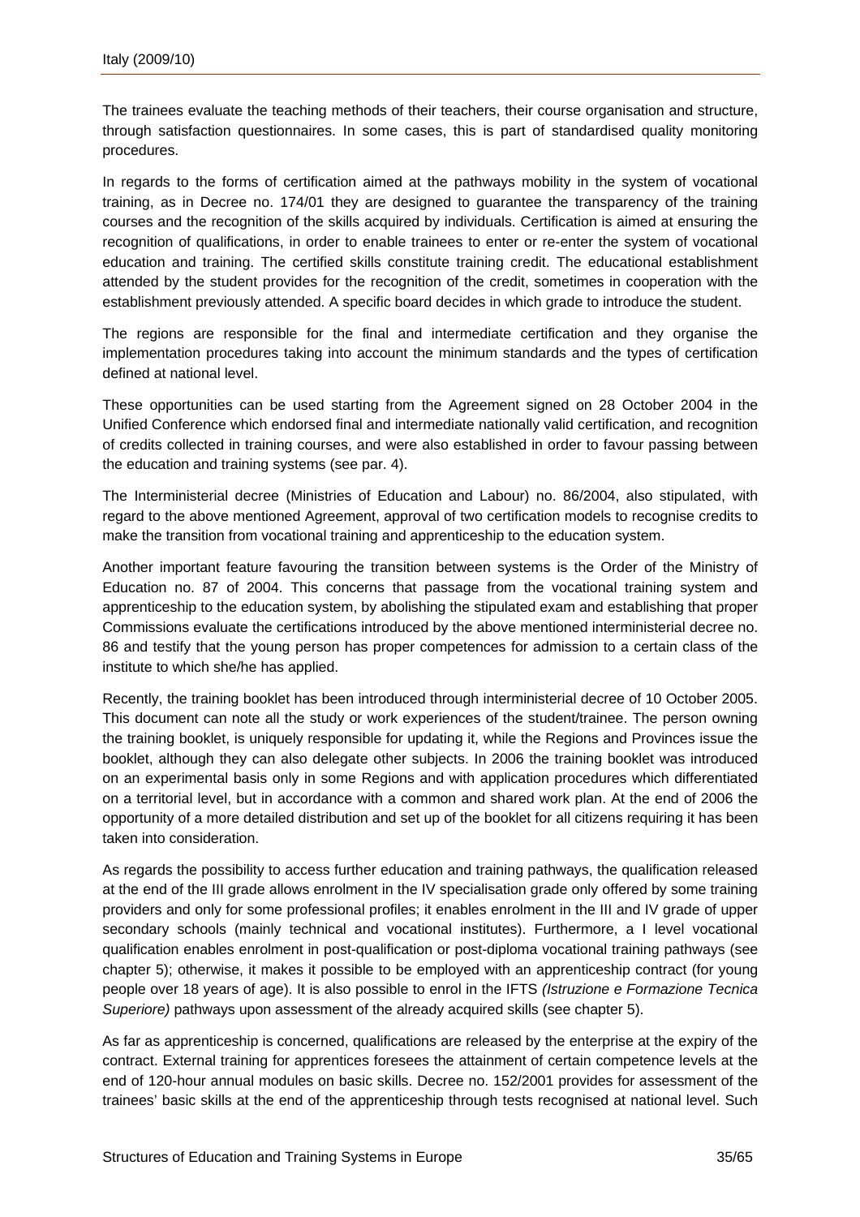The trainees evaluate the teaching methods of their teachers, their course organisation and structure, through satisfaction questionnaires. In some cases, this is part of standardised quality monitoring procedures.

In regards to the forms of certification aimed at the pathways mobility in the system of vocational training, as in Decree no. 174/01 they are designed to guarantee the transparency of the training courses and the recognition of the skills acquired by individuals. Certification is aimed at ensuring the recognition of qualifications, in order to enable trainees to enter or re-enter the system of vocational education and training. The certified skills constitute training credit. The educational establishment attended by the student provides for the recognition of the credit, sometimes in cooperation with the establishment previously attended. A specific board decides in which grade to introduce the student.

The regions are responsible for the final and intermediate certification and they organise the implementation procedures taking into account the minimum standards and the types of certification defined at national level.

These opportunities can be used starting from the Agreement signed on 28 October 2004 in the Unified Conference which endorsed final and intermediate nationally valid certification, and recognition of credits collected in training courses, and were also established in order to favour passing between the education and training systems (see par. 4).

The Interministerial decree (Ministries of Education and Labour) no. 86/2004, also stipulated, with regard to the above mentioned Agreement, approval of two certification models to recognise credits to make the transition from vocational training and apprenticeship to the education system.

Another important feature favouring the transition between systems is the Order of the Ministry of Education no. 87 of 2004. This concerns that passage from the vocational training system and apprenticeship to the education system, by abolishing the stipulated exam and establishing that proper Commissions evaluate the certifications introduced by the above mentioned interministerial decree no. 86 and testify that the young person has proper competences for admission to a certain class of the institute to which she/he has applied.

Recently, the training booklet has been introduced through interministerial decree of 10 October 2005. This document can note all the study or work experiences of the student/trainee. The person owning the training booklet, is uniquely responsible for updating it, while the Regions and Provinces issue the booklet, although they can also delegate other subjects. In 2006 the training booklet was introduced on an experimental basis only in some Regions and with application procedures which differentiated on a territorial level, but in accordance with a common and shared work plan. At the end of 2006 the opportunity of a more detailed distribution and set up of the booklet for all citizens requiring it has been taken into consideration.

As regards the possibility to access further education and training pathways, the qualification released at the end of the III grade allows enrolment in the IV specialisation grade only offered by some training providers and only for some professional profiles; it enables enrolment in the III and IV grade of upper secondary schools (mainly technical and vocational institutes). Furthermore, a I level vocational qualification enables enrolment in post-qualification or post-diploma vocational training pathways (see chapter 5); otherwise, it makes it possible to be employed with an apprenticeship contract (for young people over 18 years of age). It is also possible to enrol in the IFTS *(Istruzione e Formazione Tecnica Superiore)* pathways upon assessment of the already acquired skills (see chapter 5).

As far as apprenticeship is concerned, qualifications are released by the enterprise at the expiry of the contract. External training for apprentices foresees the attainment of certain competence levels at the end of 120-hour annual modules on basic skills. Decree no. 152/2001 provides for assessment of the trainees' basic skills at the end of the apprenticeship through tests recognised at national level. Such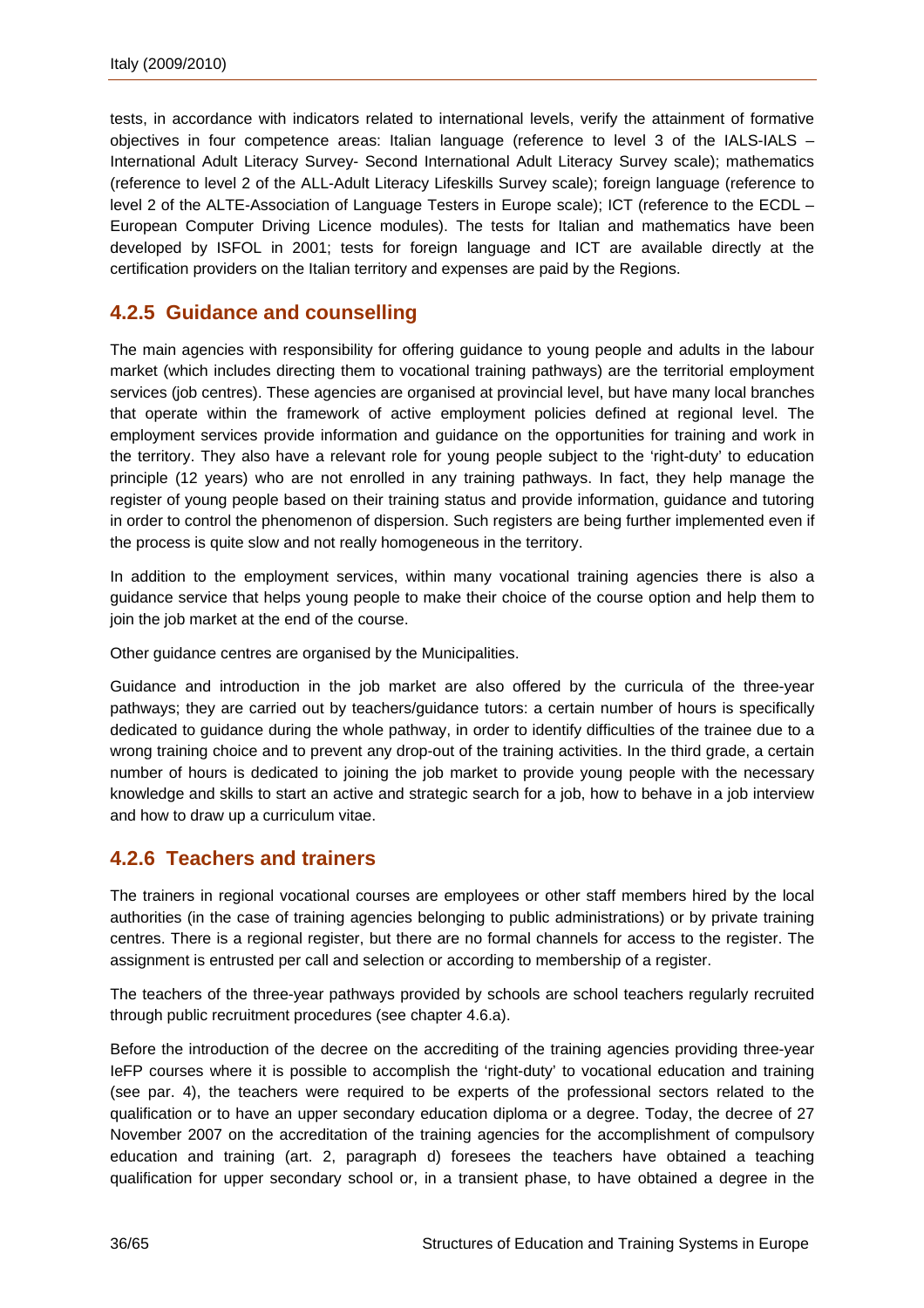tests, in accordance with indicators related to international levels, verify the attainment of formative objectives in four competence areas: Italian language (reference to level 3 of the IALS-IALS – International Adult Literacy Survey- Second International Adult Literacy Survey scale); mathematics (reference to level 2 of the ALL-Adult Literacy Lifeskills Survey scale); foreign language (reference to level 2 of the ALTE-Association of Language Testers in Europe scale); ICT (reference to the ECDL – European Computer Driving Licence modules). The tests for Italian and mathematics have been developed by ISFOL in 2001; tests for foreign language and ICT are available directly at the certification providers on the Italian territory and expenses are paid by the Regions.

### 4.2.5 Guidance and counselling

The main agencies with responsibility for offering guidance to young people and adults in the labour market (which includes directing them to vocational training pathways) are the territorial employment services (job centres). These agencies are organised at provincial level, but have many local branches that operate within the framework of active employment policies defined at regional level. The employment services provide information and guidance on the opportunities for training and work in the territory. They also have a relevant role for young people subject to the 'right-duty' to education principle (12 years) who are not enrolled in any training pathways. In fact, they help manage the register of young people based on their training status and provide information, guidance and tutoring in order to control the phenomenon of dispersion. Such registers are being further implemented even if the process is quite slow and not really homogeneous in the territory.

In addition to the employment services, within many vocational training agencies there is also a guidance service that helps young people to make their choice of the course option and help them to join the job market at the end of the course.

Other guidance centres are organised by the Municipalities.

Guidance and introduction in the job market are also offered by the curricula of the three-year pathways; they are carried out by teachers/guidance tutors: a certain number of hours is specifically dedicated to guidance during the whole pathway, in order to identify difficulties of the trainee due to a wrong training choice and to prevent any drop-out of the training activities. In the third grade, a certain number of hours is dedicated to joining the job market to provide young people with the necessary knowledge and skills to start an active and strategic search for a job, how to behave in a job interview and how to draw up a curriculum vitae.

### 4.2.6 Teachers and trainers

The trainers in regional vocational courses are employees or other staff members hired by the local authorities (in the case of training agencies belonging to public administrations) or by private training centres. There is a regional register, but there are no formal channels for access to the register. The assignment is entrusted per call and selection or according to membership of a register.

The teachers of the three-year pathways provided by schools are school teachers regularly recruited through public recruitment procedures (see chapter 4.6.a).

Before the introduction of the decree on the accrediting of the training agencies providing three-year IeFP courses where it is possible to accomplish the 'right-duty' to vocational education and training (see par. 4), the teachers were required to be experts of the professional sectors related to the qualification or to have an upper secondary education diploma or a degree. Today, the decree of 27 November 2007 on the accreditation of the training agencies for the accomplishment of compulsory education and training (art. 2, paragraph d) foresees the teachers have obtained a teaching qualification for upper secondary school or, in a transient phase, to have obtained a degree in the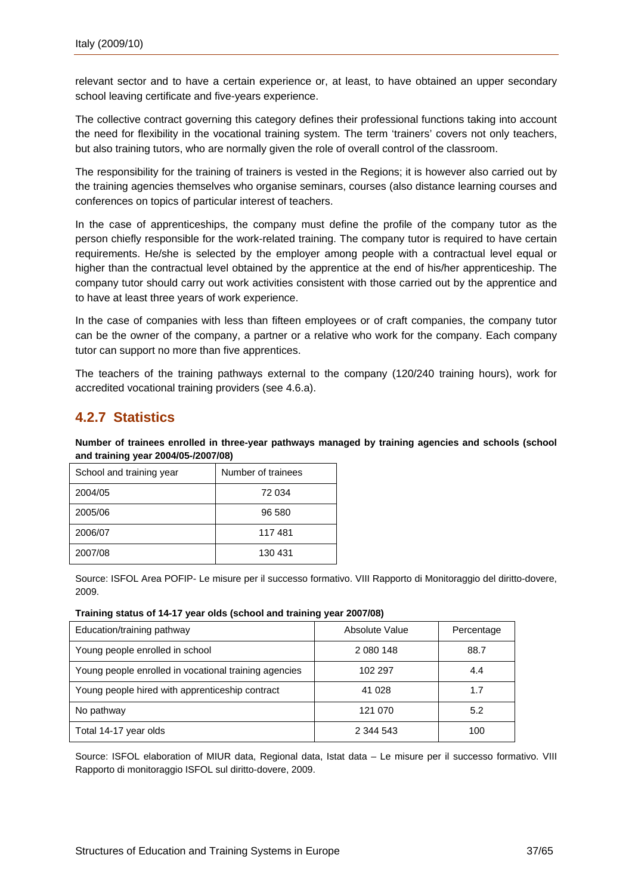relevant sector and to have a certain experience or, at least, to have obtained an upper secondary school leaving certificate and five-years experience.

The collective contract governing this category defines their professional functions taking into account the need for flexibility in the vocational training system. The term 'trainers' covers not only teachers, but also training tutors, who are normally given the role of overall control of the classroom.

The responsibility for the training of trainers is vested in the Regions; it is however also carried out by the training agencies themselves who organise seminars, courses (also distance learning courses and conferences on topics of particular interest of teachers.

In the case of apprenticeships, the company must define the profile of the company tutor as the person chiefly responsible for the work-related training. The company tutor is required to have certain requirements. He/she is selected by the employer among people with a contractual level equal or higher than the contractual level obtained by the apprentice at the end of his/her apprenticeship. The company tutor should carry out work activities consistent with those carried out by the apprentice and to have at least three years of work experience.

In the case of companies with less than fifteen employees or of craft companies, the company tutor can be the owner of the company, a partner or a relative who work for the company. Each company tutor can support no more than five apprentices.

The teachers of the training pathways external to the company (120/240 training hours), work for accredited vocational training providers (see 4.6.a).

## 4.2.7 Statistics

**Number of trainees enrolled in three-year pathways managed by training agencies and schools (school and training year 2004/05-/2007/08)**

| School and training year | Number of trainees |
|---|---|
| 2004/05 | 72 034 |
| 2005/06 | 96 580 |
| 2006/07 | 117 481 |
| 2007/08 | 130 431 |

Source: ISFOL Area POFIP- Le misure per il successo formativo. VIII Rapporto di Monitoraggio del diritto-dovere, 2009.

**Training status of 14-17 year olds (school and training year 2007/08)**

| Education/training pathway | Absolute Value | Percentage |
|---|---|---|
| Young people enrolled in school | 2 080 148 | 88.7 |
| Young people enrolled in vocational training agencies | 102 297 | 4.4 |
| Young people hired with apprenticeship contract | 41 028 | 1.7 |
| No pathway | 121 070 | 5.2 |
| Total 14-17 year olds | 2 344 543 | 100 |

Source: ISFOL elaboration of MIUR data, Regional data, Istat data – Le misure per il successo formativo. VIII Rapporto di monitoraggio ISFOL sul diritto-dovere, 2009.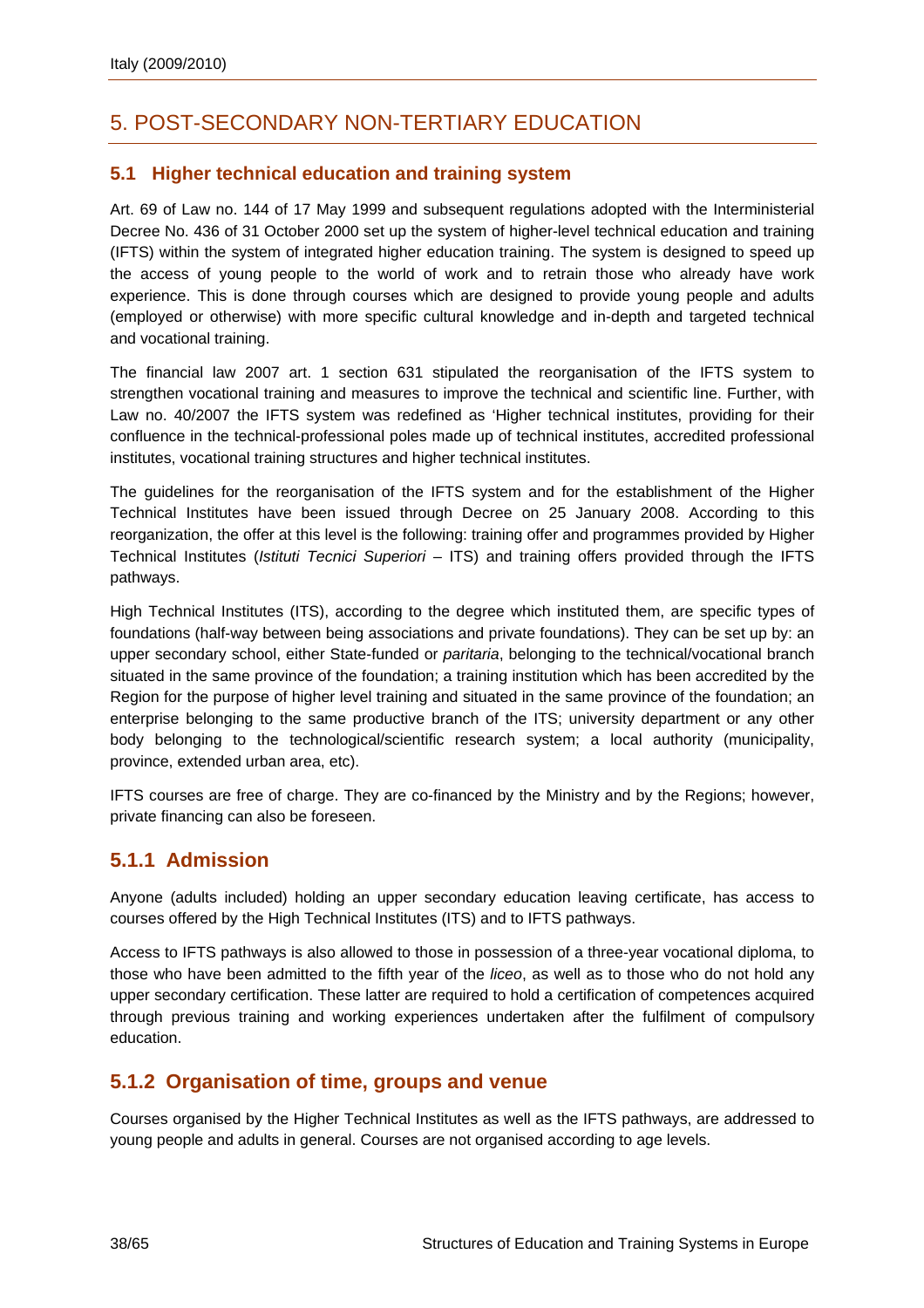# 5. POST-SECONDARY NON-TERTIARY EDUCATION

## 5.1 Higher technical education and training system

Art. 69 of Law no. 144 of 17 May 1999 and subsequent regulations adopted with the Interministerial Decree No. 436 of 31 October 2000 set up the system of higher-level technical education and training (IFTS) within the system of integrated higher education training. The system is designed to speed up the access of young people to the world of work and to retrain those who already have work experience. This is done through courses which are designed to provide young people and adults (employed or otherwise) with more specific cultural knowledge and in-depth and targeted technical and vocational training.

The financial law 2007 art. 1 section 631 stipulated the reorganisation of the IFTS system to strengthen vocational training and measures to improve the technical and scientific line. Further, with Law no. 40/2007 the IFTS system was redefined as 'Higher technical institutes, providing for their confluence in the technical-professional poles made up of technical institutes, accredited professional institutes, vocational training structures and higher technical institutes.

The guidelines for the reorganisation of the IFTS system and for the establishment of the Higher Technical Institutes have been issued through Decree on 25 January 2008. According to this reorganization, the offer at this level is the following: training offer and programmes provided by Higher Technical Institutes (*Istituti Tecnici Superiori* – ITS) and training offers provided through the IFTS pathways.

High Technical Institutes (ITS), according to the degree which instituted them, are specific types of foundations (half-way between being associations and private foundations). They can be set up by: an upper secondary school, either State-funded or *paritaria*, belonging to the technical/vocational branch situated in the same province of the foundation; a training institution which has been accredited by the Region for the purpose of higher level training and situated in the same province of the foundation; an enterprise belonging to the same productive branch of the ITS; university department or any other body belonging to the technological/scientific research system; a local authority (municipality, province, extended urban area, etc).

IFTS courses are free of charge. They are co-financed by the Ministry and by the Regions; however, private financing can also be foreseen.

### 5.1.1 Admission

Anyone (adults included) holding an upper secondary education leaving certificate, has access to courses offered by the High Technical Institutes (ITS) and to IFTS pathways.

Access to IFTS pathways is also allowed to those in possession of a three-year vocational diploma, to those who have been admitted to the fifth year of the *liceo*, as well as to those who do not hold any upper secondary certification. These latter are required to hold a certification of competences acquired through previous training and working experiences undertaken after the fulfilment of compulsory education.

### 5.1.2 Organisation of time, groups and venue

Courses organised by the Higher Technical Institutes as well as the IFTS pathways, are addressed to young people and adults in general. Courses are not organised according to age levels.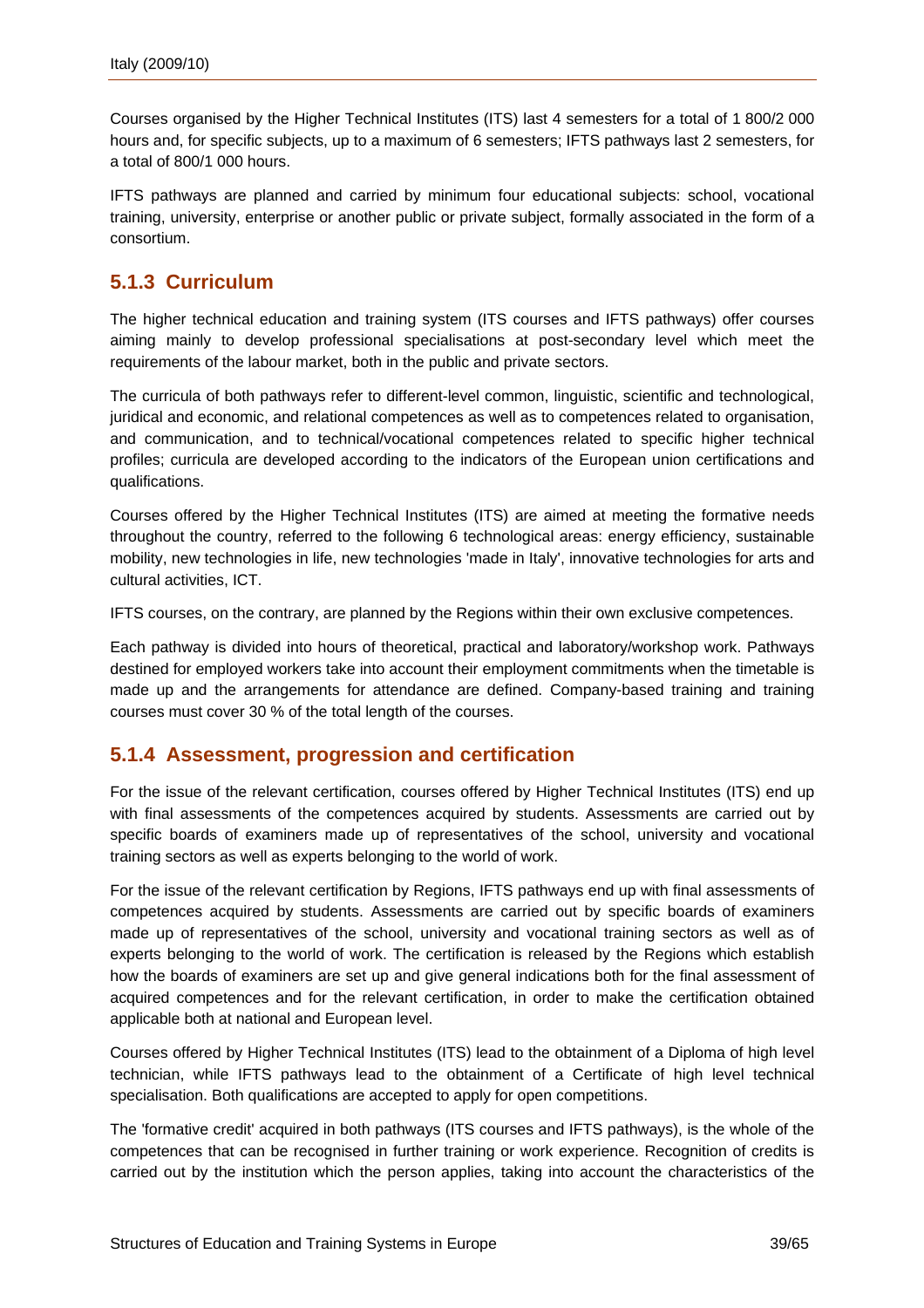Courses organised by the Higher Technical Institutes (ITS) last 4 semesters for a total of 1 800/2 000 hours and, for specific subjects, up to a maximum of 6 semesters; IFTS pathways last 2 semesters, for a total of 800/1 000 hours.

IFTS pathways are planned and carried by minimum four educational subjects: school, vocational training, university, enterprise or another public or private subject, formally associated in the form of a consortium.

### 5.1.3 Curriculum

The higher technical education and training system (ITS courses and IFTS pathways) offer courses aiming mainly to develop professional specialisations at post-secondary level which meet the requirements of the labour market, both in the public and private sectors.

The curricula of both pathways refer to different-level common, linguistic, scientific and technological, juridical and economic, and relational competences as well as to competences related to organisation, and communication, and to technical/vocational competences related to specific higher technical profiles; curricula are developed according to the indicators of the European union certifications and qualifications.

Courses offered by the Higher Technical Institutes (ITS) are aimed at meeting the formative needs throughout the country, referred to the following 6 technological areas: energy efficiency, sustainable mobility, new technologies in life, new technologies 'made in Italy', innovative technologies for arts and cultural activities, ICT.

IFTS courses, on the contrary, are planned by the Regions within their own exclusive competences.

Each pathway is divided into hours of theoretical, practical and laboratory/workshop work. Pathways destined for employed workers take into account their employment commitments when the timetable is made up and the arrangements for attendance are defined. Company-based training and training courses must cover 30 % of the total length of the courses.

### 5.1.4 Assessment, progression and certification

For the issue of the relevant certification, courses offered by Higher Technical Institutes (ITS) end up with final assessments of the competences acquired by students. Assessments are carried out by specific boards of examiners made up of representatives of the school, university and vocational training sectors as well as experts belonging to the world of work.

For the issue of the relevant certification by Regions, IFTS pathways end up with final assessments of competences acquired by students. Assessments are carried out by specific boards of examiners made up of representatives of the school, university and vocational training sectors as well as of experts belonging to the world of work. The certification is released by the Regions which establish how the boards of examiners are set up and give general indications both for the final assessment of acquired competences and for the relevant certification, in order to make the certification obtained applicable both at national and European level.

Courses offered by Higher Technical Institutes (ITS) lead to the obtainment of a Diploma of high level technician, while IFTS pathways lead to the obtainment of a Certificate of high level technical specialisation. Both qualifications are accepted to apply for open competitions.

The 'formative credit' acquired in both pathways (ITS courses and IFTS pathways), is the whole of the competences that can be recognised in further training or work experience. Recognition of credits is carried out by the institution which the person applies, taking into account the characteristics of the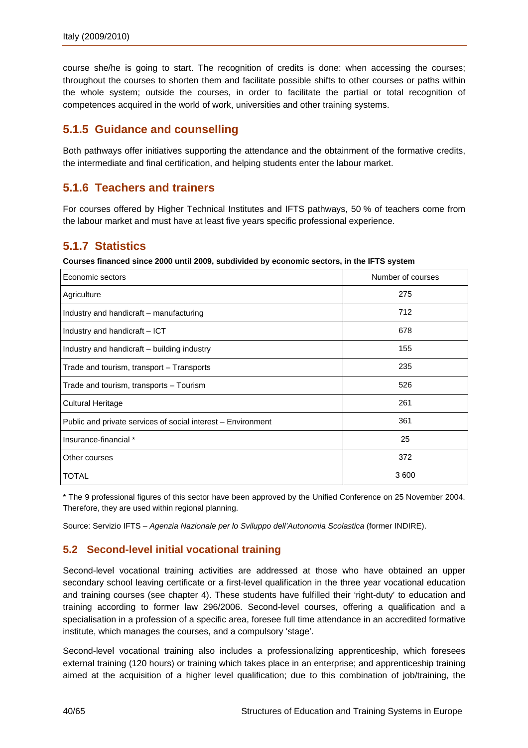course she/he is going to start. The recognition of credits is done: when accessing the courses; throughout the courses to shorten them and facilitate possible shifts to other courses or paths within the whole system; outside the courses, in order to facilitate the partial or total recognition of competences acquired in the world of work, universities and other training systems.

### 5.1.5 Guidance and counselling

Both pathways offer initiatives supporting the attendance and the obtainment of the formative credits, the intermediate and final certification, and helping students enter the labour market.

### 5.1.6 Teachers and trainers

For courses offered by Higher Technical Institutes and IFTS pathways, 50 % of teachers come from the labour market and must have at least five years specific professional experience.

### 5.1.7 Statistics

**Courses financed since 2000 until 2009, subdivided by economic sectors, in the IFTS system**

| Economic sectors | Number of courses |
|---|---|
| Agriculture | 275 |
| Industry and handicraft – manufacturing | 712 |
| Industry and handicraft – ICT | 678 |
| Industry and handicraft – building industry | 155 |
| Trade and tourism, transport – Transports | 235 |
| Trade and tourism, transports – Tourism | 526 |
| Cultural Heritage | 261 |
| Public and private services of social interest – Environment | 361 |
| Insurance-financial * | 25 |
| Other courses | 372 |
| TOTAL | 3 600 |

* The 9 professional figures of this sector have been approved by the Unified Conference on 25 November 2004. Therefore, they are used within regional planning.

Source: Servizio IFTS – *Agenzia Nazionale per lo Sviluppo dell'Autonomia Scolastica* (former INDIRE).

## 5.2 Second-level initial vocational training

Second-level vocational training activities are addressed at those who have obtained an upper secondary school leaving certificate or a first-level qualification in the three year vocational education and training courses (see chapter 4). These students have fulfilled their 'right-duty' to education and training according to former law 296/2006. Second-level courses, offering a qualification and a specialisation in a profession of a specific area, foresee full time attendance in an accredited formative institute, which manages the courses, and a compulsory 'stage'.

Second-level vocational training also includes a professionalizing apprenticeship, which foresees external training (120 hours) or training which takes place in an enterprise; and apprenticeship training aimed at the acquisition of a higher level qualification; due to this combination of job/training, the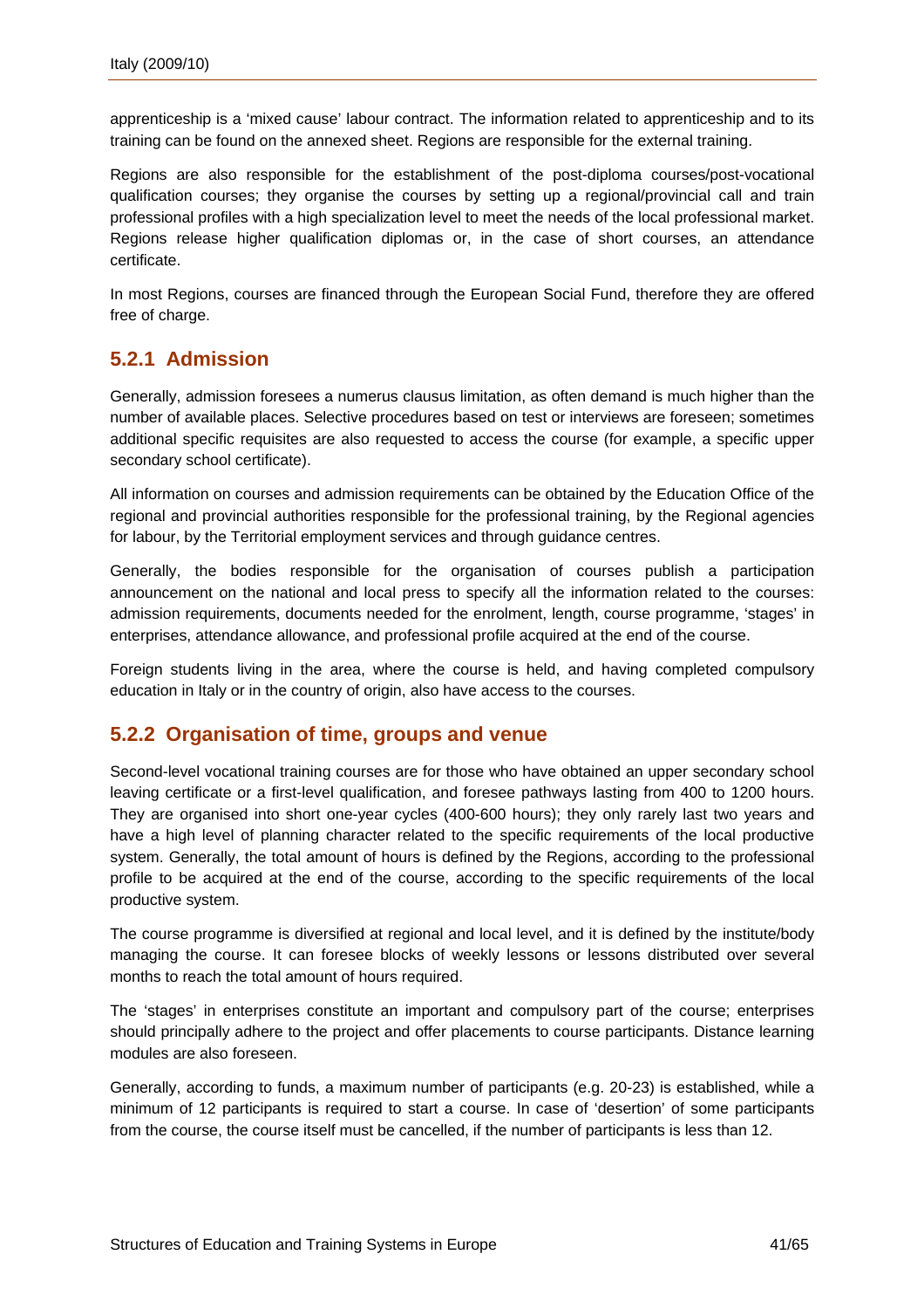apprenticeship is a 'mixed cause' labour contract. The information related to apprenticeship and to its training can be found on the annexed sheet. Regions are responsible for the external training.

Regions are also responsible for the establishment of the post-diploma courses/post-vocational qualification courses; they organise the courses by setting up a regional/provincial call and train professional profiles with a high specialization level to meet the needs of the local professional market. Regions release higher qualification diplomas or, in the case of short courses, an attendance certificate.

In most Regions, courses are financed through the European Social Fund, therefore they are offered free of charge.

### 5.2.1 Admission

Generally, admission foresees a numerus clausus limitation, as often demand is much higher than the number of available places. Selective procedures based on test or interviews are foreseen; sometimes additional specific requisites are also requested to access the course (for example, a specific upper secondary school certificate).

All information on courses and admission requirements can be obtained by the Education Office of the regional and provincial authorities responsible for the professional training, by the Regional agencies for labour, by the Territorial employment services and through guidance centres.

Generally, the bodies responsible for the organisation of courses publish a participation announcement on the national and local press to specify all the information related to the courses: admission requirements, documents needed for the enrolment, length, course programme, 'stages' in enterprises, attendance allowance, and professional profile acquired at the end of the course.

Foreign students living in the area, where the course is held, and having completed compulsory education in Italy or in the country of origin, also have access to the courses.

### 5.2.2 Organisation of time, groups and venue

Second-level vocational training courses are for those who have obtained an upper secondary school leaving certificate or a first-level qualification, and foresee pathways lasting from 400 to 1200 hours. They are organised into short one-year cycles (400-600 hours); they only rarely last two years and have a high level of planning character related to the specific requirements of the local productive system. Generally, the total amount of hours is defined by the Regions, according to the professional profile to be acquired at the end of the course, according to the specific requirements of the local productive system.

The course programme is diversified at regional and local level, and it is defined by the institute/body managing the course. It can foresee blocks of weekly lessons or lessons distributed over several months to reach the total amount of hours required.

The 'stages' in enterprises constitute an important and compulsory part of the course; enterprises should principally adhere to the project and offer placements to course participants. Distance learning modules are also foreseen.

Generally, according to funds, a maximum number of participants (e.g. 20-23) is established, while a minimum of 12 participants is required to start a course. In case of 'desertion' of some participants from the course, the course itself must be cancelled, if the number of participants is less than 12.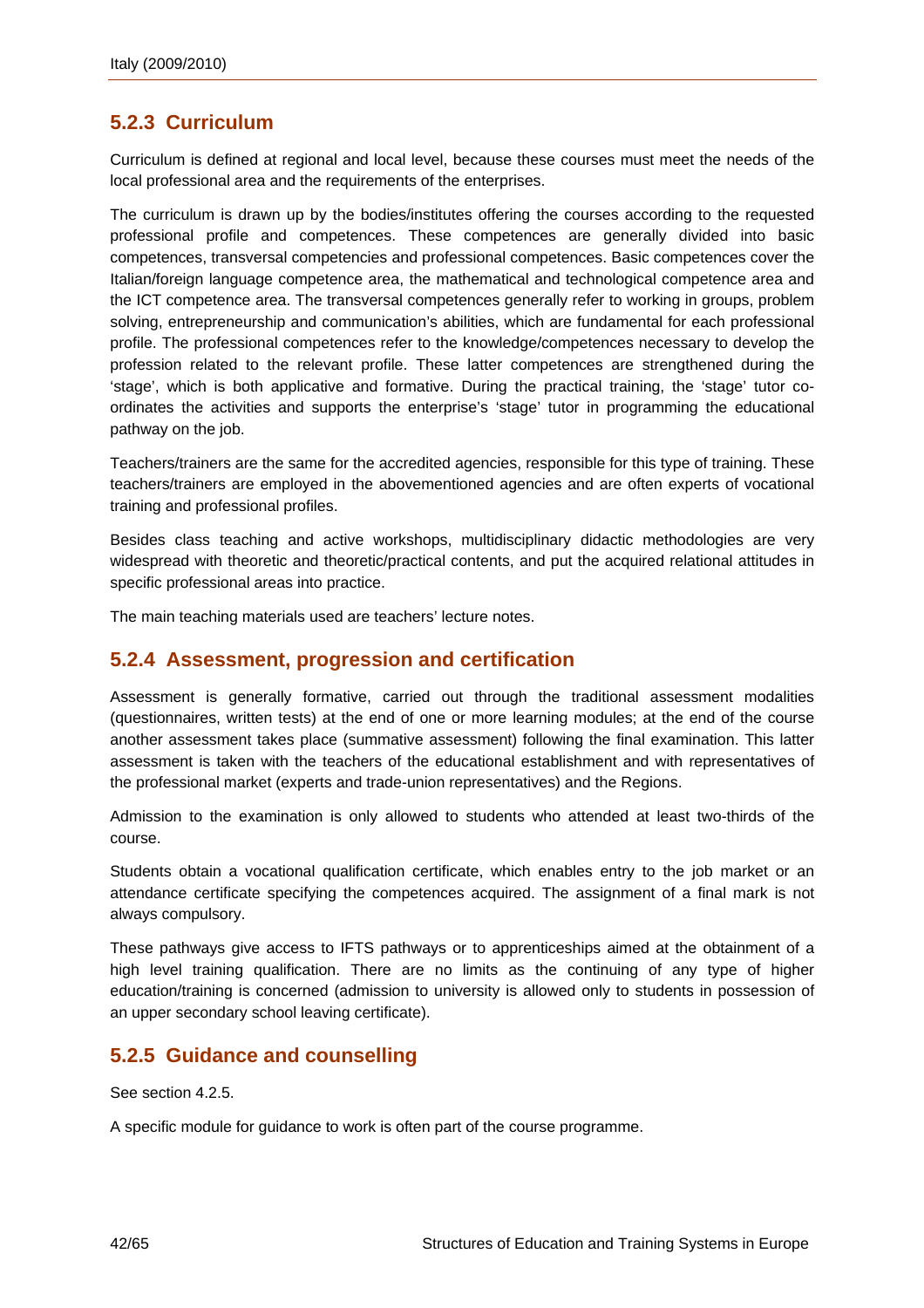### 5.2.3 Curriculum

Curriculum is defined at regional and local level, because these courses must meet the needs of the local professional area and the requirements of the enterprises.

The curriculum is drawn up by the bodies/institutes offering the courses according to the requested professional profile and competences. These competences are generally divided into basic competences, transversal competencies and professional competences. Basic competences cover the Italian/foreign language competence area, the mathematical and technological competence area and the ICT competence area. The transversal competences generally refer to working in groups, problem solving, entrepreneurship and communication's abilities, which are fundamental for each professional profile. The professional competences refer to the knowledge/competences necessary to develop the profession related to the relevant profile. These latter competences are strengthened during the 'stage', which is both applicative and formative. During the practical training, the 'stage' tutor co-ordinates the activities and supports the enterprise's 'stage' tutor in programming the educational pathway on the job.

Teachers/trainers are the same for the accredited agencies, responsible for this type of training. These teachers/trainers are employed in the abovementioned agencies and are often experts of vocational training and professional profiles.

Besides class teaching and active workshops, multidisciplinary didactic methodologies are very widespread with theoretic and theoretic/practical contents, and put the acquired relational attitudes in specific professional areas into practice.

The main teaching materials used are teachers' lecture notes.

### 5.2.4 Assessment, progression and certification

Assessment is generally formative, carried out through the traditional assessment modalities (questionnaires, written tests) at the end of one or more learning modules; at the end of the course another assessment takes place (summative assessment) following the final examination. This latter assessment is taken with the teachers of the educational establishment and with representatives of the professional market (experts and trade-union representatives) and the Regions.

Admission to the examination is only allowed to students who attended at least two-thirds of the course.

Students obtain a vocational qualification certificate, which enables entry to the job market or an attendance certificate specifying the competences acquired. The assignment of a final mark is not always compulsory.

These pathways give access to IFTS pathways or to apprenticeships aimed at the obtainment of a high level training qualification. There are no limits as the continuing of any type of higher education/training is concerned (admission to university is allowed only to students in possession of an upper secondary school leaving certificate).

### 5.2.5 Guidance and counselling

See section 4.2.5.

A specific module for guidance to work is often part of the course programme.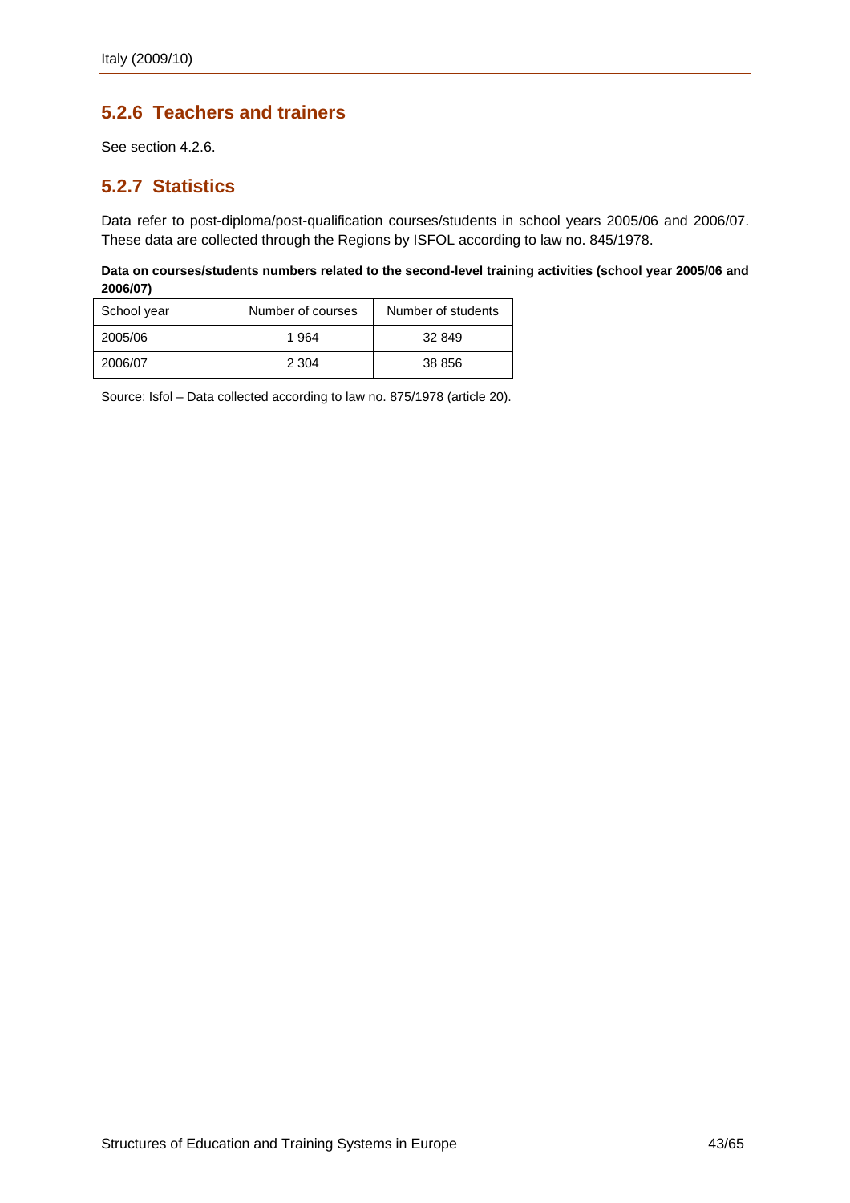## 5.2.6 Teachers and trainers

See section 4.2.6.

## 5.2.7 Statistics

Data refer to post-diploma/post-qualification courses/students in school years 2005/06 and 2006/07. These data are collected through the Regions by ISFOL according to law no. 845/1978.

**Data on courses/students numbers related to the second-level training activities (school year 2005/06 and 2006/07)**

| School year | Number of courses | Number of students |
|---|---|---|
| 2005/06 | 1 964 | 32 849 |
| 2006/07 | 2 304 | 38 856 |

Source: Isfol – Data collected according to law no. 875/1978 (article 20).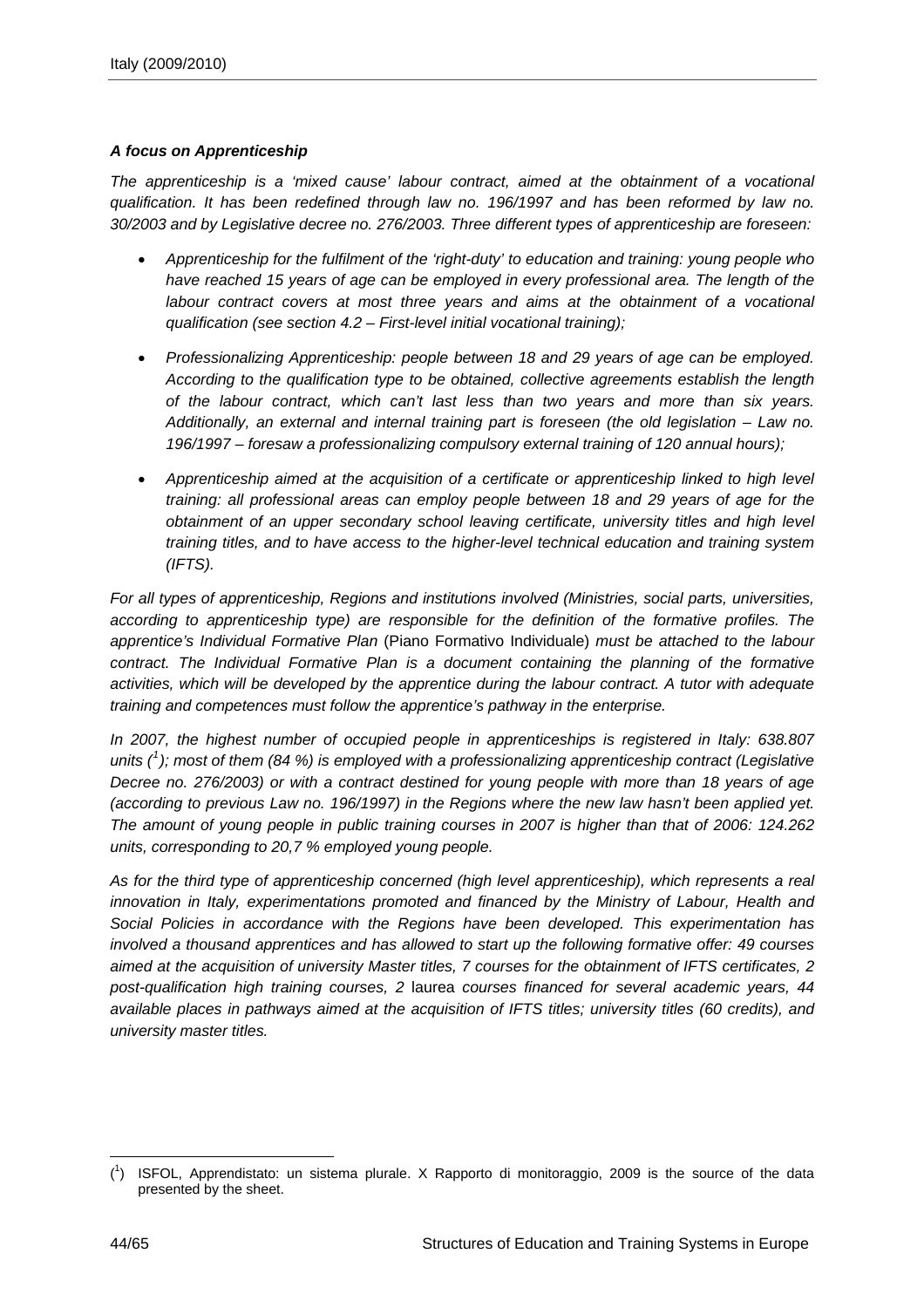***A focus on Apprenticeship***

*The apprenticeship is a 'mixed cause' labour contract, aimed at the obtainment of a vocational qualification. It has been redefined through law no. 196/1997 and has been reformed by law no. 30/2003 and by Legislative decree no. 276/2003. Three different types of apprenticeship are foreseen:*

- *Apprenticeship for the fulfilment of the 'right-duty' to education and training: young people who have reached 15 years of age can be employed in every professional area. The length of the labour contract covers at most three years and aims at the obtainment of a vocational qualification (see section 4.2 – First-level initial vocational training);*
- *Professionalizing Apprenticeship: people between 18 and 29 years of age can be employed. According to the qualification type to be obtained, collective agreements establish the length of the labour contract, which can't last less than two years and more than six years. Additionally, an external and internal training part is foreseen (the old legislation – Law no. 196/1997 – foresaw a professionalizing compulsory external training of 120 annual hours);*
- *Apprenticeship aimed at the acquisition of a certificate or apprenticeship linked to high level training: all professional areas can employ people between 18 and 29 years of age for the obtainment of an upper secondary school leaving certificate, university titles and high level training titles, and to have access to the higher-level technical education and training system (IFTS).*

*For all types of apprenticeship, Regions and institutions involved (Ministries, social parts, universities, according to apprenticeship type) are responsible for the definition of the formative profiles. The apprentice's Individual Formative Plan* (Piano Formativo Individuale) *must be attached to the labour contract. The Individual Formative Plan is a document containing the planning of the formative activities, which will be developed by the apprentice during the labour contract. A tutor with adequate training and competences must follow the apprentice's pathway in the enterprise.*

*In 2007, the highest number of occupied people in apprenticeships is registered in Italy: 638.807 units ([1]); most of them (84 %) is employed with a professionalizing apprenticeship contract (Legislative Decree no. 276/2003) or with a contract destined for young people with more than 18 years of age (according to previous Law no. 196/1997) in the Regions where the new law hasn't been applied yet. The amount of young people in public training courses in 2007 is higher than that of 2006: 124.262 units, corresponding to 20,7 % employed young people.*

*As for the third type of apprenticeship concerned (high level apprenticeship), which represents a real innovation in Italy, experimentations promoted and financed by the Ministry of Labour, Health and Social Policies in accordance with the Regions have been developed. This experimentation has involved a thousand apprentices and has allowed to start up the following formative offer: 49 courses aimed at the acquisition of university Master titles, 7 courses for the obtainment of IFTS certificates, 2 post-qualification high training courses, 2* laurea *courses financed for several academic years, 44 available places in pathways aimed at the acquisition of IFTS titles; university titles (60 credits), and university master titles.*

---

([1]) ISFOL, Apprendistato: un sistema plurale. X Rapporto di monitoraggio, 2009 is the source of the data presented by the sheet.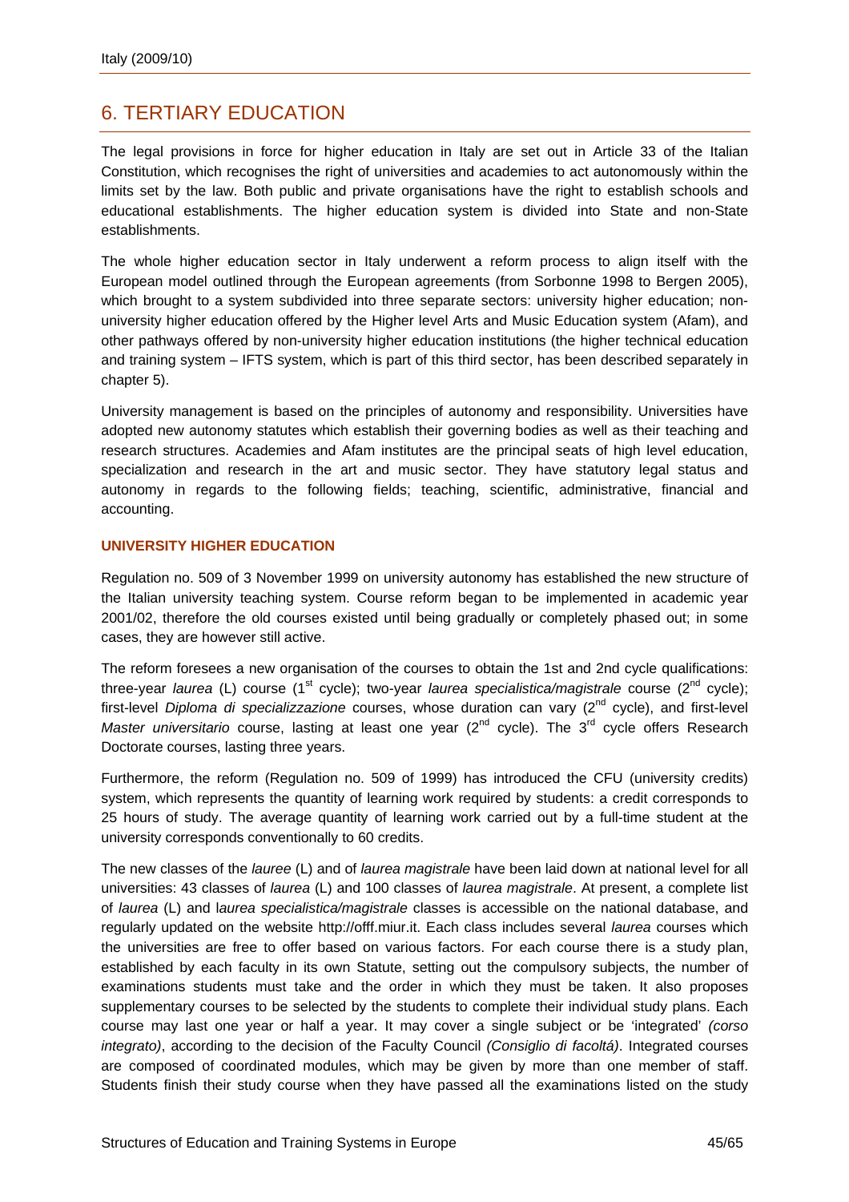## 6. TERTIARY EDUCATION

The legal provisions in force for higher education in Italy are set out in Article 33 of the Italian Constitution, which recognises the right of universities and academies to act autonomously within the limits set by the law. Both public and private organisations have the right to establish schools and educational establishments. The higher education system is divided into State and non-State establishments.

The whole higher education sector in Italy underwent a reform process to align itself with the European model outlined through the European agreements (from Sorbonne 1998 to Bergen 2005), which brought to a system subdivided into three separate sectors: university higher education; non-university higher education offered by the Higher level Arts and Music Education system (Afam), and other pathways offered by non-university higher education institutions (the higher technical education and training system – IFTS system, which is part of this third sector, has been described separately in chapter 5).

University management is based on the principles of autonomy and responsibility. Universities have adopted new autonomy statutes which establish their governing bodies as well as their teaching and research structures. Academies and Afam institutes are the principal seats of high level education, specialization and research in the art and music sector. They have statutory legal status and autonomy in regards to the following fields; teaching, scientific, administrative, financial and accounting.

### UNIVERSITY HIGHER EDUCATION

Regulation no. 509 of 3 November 1999 on university autonomy has established the new structure of the Italian university teaching system. Course reform began to be implemented in academic year 2001/02, therefore the old courses existed until being gradually or completely phased out; in some cases, they are however still active.

The reform foresees a new organisation of the courses to obtain the 1st and 2nd cycle qualifications: three-year *laurea* (L) course (1st cycle); two-year *laurea specialistica/magistrale* course (2nd cycle); first-level *Diploma di specializzazione* courses, whose duration can vary (2nd cycle), and first-level *Master universitario* course, lasting at least one year (2nd cycle). The 3rd cycle offers Research Doctorate courses, lasting three years.

Furthermore, the reform (Regulation no. 509 of 1999) has introduced the CFU (university credits) system, which represents the quantity of learning work required by students: a credit corresponds to 25 hours of study. The average quantity of learning work carried out by a full-time student at the university corresponds conventionally to 60 credits.

The new classes of the *lauree* (L) and of *laurea magistrale* have been laid down at national level for all universities: 43 classes of *laurea* (L) and 100 classes of *laurea magistrale*. At present, a complete list of *laurea* (L) and l*aurea specialistica/magistrale* classes is accessible on the national database, and regularly updated on the website http://offf.miur.it. Each class includes several *laurea* courses which the universities are free to offer based on various factors. For each course there is a study plan, established by each faculty in its own Statute, setting out the compulsory subjects, the number of examinations students must take and the order in which they must be taken. It also proposes supplementary courses to be selected by the students to complete their individual study plans. Each course may last one year or half a year. It may cover a single subject or be 'integrated' *(corso integrato)*, according to the decision of the Faculty Council *(Consiglio di facoltá)*. Integrated courses are composed of coordinated modules, which may be given by more than one member of staff. Students finish their study course when they have passed all the examinations listed on the study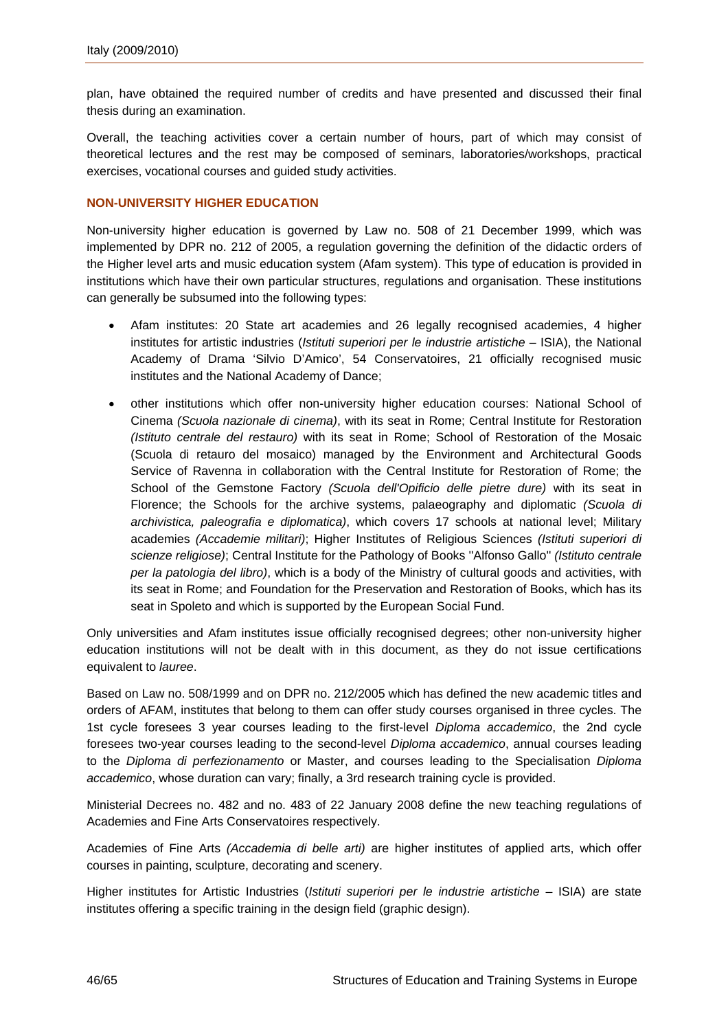plan, have obtained the required number of credits and have presented and discussed their final thesis during an examination.

Overall, the teaching activities cover a certain number of hours, part of which may consist of theoretical lectures and the rest may be composed of seminars, laboratories/workshops, practical exercises, vocational courses and guided study activities.

### NON-UNIVERSITY HIGHER EDUCATION

Non-university higher education is governed by Law no. 508 of 21 December 1999, which was implemented by DPR no. 212 of 2005, a regulation governing the definition of the didactic orders of the Higher level arts and music education system (Afam system). This type of education is provided in institutions which have their own particular structures, regulations and organisation. These institutions can generally be subsumed into the following types:

- Afam institutes: 20 State art academies and 26 legally recognised academies, 4 higher institutes for artistic industries (*Istituti superiori per le industrie artistiche* – ISIA), the National Academy of Drama 'Silvio D'Amico', 54 Conservatoires, 21 officially recognised music institutes and the National Academy of Dance;
- other institutions which offer non-university higher education courses: National School of Cinema *(Scuola nazionale di cinema)*, with its seat in Rome; Central Institute for Restoration *(Istituto centrale del restauro)* with its seat in Rome; School of Restoration of the Mosaic (Scuola di retauro del mosaico) managed by the Environment and Architectural Goods Service of Ravenna in collaboration with the Central Institute for Restoration of Rome; the School of the Gemstone Factory *(Scuola dell'Opificio delle pietre dure)* with its seat in Florence; the Schools for the archive systems, palaeography and diplomatic *(Scuola di archivistica, paleografia e diplomatica)*, which covers 17 schools at national level; Military academies *(Accademie militari)*; Higher Institutes of Religious Sciences *(Istituti superiori di scienze religiose)*; Central Institute for the Pathology of Books "Alfonso Gallo" *(Istituto centrale per la patologia del libro)*, which is a body of the Ministry of cultural goods and activities, with its seat in Rome; and Foundation for the Preservation and Restoration of Books, which has its seat in Spoleto and which is supported by the European Social Fund.

Only universities and Afam institutes issue officially recognised degrees; other non-university higher education institutions will not be dealt with in this document, as they do not issue certifications equivalent to *lauree*.

Based on Law no. 508/1999 and on DPR no. 212/2005 which has defined the new academic titles and orders of AFAM, institutes that belong to them can offer study courses organised in three cycles. The 1st cycle foresees 3 year courses leading to the first-level *Diploma accademico*, the 2nd cycle foresees two-year courses leading to the second-level *Diploma accademico*, annual courses leading to the *Diploma di perfezionamento* or Master, and courses leading to the Specialisation *Diploma accademico*, whose duration can vary; finally, a 3rd research training cycle is provided.

Ministerial Decrees no. 482 and no. 483 of 22 January 2008 define the new teaching regulations of Academies and Fine Arts Conservatoires respectively.

Academies of Fine Arts *(Accademia di belle arti)* are higher institutes of applied arts, which offer courses in painting, sculpture, decorating and scenery.

Higher institutes for Artistic Industries (*Istituti superiori per le industrie artistiche* – ISIA) are state institutes offering a specific training in the design field (graphic design).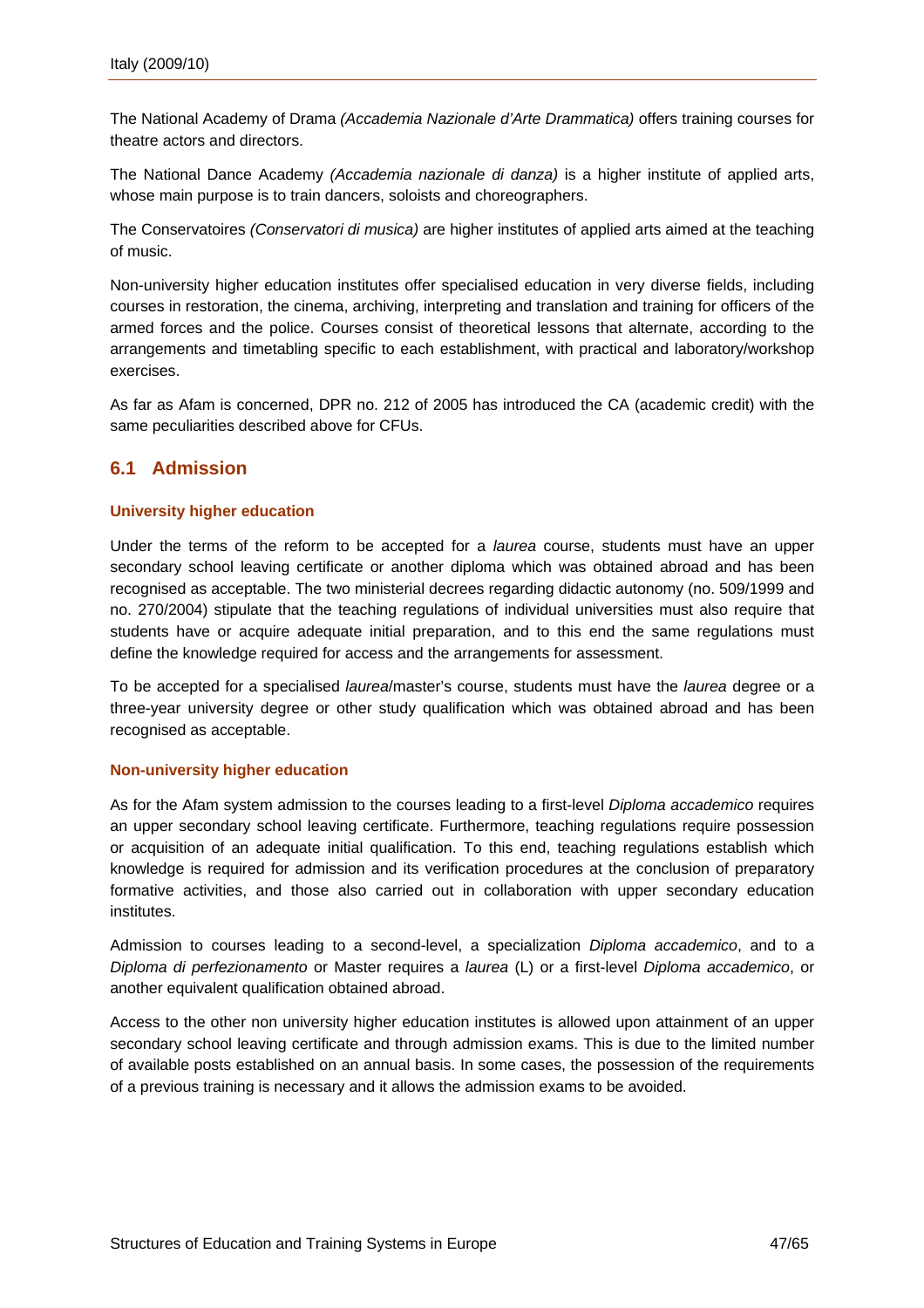The National Academy of Drama *(Accademia Nazionale d'Arte Drammatica)* offers training courses for theatre actors and directors.

The National Dance Academy *(Accademia nazionale di danza)* is a higher institute of applied arts, whose main purpose is to train dancers, soloists and choreographers.

The Conservatoires *(Conservatori di musica)* are higher institutes of applied arts aimed at the teaching of music.

Non-university higher education institutes offer specialised education in very diverse fields, including courses in restoration, the cinema, archiving, interpreting and translation and training for officers of the armed forces and the police. Courses consist of theoretical lessons that alternate, according to the arrangements and timetabling specific to each establishment, with practical and laboratory/workshop exercises.

As far as Afam is concerned, DPR no. 212 of 2005 has introduced the CA (academic credit) with the same peculiarities described above for CFUs.

## 6.1 Admission

### University higher education

Under the terms of the reform to be accepted for a *laurea* course, students must have an upper secondary school leaving certificate or another diploma which was obtained abroad and has been recognised as acceptable. The two ministerial decrees regarding didactic autonomy (no. 509/1999 and no. 270/2004) stipulate that the teaching regulations of individual universities must also require that students have or acquire adequate initial preparation, and to this end the same regulations must define the knowledge required for access and the arrangements for assessment.

To be accepted for a specialised *laurea*/master's course, students must have the *laurea* degree or a three-year university degree or other study qualification which was obtained abroad and has been recognised as acceptable.

### Non-university higher education

As for the Afam system admission to the courses leading to a first-level *Diploma accademico* requires an upper secondary school leaving certificate. Furthermore, teaching regulations require possession or acquisition of an adequate initial qualification. To this end, teaching regulations establish which knowledge is required for admission and its verification procedures at the conclusion of preparatory formative activities, and those also carried out in collaboration with upper secondary education institutes.

Admission to courses leading to a second-level, a specialization *Diploma accademico*, and to a *Diploma di perfezionamento* or Master requires a *laurea* (L) or a first-level *Diploma accademico*, or another equivalent qualification obtained abroad.

Access to the other non university higher education institutes is allowed upon attainment of an upper secondary school leaving certificate and through admission exams. This is due to the limited number of available posts established on an annual basis. In some cases, the possession of the requirements of a previous training is necessary and it allows the admission exams to be avoided.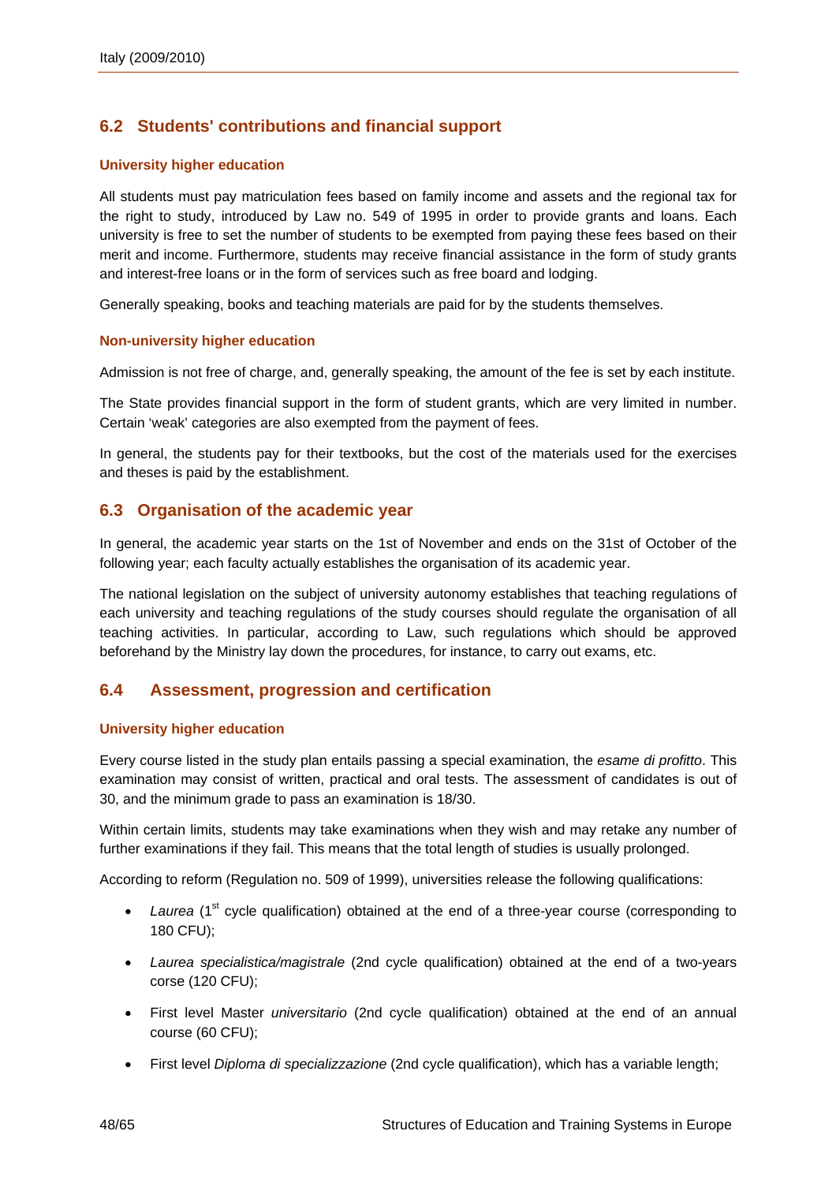## 6.2 Students' contributions and financial support

### University higher education

All students must pay matriculation fees based on family income and assets and the regional tax for the right to study, introduced by Law no. 549 of 1995 in order to provide grants and loans. Each university is free to set the number of students to be exempted from paying these fees based on their merit and income. Furthermore, students may receive financial assistance in the form of study grants and interest-free loans or in the form of services such as free board and lodging.

Generally speaking, books and teaching materials are paid for by the students themselves.

### Non-university higher education

Admission is not free of charge, and, generally speaking, the amount of the fee is set by each institute.

The State provides financial support in the form of student grants, which are very limited in number. Certain 'weak' categories are also exempted from the payment of fees.

In general, the students pay for their textbooks, but the cost of the materials used for the exercises and theses is paid by the establishment.

## 6.3 Organisation of the academic year

In general, the academic year starts on the 1st of November and ends on the 31st of October of the following year; each faculty actually establishes the organisation of its academic year.

The national legislation on the subject of university autonomy establishes that teaching regulations of each university and teaching regulations of the study courses should regulate the organisation of all teaching activities. In particular, according to Law, such regulations which should be approved beforehand by the Ministry lay down the procedures, for instance, to carry out exams, etc.

## 6.4 Assessment, progression and certification

### University higher education

Every course listed in the study plan entails passing a special examination, the *esame di profitto*. This examination may consist of written, practical and oral tests. The assessment of candidates is out of 30, and the minimum grade to pass an examination is 18/30.

Within certain limits, students may take examinations when they wish and may retake any number of further examinations if they fail. This means that the total length of studies is usually prolonged.

According to reform (Regulation no. 509 of 1999), universities release the following qualifications:

- *Laurea* (1st cycle qualification) obtained at the end of a three-year course (corresponding to 180 CFU);
- *Laurea specialistica/magistrale* (2nd cycle qualification) obtained at the end of a two-years corse (120 CFU);
- First level Master *universitario* (2nd cycle qualification) obtained at the end of an annual course (60 CFU);
- First level *Diploma di specializzazione* (2nd cycle qualification), which has a variable length;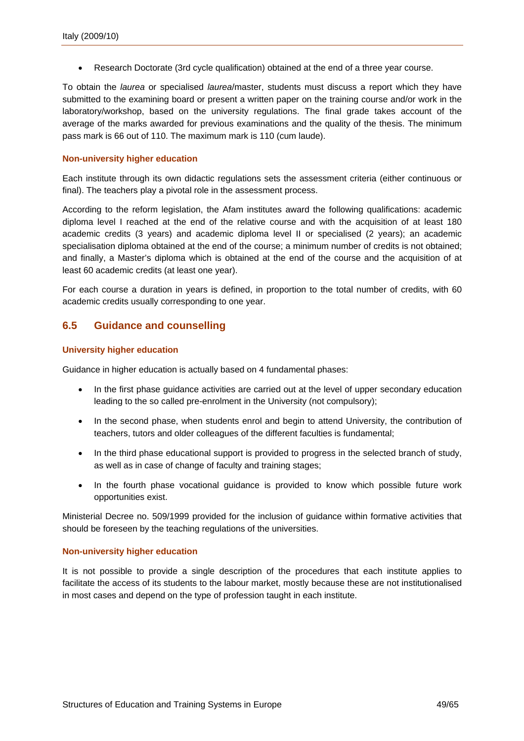- Research Doctorate (3rd cycle qualification) obtained at the end of a three year course.

To obtain the *laurea* or specialised *laurea*/master, students must discuss a report which they have submitted to the examining board or present a written paper on the training course and/or work in the laboratory/workshop, based on the university regulations. The final grade takes account of the average of the marks awarded for previous examinations and the quality of the thesis. The minimum pass mark is 66 out of 110. The maximum mark is 110 (cum laude).

#### Non-university higher education

Each institute through its own didactic regulations sets the assessment criteria (either continuous or final). The teachers play a pivotal role in the assessment process.

According to the reform legislation, the Afam institutes award the following qualifications: academic diploma level I reached at the end of the relative course and with the acquisition of at least 180 academic credits (3 years) and academic diploma level II or specialised (2 years); an academic specialisation diploma obtained at the end of the course; a minimum number of credits is not obtained; and finally, a Master's diploma which is obtained at the end of the course and the acquisition of at least 60 academic credits (at least one year).

For each course a duration in years is defined, in proportion to the total number of credits, with 60 academic credits usually corresponding to one year.

## 6.5 Guidance and counselling

#### University higher education

Guidance in higher education is actually based on 4 fundamental phases:

- In the first phase guidance activities are carried out at the level of upper secondary education leading to the so called pre-enrolment in the University (not compulsory);
- In the second phase, when students enrol and begin to attend University, the contribution of teachers, tutors and older colleagues of the different faculties is fundamental;
- In the third phase educational support is provided to progress in the selected branch of study, as well as in case of change of faculty and training stages;
- In the fourth phase vocational guidance is provided to know which possible future work opportunities exist.

Ministerial Decree no. 509/1999 provided for the inclusion of guidance within formative activities that should be foreseen by the teaching regulations of the universities.

#### Non-university higher education

It is not possible to provide a single description of the procedures that each institute applies to facilitate the access of its students to the labour market, mostly because these are not institutionalised in most cases and depend on the type of profession taught in each institute.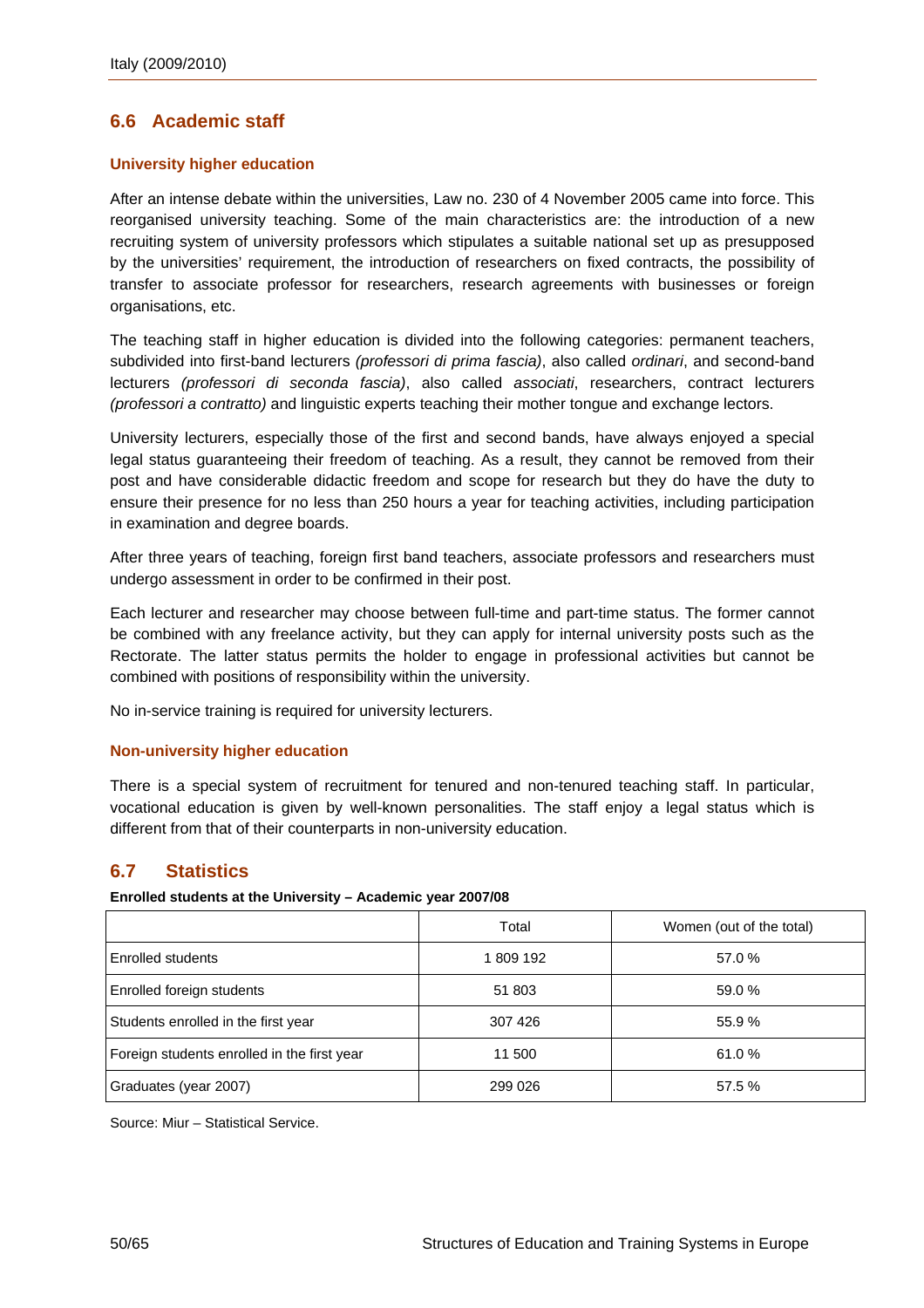## 6.6 Academic staff

### University higher education

After an intense debate within the universities, Law no. 230 of 4 November 2005 came into force. This reorganised university teaching. Some of the main characteristics are: the introduction of a new recruiting system of university professors which stipulates a suitable national set up as presupposed by the universities' requirement, the introduction of researchers on fixed contracts, the possibility of transfer to associate professor for researchers, research agreements with businesses or foreign organisations, etc.

The teaching staff in higher education is divided into the following categories: permanent teachers, subdivided into first-band lecturers *(professori di prima fascia)*, also called *ordinari*, and second-band lecturers *(professori di seconda fascia)*, also called *associati*, researchers, contract lecturers *(professori a contratto)* and linguistic experts teaching their mother tongue and exchange lectors.

University lecturers, especially those of the first and second bands, have always enjoyed a special legal status guaranteeing their freedom of teaching. As a result, they cannot be removed from their post and have considerable didactic freedom and scope for research but they do have the duty to ensure their presence for no less than 250 hours a year for teaching activities, including participation in examination and degree boards.

After three years of teaching, foreign first band teachers, associate professors and researchers must undergo assessment in order to be confirmed in their post.

Each lecturer and researcher may choose between full-time and part-time status. The former cannot be combined with any freelance activity, but they can apply for internal university posts such as the Rectorate. The latter status permits the holder to engage in professional activities but cannot be combined with positions of responsibility within the university.

No in-service training is required for university lecturers.

### Non-university higher education

There is a special system of recruitment for tenured and non-tenured teaching staff. In particular, vocational education is given by well-known personalities. The staff enjoy a legal status which is different from that of their counterparts in non-university education.

## 6.7 Statistics

**Enrolled students at the University – Academic year 2007/08**

| | Total | Women (out of the total) |
|---|---|---|
| Enrolled students | 1 809 192 | 57.0 % |
| Enrolled foreign students | 51 803 | 59.0 % |
| Students enrolled in the first year | 307 426 | 55.9 % |
| Foreign students enrolled in the first year | 11 500 | 61.0 % |
| Graduates (year 2007) | 299 026 | 57.5 % |

Source: Miur – Statistical Service.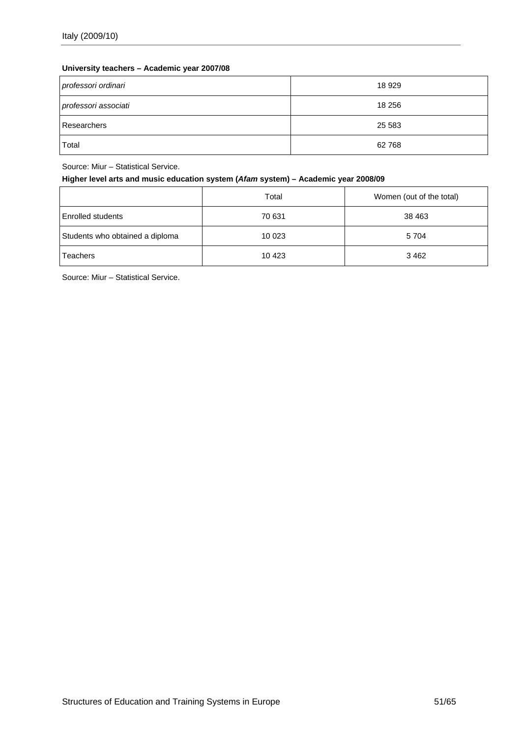**University teachers – Academic year 2007/08**

| | |
|---|---|
| *professori ordinari* | 18 929 |
| *professori associati* | 18 256 |
| Researchers | 25 583 |
| Total | 62 768 |

Source: Miur – Statistical Service.

**Higher level arts and music education system (*Afam* system) – Academic year 2008/09**

| | Total | Women (out of the total) |
|---|---|---|
| Enrolled students | 70 631 | 38 463 |
| Students who obtained a diploma | 10 023 | 5 704 |
| Teachers | 10 423 | 3 462 |

Source: Miur – Statistical Service.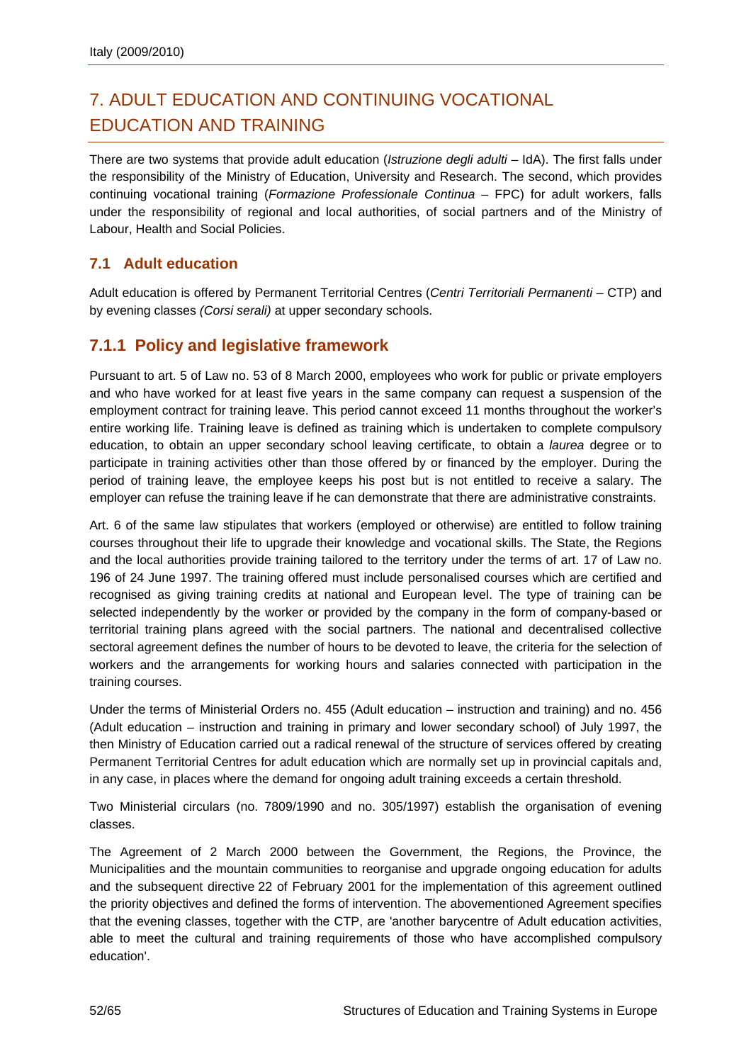# 7. ADULT EDUCATION AND CONTINUING VOCATIONAL EDUCATION AND TRAINING

There are two systems that provide adult education (*Istruzione degli adulti* – IdA). The first falls under the responsibility of the Ministry of Education, University and Research. The second, which provides continuing vocational training (*Formazione Professionale Continua* – FPC) for adult workers, falls under the responsibility of regional and local authorities, of social partners and of the Ministry of Labour, Health and Social Policies.

## 7.1 Adult education

Adult education is offered by Permanent Territorial Centres (*Centri Territoriali Permanenti* – CTP) and by evening classes *(Corsi serali)* at upper secondary schools.

### 7.1.1 Policy and legislative framework

Pursuant to art. 5 of Law no. 53 of 8 March 2000, employees who work for public or private employers and who have worked for at least five years in the same company can request a suspension of the employment contract for training leave. This period cannot exceed 11 months throughout the worker's entire working life. Training leave is defined as training which is undertaken to complete compulsory education, to obtain an upper secondary school leaving certificate, to obtain a *laurea* degree or to participate in training activities other than those offered by or financed by the employer. During the period of training leave, the employee keeps his post but is not entitled to receive a salary. The employer can refuse the training leave if he can demonstrate that there are administrative constraints.

Art. 6 of the same law stipulates that workers (employed or otherwise) are entitled to follow training courses throughout their life to upgrade their knowledge and vocational skills. The State, the Regions and the local authorities provide training tailored to the territory under the terms of art. 17 of Law no. 196 of 24 June 1997. The training offered must include personalised courses which are certified and recognised as giving training credits at national and European level. The type of training can be selected independently by the worker or provided by the company in the form of company-based or territorial training plans agreed with the social partners. The national and decentralised collective sectoral agreement defines the number of hours to be devoted to leave, the criteria for the selection of workers and the arrangements for working hours and salaries connected with participation in the training courses.

Under the terms of Ministerial Orders no. 455 (Adult education – instruction and training) and no. 456 (Adult education – instruction and training in primary and lower secondary school) of July 1997, the then Ministry of Education carried out a radical renewal of the structure of services offered by creating Permanent Territorial Centres for adult education which are normally set up in provincial capitals and, in any case, in places where the demand for ongoing adult training exceeds a certain threshold.

Two Ministerial circulars (no. 7809/1990 and no. 305/1997) establish the organisation of evening classes.

The Agreement of 2 March 2000 between the Government, the Regions, the Province, the Municipalities and the mountain communities to reorganise and upgrade ongoing education for adults and the subsequent directive 22 of February 2001 for the implementation of this agreement outlined the priority objectives and defined the forms of intervention. The abovementioned Agreement specifies that the evening classes, together with the CTP, are 'another barycentre of Adult education activities, able to meet the cultural and training requirements of those who have accomplished compulsory education'.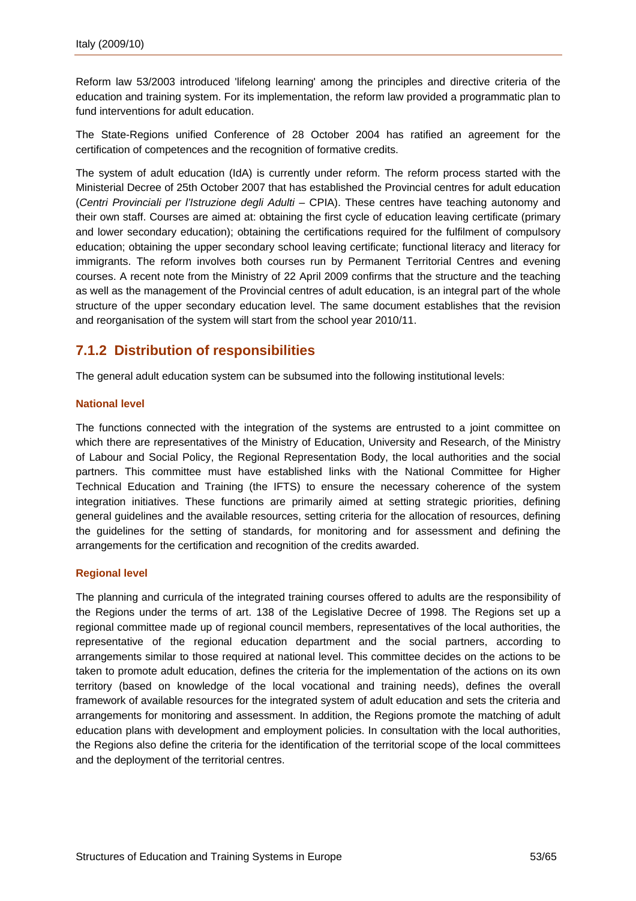Reform law 53/2003 introduced 'lifelong learning' among the principles and directive criteria of the education and training system. For its implementation, the reform law provided a programmatic plan to fund interventions for adult education.

The State-Regions unified Conference of 28 October 2004 has ratified an agreement for the certification of competences and the recognition of formative credits.

The system of adult education (IdA) is currently under reform. The reform process started with the Ministerial Decree of 25th October 2007 that has established the Provincial centres for adult education (*Centri Provinciali per l'Istruzione degli Adulti* – CPIA). These centres have teaching autonomy and their own staff. Courses are aimed at: obtaining the first cycle of education leaving certificate (primary and lower secondary education); obtaining the certifications required for the fulfilment of compulsory education; obtaining the upper secondary school leaving certificate; functional literacy and literacy for immigrants. The reform involves both courses run by Permanent Territorial Centres and evening courses. A recent note from the Ministry of 22 April 2009 confirms that the structure and the teaching as well as the management of the Provincial centres of adult education, is an integral part of the whole structure of the upper secondary education level. The same document establishes that the revision and reorganisation of the system will start from the school year 2010/11.

## 7.1.2 Distribution of responsibilities

The general adult education system can be subsumed into the following institutional levels:

#### National level

The functions connected with the integration of the systems are entrusted to a joint committee on which there are representatives of the Ministry of Education, University and Research, of the Ministry of Labour and Social Policy, the Regional Representation Body, the local authorities and the social partners. This committee must have established links with the National Committee for Higher Technical Education and Training (the IFTS) to ensure the necessary coherence of the system integration initiatives. These functions are primarily aimed at setting strategic priorities, defining general guidelines and the available resources, setting criteria for the allocation of resources, defining the guidelines for the setting of standards, for monitoring and for assessment and defining the arrangements for the certification and recognition of the credits awarded.

#### Regional level

The planning and curricula of the integrated training courses offered to adults are the responsibility of the Regions under the terms of art. 138 of the Legislative Decree of 1998. The Regions set up a regional committee made up of regional council members, representatives of the local authorities, the representative of the regional education department and the social partners, according to arrangements similar to those required at national level. This committee decides on the actions to be taken to promote adult education, defines the criteria for the implementation of the actions on its own territory (based on knowledge of the local vocational and training needs), defines the overall framework of available resources for the integrated system of adult education and sets the criteria and arrangements for monitoring and assessment. In addition, the Regions promote the matching of adult education plans with development and employment policies. In consultation with the local authorities, the Regions also define the criteria for the identification of the territorial scope of the local committees and the deployment of the territorial centres.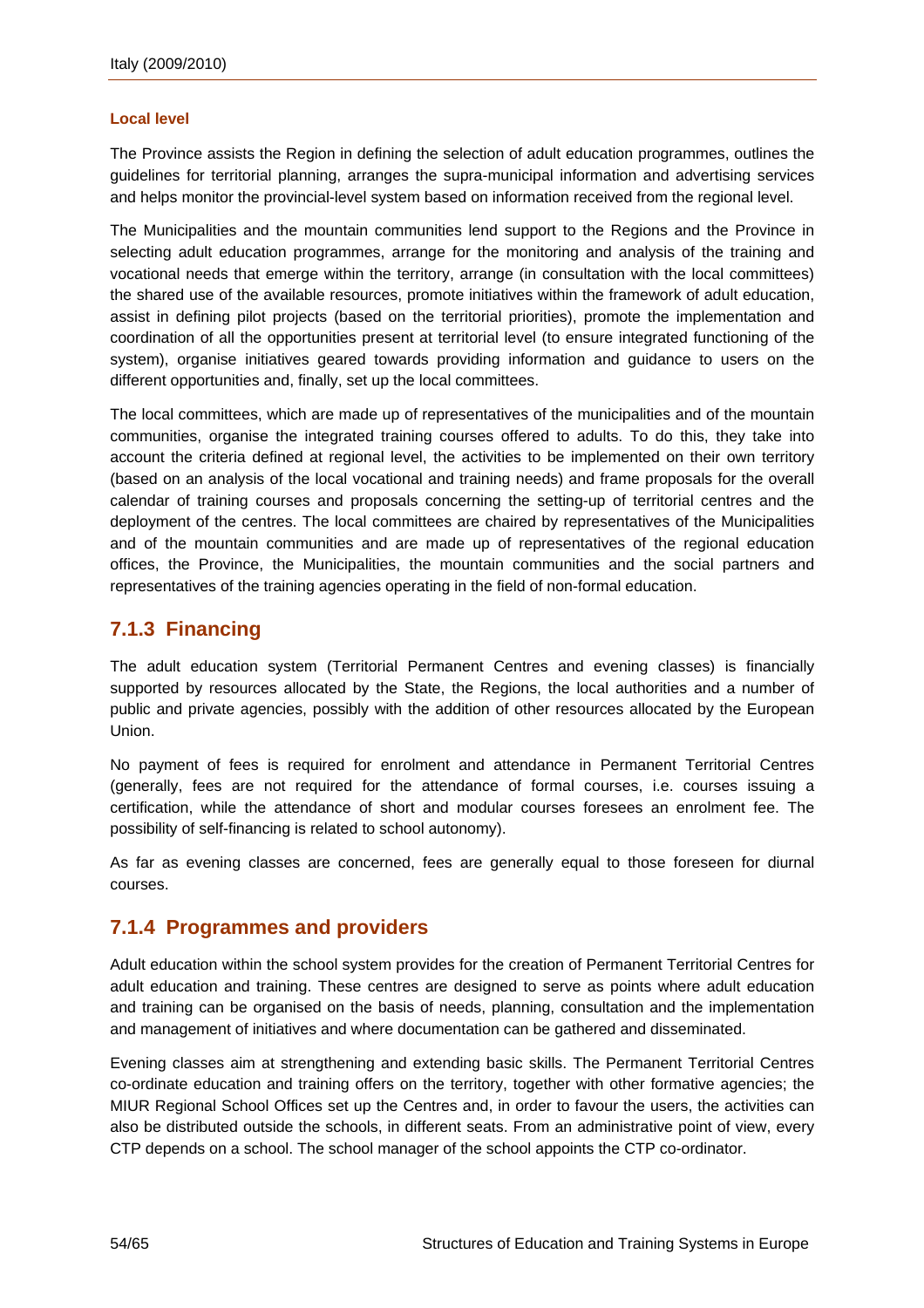#### Local level

The Province assists the Region in defining the selection of adult education programmes, outlines the guidelines for territorial planning, arranges the supra-municipal information and advertising services and helps monitor the provincial-level system based on information received from the regional level.

The Municipalities and the mountain communities lend support to the Regions and the Province in selecting adult education programmes, arrange for the monitoring and analysis of the training and vocational needs that emerge within the territory, arrange (in consultation with the local committees) the shared use of the available resources, promote initiatives within the framework of adult education, assist in defining pilot projects (based on the territorial priorities), promote the implementation and coordination of all the opportunities present at territorial level (to ensure integrated functioning of the system), organise initiatives geared towards providing information and guidance to users on the different opportunities and, finally, set up the local committees.

The local committees, which are made up of representatives of the municipalities and of the mountain communities, organise the integrated training courses offered to adults. To do this, they take into account the criteria defined at regional level, the activities to be implemented on their own territory (based on an analysis of the local vocational and training needs) and frame proposals for the overall calendar of training courses and proposals concerning the setting-up of territorial centres and the deployment of the centres. The local committees are chaired by representatives of the Municipalities and of the mountain communities and are made up of representatives of the regional education offices, the Province, the Municipalities, the mountain communities and the social partners and representatives of the training agencies operating in the field of non-formal education.

### 7.1.3 Financing

The adult education system (Territorial Permanent Centres and evening classes) is financially supported by resources allocated by the State, the Regions, the local authorities and a number of public and private agencies, possibly with the addition of other resources allocated by the European Union.

No payment of fees is required for enrolment and attendance in Permanent Territorial Centres (generally, fees are not required for the attendance of formal courses, i.e. courses issuing a certification, while the attendance of short and modular courses foresees an enrolment fee. The possibility of self-financing is related to school autonomy).

As far as evening classes are concerned, fees are generally equal to those foreseen for diurnal courses.

### 7.1.4 Programmes and providers

Adult education within the school system provides for the creation of Permanent Territorial Centres for adult education and training. These centres are designed to serve as points where adult education and training can be organised on the basis of needs, planning, consultation and the implementation and management of initiatives and where documentation can be gathered and disseminated.

Evening classes aim at strengthening and extending basic skills. The Permanent Territorial Centres co-ordinate education and training offers on the territory, together with other formative agencies; the MIUR Regional School Offices set up the Centres and, in order to favour the users, the activities can also be distributed outside the schools, in different seats. From an administrative point of view, every CTP depends on a school. The school manager of the school appoints the CTP co-ordinator.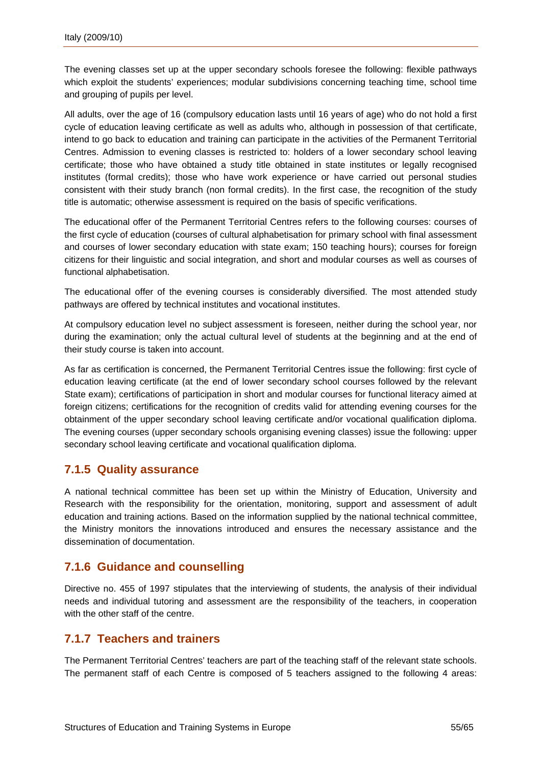The evening classes set up at the upper secondary schools foresee the following: flexible pathways which exploit the students' experiences; modular subdivisions concerning teaching time, school time and grouping of pupils per level.

All adults, over the age of 16 (compulsory education lasts until 16 years of age) who do not hold a first cycle of education leaving certificate as well as adults who, although in possession of that certificate, intend to go back to education and training can participate in the activities of the Permanent Territorial Centres. Admission to evening classes is restricted to: holders of a lower secondary school leaving certificate; those who have obtained a study title obtained in state institutes or legally recognised institutes (formal credits); those who have work experience or have carried out personal studies consistent with their study branch (non formal credits). In the first case, the recognition of the study title is automatic; otherwise assessment is required on the basis of specific verifications.

The educational offer of the Permanent Territorial Centres refers to the following courses: courses of the first cycle of education (courses of cultural alphabetisation for primary school with final assessment and courses of lower secondary education with state exam; 150 teaching hours); courses for foreign citizens for their linguistic and social integration, and short and modular courses as well as courses of functional alphabetisation.

The educational offer of the evening courses is considerably diversified. The most attended study pathways are offered by technical institutes and vocational institutes.

At compulsory education level no subject assessment is foreseen, neither during the school year, nor during the examination; only the actual cultural level of students at the beginning and at the end of their study course is taken into account.

As far as certification is concerned, the Permanent Territorial Centres issue the following: first cycle of education leaving certificate (at the end of lower secondary school courses followed by the relevant State exam); certifications of participation in short and modular courses for functional literacy aimed at foreign citizens; certifications for the recognition of credits valid for attending evening courses for the obtainment of the upper secondary school leaving certificate and/or vocational qualification diploma. The evening courses (upper secondary schools organising evening classes) issue the following: upper secondary school leaving certificate and vocational qualification diploma.

### 7.1.5 Quality assurance

A national technical committee has been set up within the Ministry of Education, University and Research with the responsibility for the orientation, monitoring, support and assessment of adult education and training actions. Based on the information supplied by the national technical committee, the Ministry monitors the innovations introduced and ensures the necessary assistance and the dissemination of documentation.

### 7.1.6 Guidance and counselling

Directive no. 455 of 1997 stipulates that the interviewing of students, the analysis of their individual needs and individual tutoring and assessment are the responsibility of the teachers, in cooperation with the other staff of the centre.

### 7.1.7 Teachers and trainers

The Permanent Territorial Centres' teachers are part of the teaching staff of the relevant state schools. The permanent staff of each Centre is composed of 5 teachers assigned to the following 4 areas: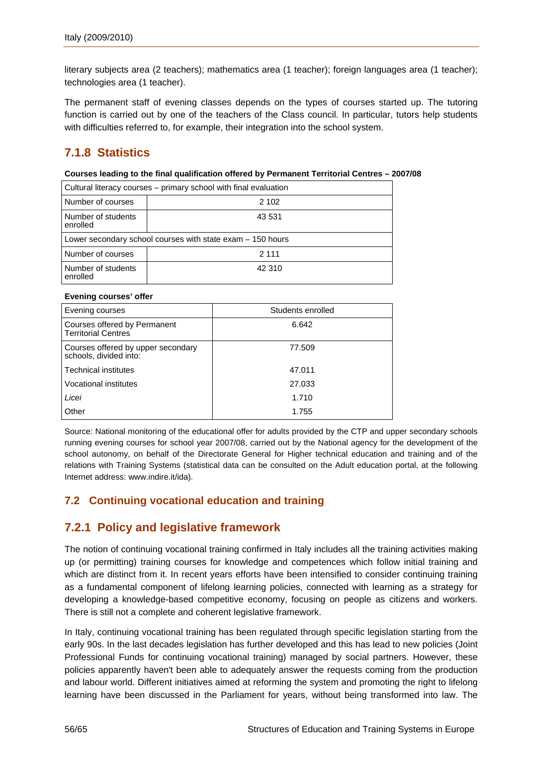literary subjects area (2 teachers); mathematics area (1 teacher); foreign languages area (1 teacher); technologies area (1 teacher).

The permanent staff of evening classes depends on the types of courses started up. The tutoring function is carried out by one of the teachers of the Class council. In particular, tutors help students with difficulties referred to, for example, their integration into the school system.

## 7.1.8 Statistics

**Courses leading to the final qualification offered by Permanent Territorial Centres – 2007/08**

| Cultural literacy courses – primary school with final evaluation | |
|---|---|
| Number of courses | 2 102 |
| Number of students enrolled | 43 531 |
| Lower secondary school courses with state exam – 150 hours | |
| Number of courses | 2 111 |
| Number of students enrolled | 42 310 |

**Evening courses' offer**

| Evening courses | Students enrolled |
|---|---|
| Courses offered by Permanent Territorial Centres | 6.642 |
| Courses offered by upper secondary schools, divided into: | 77.509 |
| Technical institutes | 47.011 |
| Vocational institutes | 27.033 |
| *Licei* | 1.710 |
| Other | 1.755 |

Source: National monitoring of the educational offer for adults provided by the CTP and upper secondary schools running evening courses for school year 2007/08, carried out by the National agency for the development of the school autonomy, on behalf of the Directorate General for Higher technical education and training and of the relations with Training Systems (statistical data can be consulted on the Adult education portal, at the following Internet address: www.indire.it/ida).

## 7.2 Continuing vocational education and training

## 7.2.1 Policy and legislative framework

The notion of continuing vocational training confirmed in Italy includes all the training activities making up (or permitting) training courses for knowledge and competences which follow initial training and which are distinct from it. In recent years efforts have been intensified to consider continuing training as a fundamental component of lifelong learning policies, connected with learning as a strategy for developing a knowledge-based competitive economy, focusing on people as citizens and workers. There is still not a complete and coherent legislative framework.

In Italy, continuing vocational training has been regulated through specific legislation starting from the early 90s. In the last decades legislation has further developed and this has lead to new policies (Joint Professional Funds for continuing vocational training) managed by social partners. However, these policies apparently haven't been able to adequately answer the requests coming from the production and labour world. Different initiatives aimed at reforming the system and promoting the right to lifelong learning have been discussed in the Parliament for years, without being transformed into law. The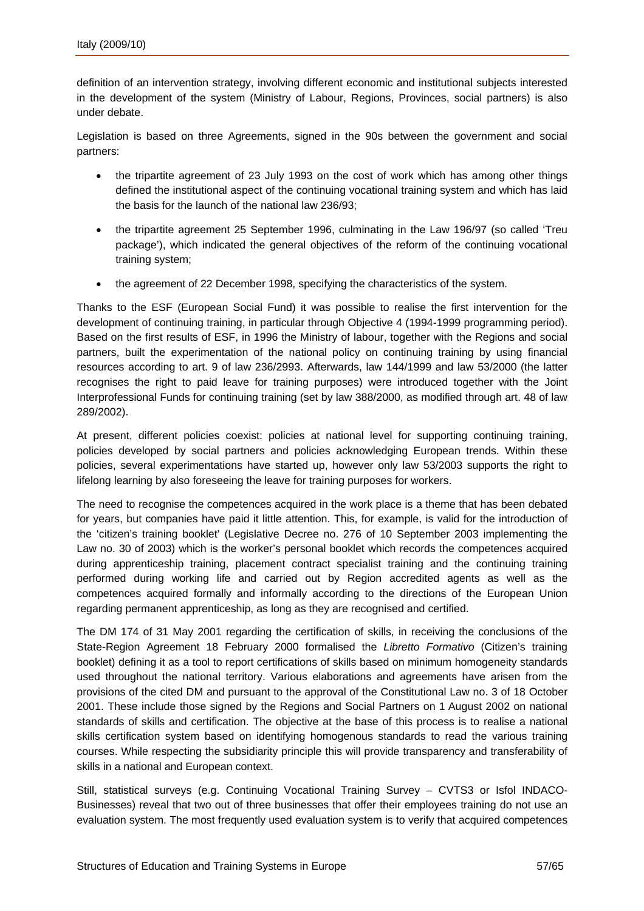definition of an intervention strategy, involving different economic and institutional subjects interested in the development of the system (Ministry of Labour, Regions, Provinces, social partners) is also under debate.

Legislation is based on three Agreements, signed in the 90s between the government and social partners:

- the tripartite agreement of 23 July 1993 on the cost of work which has among other things defined the institutional aspect of the continuing vocational training system and which has laid the basis for the launch of the national law 236/93;
- the tripartite agreement 25 September 1996, culminating in the Law 196/97 (so called 'Treu package'), which indicated the general objectives of the reform of the continuing vocational training system;
- the agreement of 22 December 1998, specifying the characteristics of the system.

Thanks to the ESF (European Social Fund) it was possible to realise the first intervention for the development of continuing training, in particular through Objective 4 (1994-1999 programming period). Based on the first results of ESF, in 1996 the Ministry of labour, together with the Regions and social partners, built the experimentation of the national policy on continuing training by using financial resources according to art. 9 of law 236/2993. Afterwards, law 144/1999 and law 53/2000 (the latter recognises the right to paid leave for training purposes) were introduced together with the Joint Interprofessional Funds for continuing training (set by law 388/2000, as modified through art. 48 of law 289/2002).

At present, different policies coexist: policies at national level for supporting continuing training, policies developed by social partners and policies acknowledging European trends. Within these policies, several experimentations have started up, however only law 53/2003 supports the right to lifelong learning by also foreseeing the leave for training purposes for workers.

The need to recognise the competences acquired in the work place is a theme that has been debated for years, but companies have paid it little attention. This, for example, is valid for the introduction of the 'citizen's training booklet' (Legislative Decree no. 276 of 10 September 2003 implementing the Law no. 30 of 2003) which is the worker's personal booklet which records the competences acquired during apprenticeship training, placement contract specialist training and the continuing training performed during working life and carried out by Region accredited agents as well as the competences acquired formally and informally according to the directions of the European Union regarding permanent apprenticeship, as long as they are recognised and certified.

The DM 174 of 31 May 2001 regarding the certification of skills, in receiving the conclusions of the State-Region Agreement 18 February 2000 formalised the *Libretto Formativo* (Citizen's training booklet) defining it as a tool to report certifications of skills based on minimum homogeneity standards used throughout the national territory. Various elaborations and agreements have arisen from the provisions of the cited DM and pursuant to the approval of the Constitutional Law no. 3 of 18 October 2001. These include those signed by the Regions and Social Partners on 1 August 2002 on national standards of skills and certification. The objective at the base of this process is to realise a national skills certification system based on identifying homogenous standards to read the various training courses. While respecting the subsidiarity principle this will provide transparency and transferability of skills in a national and European context.

Still, statistical surveys (e.g. Continuing Vocational Training Survey – CVTS3 or Isfol INDACO-Businesses) reveal that two out of three businesses that offer their employees training do not use an evaluation system. The most frequently used evaluation system is to verify that acquired competences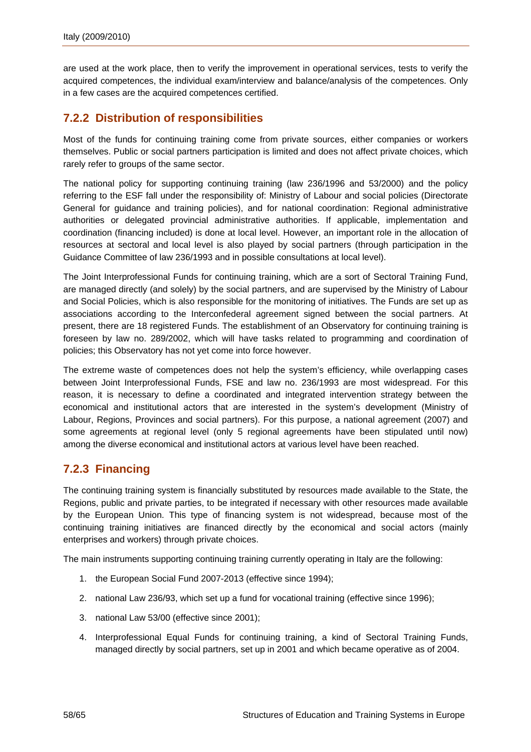are used at the work place, then to verify the improvement in operational services, tests to verify the acquired competences, the individual exam/interview and balance/analysis of the competences. Only in a few cases are the acquired competences certified.

### 7.2.2 Distribution of responsibilities

Most of the funds for continuing training come from private sources, either companies or workers themselves. Public or social partners participation is limited and does not affect private choices, which rarely refer to groups of the same sector.

The national policy for supporting continuing training (law 236/1996 and 53/2000) and the policy referring to the ESF fall under the responsibility of: Ministry of Labour and social policies (Directorate General for guidance and training policies), and for national coordination: Regional administrative authorities or delegated provincial administrative authorities. If applicable, implementation and coordination (financing included) is done at local level. However, an important role in the allocation of resources at sectoral and local level is also played by social partners (through participation in the Guidance Committee of law 236/1993 and in possible consultations at local level).

The Joint Interprofessional Funds for continuing training, which are a sort of Sectoral Training Fund, are managed directly (and solely) by the social partners, and are supervised by the Ministry of Labour and Social Policies, which is also responsible for the monitoring of initiatives. The Funds are set up as associations according to the Interconfederal agreement signed between the social partners. At present, there are 18 registered Funds. The establishment of an Observatory for continuing training is foreseen by law no. 289/2002, which will have tasks related to programming and coordination of policies; this Observatory has not yet come into force however.

The extreme waste of competences does not help the system's efficiency, while overlapping cases between Joint Interprofessional Funds, FSE and law no. 236/1993 are most widespread. For this reason, it is necessary to define a coordinated and integrated intervention strategy between the economical and institutional actors that are interested in the system's development (Ministry of Labour, Regions, Provinces and social partners). For this purpose, a national agreement (2007) and some agreements at regional level (only 5 regional agreements have been stipulated until now) among the diverse economical and institutional actors at various level have been reached.

### 7.2.3 Financing

The continuing training system is financially substituted by resources made available to the State, the Regions, public and private parties, to be integrated if necessary with other resources made available by the European Union. This type of financing system is not widespread, because most of the continuing training initiatives are financed directly by the economical and social actors (mainly enterprises and workers) through private choices.

The main instruments supporting continuing training currently operating in Italy are the following:

1. the European Social Fund 2007-2013 (effective since 1994);
2. national Law 236/93, which set up a fund for vocational training (effective since 1996);
3. national Law 53/00 (effective since 2001);
4. Interprofessional Equal Funds for continuing training, a kind of Sectoral Training Funds, managed directly by social partners, set up in 2001 and which became operative as of 2004.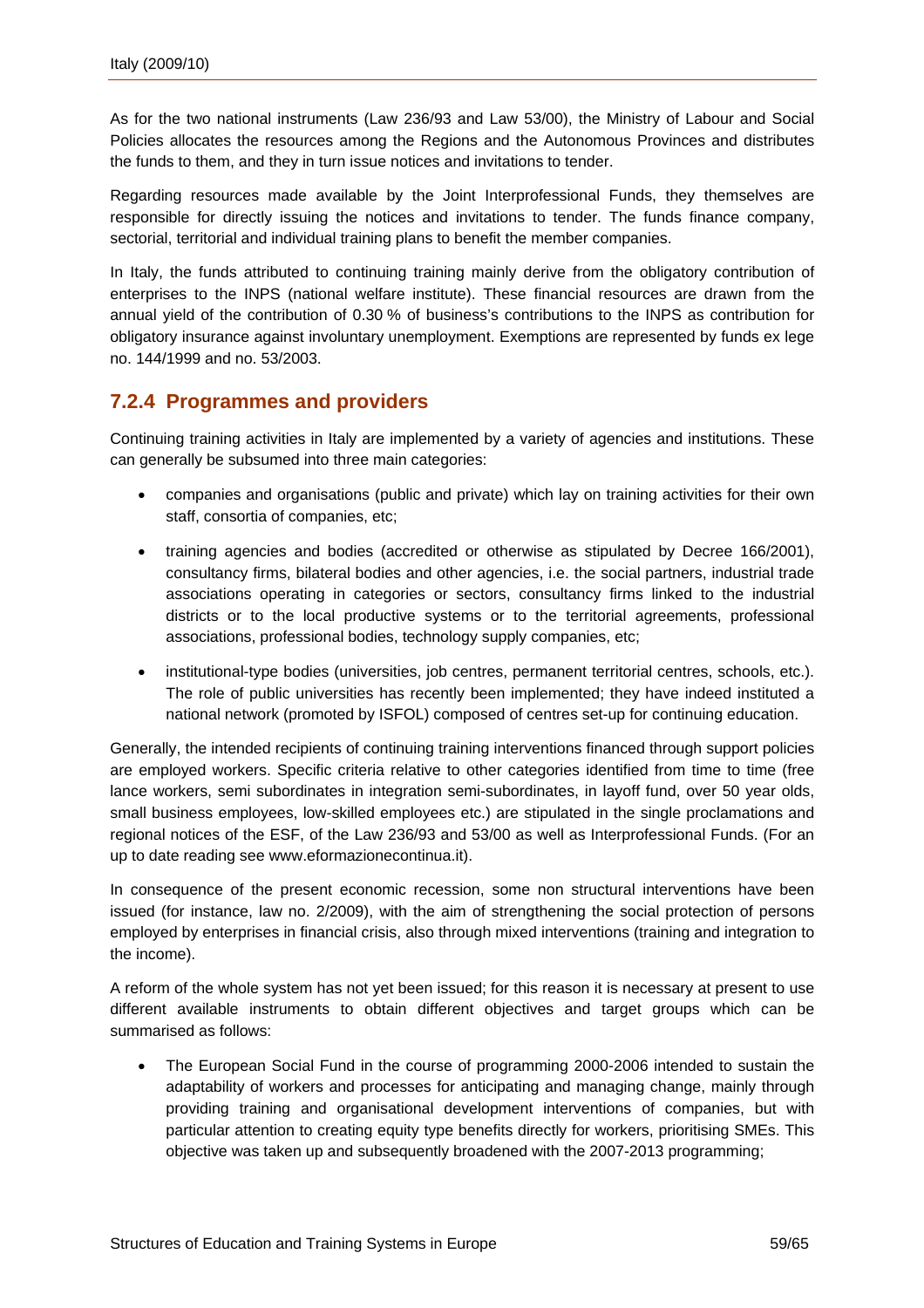As for the two national instruments (Law 236/93 and Law 53/00), the Ministry of Labour and Social Policies allocates the resources among the Regions and the Autonomous Provinces and distributes the funds to them, and they in turn issue notices and invitations to tender.

Regarding resources made available by the Joint Interprofessional Funds, they themselves are responsible for directly issuing the notices and invitations to tender. The funds finance company, sectorial, territorial and individual training plans to benefit the member companies.

In Italy, the funds attributed to continuing training mainly derive from the obligatory contribution of enterprises to the INPS (national welfare institute). These financial resources are drawn from the annual yield of the contribution of 0.30 % of business's contributions to the INPS as contribution for obligatory insurance against involuntary unemployment. Exemptions are represented by funds ex lege no. 144/1999 and no. 53/2003.

### 7.2.4 Programmes and providers

Continuing training activities in Italy are implemented by a variety of agencies and institutions. These can generally be subsumed into three main categories:

- companies and organisations (public and private) which lay on training activities for their own staff, consortia of companies, etc;
- training agencies and bodies (accredited or otherwise as stipulated by Decree 166/2001), consultancy firms, bilateral bodies and other agencies, i.e. the social partners, industrial trade associations operating in categories or sectors, consultancy firms linked to the industrial districts or to the local productive systems or to the territorial agreements, professional associations, professional bodies, technology supply companies, etc;
- institutional-type bodies (universities, job centres, permanent territorial centres, schools, etc.). The role of public universities has recently been implemented; they have indeed instituted a national network (promoted by ISFOL) composed of centres set-up for continuing education.

Generally, the intended recipients of continuing training interventions financed through support policies are employed workers. Specific criteria relative to other categories identified from time to time (free lance workers, semi subordinates in integration semi-subordinates, in layoff fund, over 50 year olds, small business employees, low-skilled employees etc.) are stipulated in the single proclamations and regional notices of the ESF, of the Law 236/93 and 53/00 as well as Interprofessional Funds. (For an up to date reading see www.eformazionecontinua.it).

In consequence of the present economic recession, some non structural interventions have been issued (for instance, law no. 2/2009), with the aim of strengthening the social protection of persons employed by enterprises in financial crisis, also through mixed interventions (training and integration to the income).

A reform of the whole system has not yet been issued; for this reason it is necessary at present to use different available instruments to obtain different objectives and target groups which can be summarised as follows:

- The European Social Fund in the course of programming 2000-2006 intended to sustain the adaptability of workers and processes for anticipating and managing change, mainly through providing training and organisational development interventions of companies, but with particular attention to creating equity type benefits directly for workers, prioritising SMEs. This objective was taken up and subsequently broadened with the 2007-2013 programming;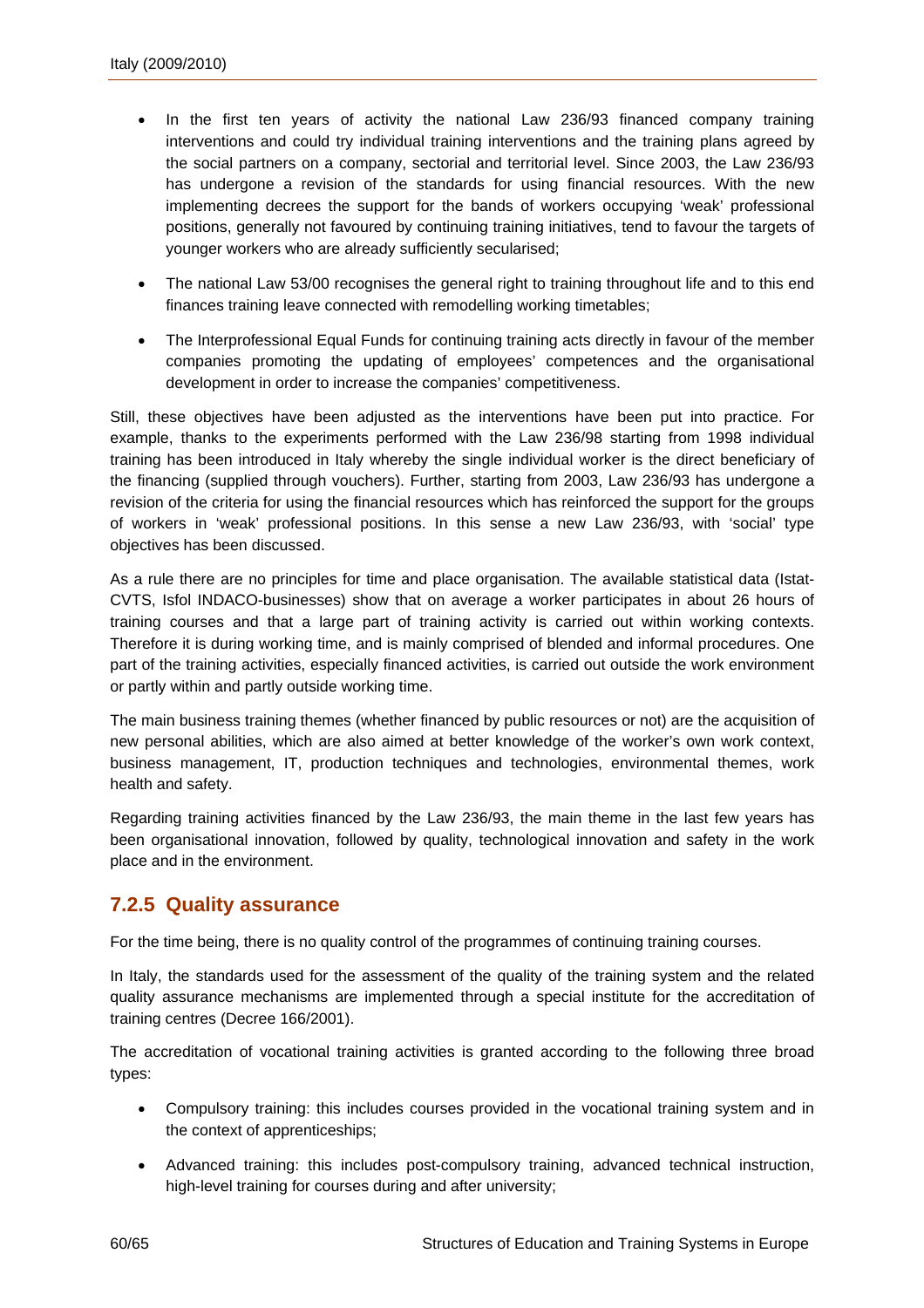- In the first ten years of activity the national Law 236/93 financed company training interventions and could try individual training interventions and the training plans agreed by the social partners on a company, sectorial and territorial level. Since 2003, the Law 236/93 has undergone a revision of the standards for using financial resources. With the new implementing decrees the support for the bands of workers occupying 'weak' professional positions, generally not favoured by continuing training initiatives, tend to favour the targets of younger workers who are already sufficiently secularised;
- The national Law 53/00 recognises the general right to training throughout life and to this end finances training leave connected with remodelling working timetables;
- The Interprofessional Equal Funds for continuing training acts directly in favour of the member companies promoting the updating of employees' competences and the organisational development in order to increase the companies' competitiveness.

Still, these objectives have been adjusted as the interventions have been put into practice. For example, thanks to the experiments performed with the Law 236/98 starting from 1998 individual training has been introduced in Italy whereby the single individual worker is the direct beneficiary of the financing (supplied through vouchers). Further, starting from 2003, Law 236/93 has undergone a revision of the criteria for using the financial resources which has reinforced the support for the groups of workers in 'weak' professional positions. In this sense a new Law 236/93, with 'social' type objectives has been discussed.

As a rule there are no principles for time and place organisation. The available statistical data (Istat-CVTS, Isfol INDACO-businesses) show that on average a worker participates in about 26 hours of training courses and that a large part of training activity is carried out within working contexts. Therefore it is during working time, and is mainly comprised of blended and informal procedures. One part of the training activities, especially financed activities, is carried out outside the work environment or partly within and partly outside working time.

The main business training themes (whether financed by public resources or not) are the acquisition of new personal abilities, which are also aimed at better knowledge of the worker's own work context, business management, IT, production techniques and technologies, environmental themes, work health and safety.

Regarding training activities financed by the Law 236/93, the main theme in the last few years has been organisational innovation, followed by quality, technological innovation and safety in the work place and in the environment.

### 7.2.5 Quality assurance

For the time being, there is no quality control of the programmes of continuing training courses.

In Italy, the standards used for the assessment of the quality of the training system and the related quality assurance mechanisms are implemented through a special institute for the accreditation of training centres (Decree 166/2001).

The accreditation of vocational training activities is granted according to the following three broad types:

- Compulsory training: this includes courses provided in the vocational training system and in the context of apprenticeships;
- Advanced training: this includes post-compulsory training, advanced technical instruction, high-level training for courses during and after university;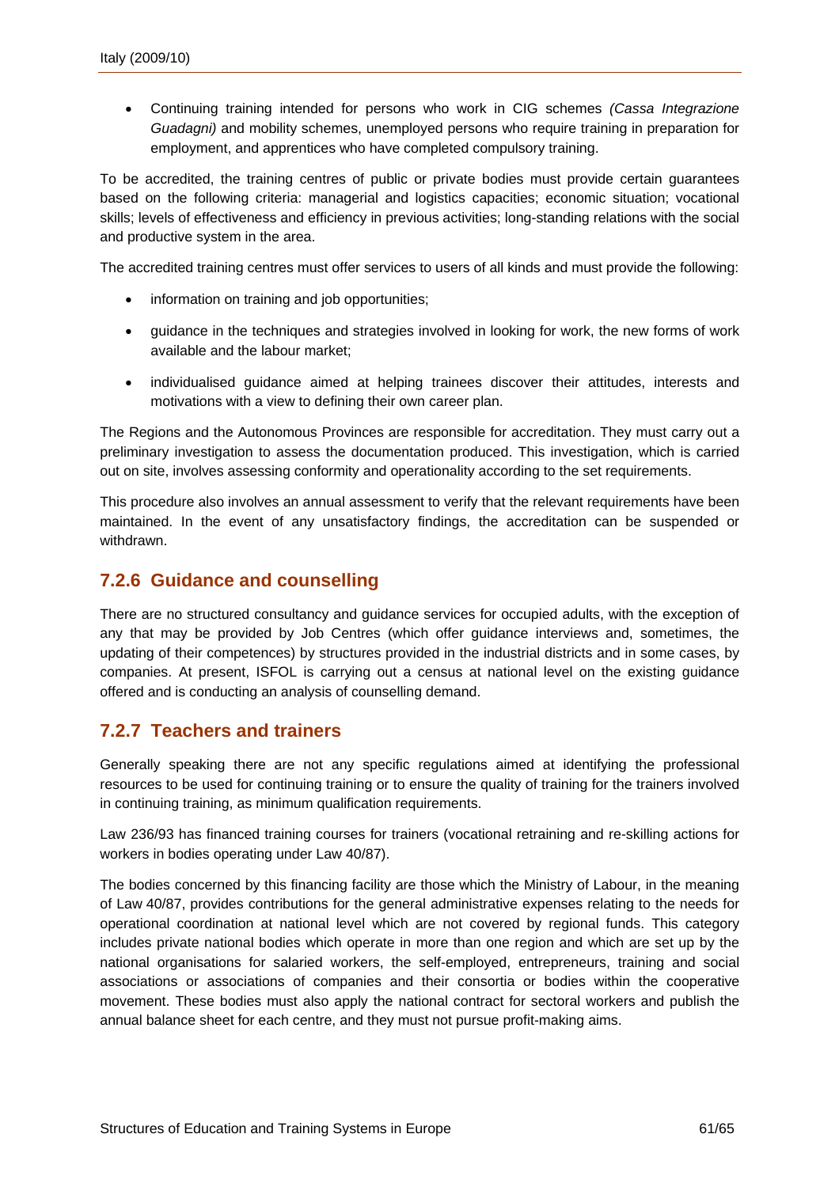- Continuing training intended for persons who work in CIG schemes *(Cassa Integrazione Guadagni)* and mobility schemes, unemployed persons who require training in preparation for employment, and apprentices who have completed compulsory training.

To be accredited, the training centres of public or private bodies must provide certain guarantees based on the following criteria: managerial and logistics capacities; economic situation; vocational skills; levels of effectiveness and efficiency in previous activities; long-standing relations with the social and productive system in the area.

The accredited training centres must offer services to users of all kinds and must provide the following:

- information on training and job opportunities;
- guidance in the techniques and strategies involved in looking for work, the new forms of work available and the labour market;
- individualised guidance aimed at helping trainees discover their attitudes, interests and motivations with a view to defining their own career plan.

The Regions and the Autonomous Provinces are responsible for accreditation. They must carry out a preliminary investigation to assess the documentation produced. This investigation, which is carried out on site, involves assessing conformity and operationality according to the set requirements.

This procedure also involves an annual assessment to verify that the relevant requirements have been maintained. In the event of any unsatisfactory findings, the accreditation can be suspended or withdrawn.

### 7.2.6 Guidance and counselling

There are no structured consultancy and guidance services for occupied adults, with the exception of any that may be provided by Job Centres (which offer guidance interviews and, sometimes, the updating of their competences) by structures provided in the industrial districts and in some cases, by companies. At present, ISFOL is carrying out a census at national level on the existing guidance offered and is conducting an analysis of counselling demand.

### 7.2.7 Teachers and trainers

Generally speaking there are not any specific regulations aimed at identifying the professional resources to be used for continuing training or to ensure the quality of training for the trainers involved in continuing training, as minimum qualification requirements.

Law 236/93 has financed training courses for trainers (vocational retraining and re-skilling actions for workers in bodies operating under Law 40/87).

The bodies concerned by this financing facility are those which the Ministry of Labour, in the meaning of Law 40/87, provides contributions for the general administrative expenses relating to the needs for operational coordination at national level which are not covered by regional funds. This category includes private national bodies which operate in more than one region and which are set up by the national organisations for salaried workers, the self-employed, entrepreneurs, training and social associations or associations of companies and their consortia or bodies within the cooperative movement. These bodies must also apply the national contract for sectoral workers and publish the annual balance sheet for each centre, and they must not pursue profit-making aims.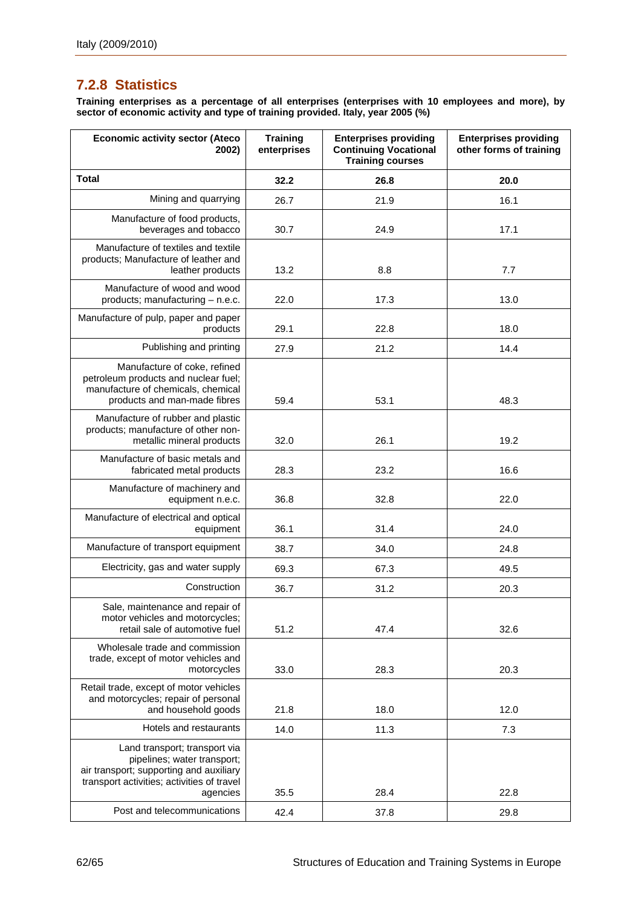## 7.2.8 Statistics

**Training enterprises as a percentage of all enterprises (enterprises with 10 employees and more), by sector of economic activity and type of training provided. Italy, year 2005 (%)**

| Economic activity sector (Ateco 2002) | Training enterprises | Enterprises providing Continuing Vocational Training courses | Enterprises providing other forms of training |
|---|---|---|---|
| **Total** | **32.2** | **26.8** | **20.0** |
| Mining and quarrying | 26.7 | 21.9 | 16.1 |
| Manufacture of food products, beverages and tobacco | 30.7 | 24.9 | 17.1 |
| Manufacture of textiles and textile products; Manufacture of leather and leather products | 13.2 | 8.8 | 7.7 |
| Manufacture of wood and wood products; manufacturing – n.e.c. | 22.0 | 17.3 | 13.0 |
| Manufacture of pulp, paper and paper products | 29.1 | 22.8 | 18.0 |
| Publishing and printing | 27.9 | 21.2 | 14.4 |
| Manufacture of coke, refined petroleum products and nuclear fuel; manufacture of chemicals, chemical products and man-made fibres | 59.4 | 53.1 | 48.3 |
| Manufacture of rubber and plastic products; manufacture of other non-metallic mineral products | 32.0 | 26.1 | 19.2 |
| Manufacture of basic metals and fabricated metal products | 28.3 | 23.2 | 16.6 |
| Manufacture of machinery and equipment n.e.c. | 36.8 | 32.8 | 22.0 |
| Manufacture of electrical and optical equipment | 36.1 | 31.4 | 24.0 |
| Manufacture of transport equipment | 38.7 | 34.0 | 24.8 |
| Electricity, gas and water supply | 69.3 | 67.3 | 49.5 |
| Construction | 36.7 | 31.2 | 20.3 |
| Sale, maintenance and repair of motor vehicles and motorcycles; retail sale of automotive fuel | 51.2 | 47.4 | 32.6 |
| Wholesale trade and commission trade, except of motor vehicles and motorcycles | 33.0 | 28.3 | 20.3 |
| Retail trade, except of motor vehicles and motorcycles; repair of personal and household goods | 21.8 | 18.0 | 12.0 |
| Hotels and restaurants | 14.0 | 11.3 | 7.3 |
| Land transport; transport via pipelines; water transport; air transport; supporting and auxiliary transport activities; activities of travel agencies | 35.5 | 28.4 | 22.8 |
| Post and telecommunications | 42.4 | 37.8 | 29.8 |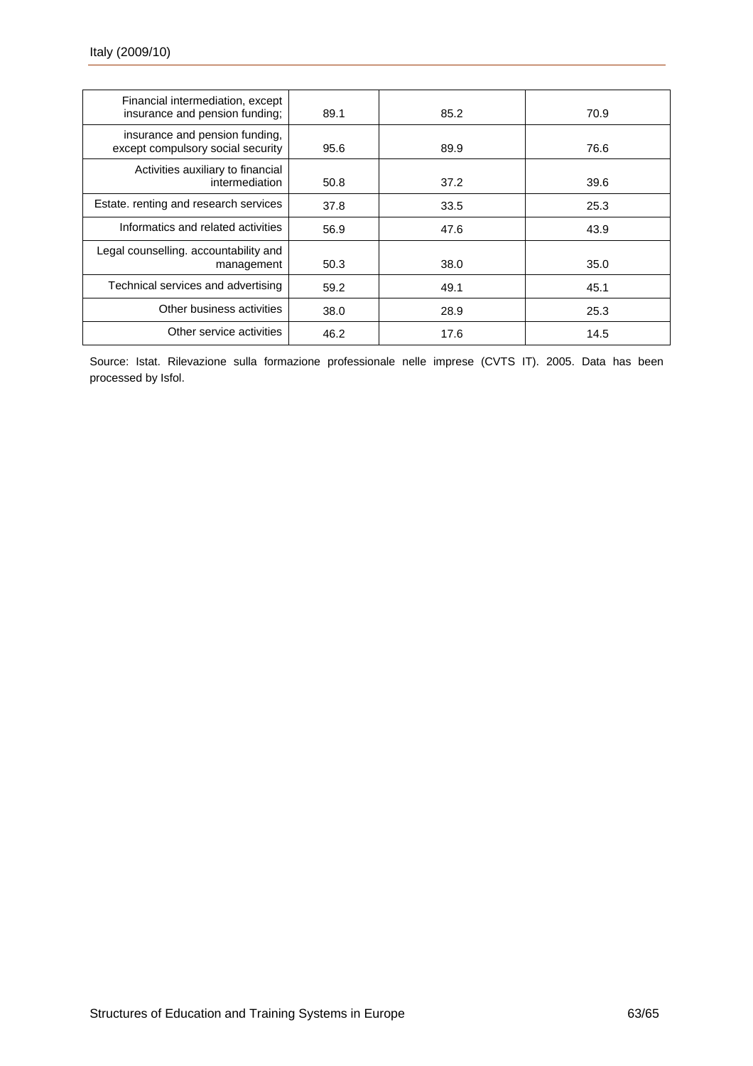| | | | |
|---|---|---|---|
| Financial intermediation, except insurance and pension funding; | 89.1 | 85.2 | 70.9 |
| insurance and pension funding, except compulsory social security | 95.6 | 89.9 | 76.6 |
| Activities auxiliary to financial intermediation | 50.8 | 37.2 | 39.6 |
| Estate. renting and research services | 37.8 | 33.5 | 25.3 |
| Informatics and related activities | 56.9 | 47.6 | 43.9 |
| Legal counselling. accountability and management | 50.3 | 38.0 | 35.0 |
| Technical services and advertising | 59.2 | 49.1 | 45.1 |
| Other business activities | 38.0 | 28.9 | 25.3 |
| Other service activities | 46.2 | 17.6 | 14.5 |

Source: Istat. Rilevazione sulla formazione professionale nelle imprese (CVTS IT). 2005. Data has been processed by Isfol.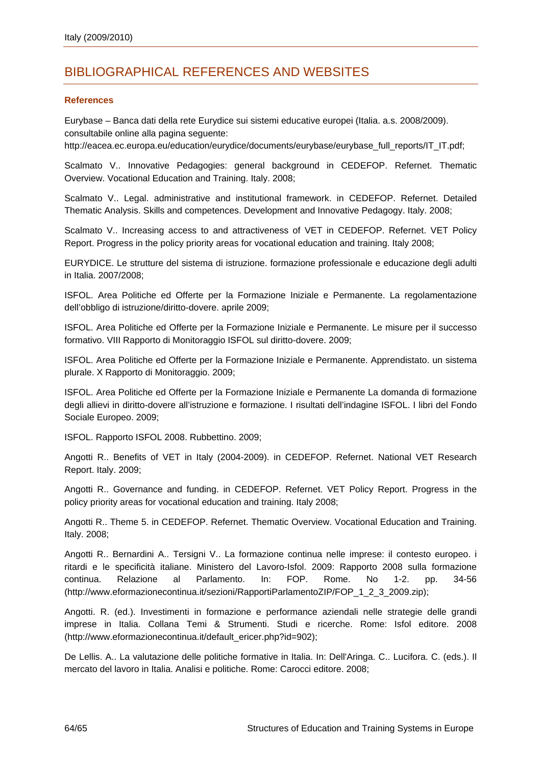# BIBLIOGRAPHICAL REFERENCES AND WEBSITES

### References

Eurybase – Banca dati della rete Eurydice sui sistemi educative europei (Italia. a.s. 2008/2009). consultabile online alla pagina seguente:
http://eacea.ec.europa.eu/education/eurydice/documents/eurybase/eurybase_full_reports/IT_IT.pdf;

Scalmato V.. Innovative Pedagogies: general background in CEDEFOP. Refernet. Thematic Overview. Vocational Education and Training. Italy. 2008;

Scalmato V.. Legal. administrative and institutional framework. in CEDEFOP. Refernet. Detailed Thematic Analysis. Skills and competences. Development and Innovative Pedagogy. Italy. 2008;

Scalmato V.. Increasing access to and attractiveness of VET in CEDEFOP. Refernet. VET Policy Report. Progress in the policy priority areas for vocational education and training. Italy 2008;

EURYDICE. Le strutture del sistema di istruzione. formazione professionale e educazione degli adulti in Italia. 2007/2008;

ISFOL. Area Politiche ed Offerte per la Formazione Iniziale e Permanente. La regolamentazione dell'obbligo di istruzione/diritto-dovere. aprile 2009;

ISFOL. Area Politiche ed Offerte per la Formazione Iniziale e Permanente. Le misure per il successo formativo. VIII Rapporto di Monitoraggio ISFOL sul diritto-dovere. 2009;

ISFOL. Area Politiche ed Offerte per la Formazione Iniziale e Permanente. Apprendistato. un sistema plurale. X Rapporto di Monitoraggio. 2009;

ISFOL. Area Politiche ed Offerte per la Formazione Iniziale e Permanente La domanda di formazione degli allievi in diritto-dovere all'istruzione e formazione. I risultati dell'indagine ISFOL. I libri del Fondo Sociale Europeo. 2009;

ISFOL. Rapporto ISFOL 2008. Rubbettino. 2009;

Angotti R.. Benefits of VET in Italy (2004-2009). in CEDEFOP. Refernet. National VET Research Report. Italy. 2009;

Angotti R.. Governance and funding. in CEDEFOP. Refernet. VET Policy Report. Progress in the policy priority areas for vocational education and training. Italy 2008;

Angotti R.. Theme 5. in CEDEFOP. Refernet. Thematic Overview. Vocational Education and Training. Italy. 2008;

Angotti R.. Bernardini A.. Tersigni V.. La formazione continua nelle imprese: il contesto europeo. i ritardi e le specificità italiane. Ministero del Lavoro-Isfol. 2009: Rapporto 2008 sulla formazione continua. Relazione al Parlamento. In: FOP. Rome. No 1-2. pp. 34-56 (http://www.eformazionecontinua.it/sezioni/RapportiParlamentoZIP/FOP_1_2_3_2009.zip);

Angotti. R. (ed.). Investimenti in formazione e performance aziendali nelle strategie delle grandi imprese in Italia. Collana Temi & Strumenti. Studi e ricerche. Rome: Isfol editore. 2008 (http://www.eformazionecontinua.it/default_ericer.php?id=902);

De Lellis. A.. La valutazione delle politiche formative in Italia. In: Dell'Aringa. C.. Lucifora. C. (eds.). Il mercato del lavoro in Italia. Analisi e politiche. Rome: Carocci editore. 2008;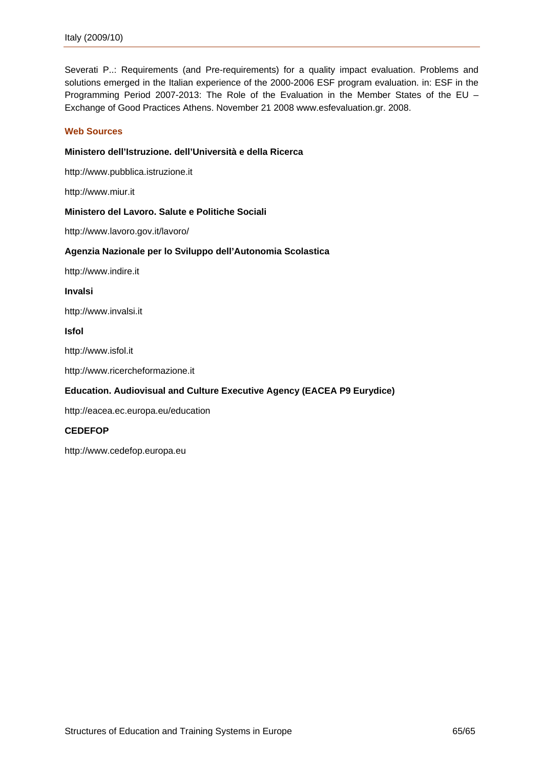Severati P..: Requirements (and Pre-requirements) for a quality impact evaluation. Problems and solutions emerged in the Italian experience of the 2000-2006 ESF program evaluation. in: ESF in the Programming Period 2007-2013: The Role of the Evaluation in the Member States of the EU – Exchange of Good Practices Athens. November 21 2008 www.esfevaluation.gr. 2008.

### Web Sources

**Ministero dell'Istruzione. dell'Università e della Ricerca**

http://www.pubblica.istruzione.it

http://www.miur.it

**Ministero del Lavoro. Salute e Politiche Sociali**

http://www.lavoro.gov.it/lavoro/

**Agenzia Nazionale per lo Sviluppo dell'Autonomia Scolastica**

http://www.indire.it

**Invalsi**

http://www.invalsi.it

**Isfol**

http://www.isfol.it

http://www.ricercheformazione.it

**Education. Audiovisual and Culture Executive Agency (EACEA P9 Eurydice)**

http://eacea.ec.europa.eu/education

**CEDEFOP**

http://www.cedefop.europa.eu